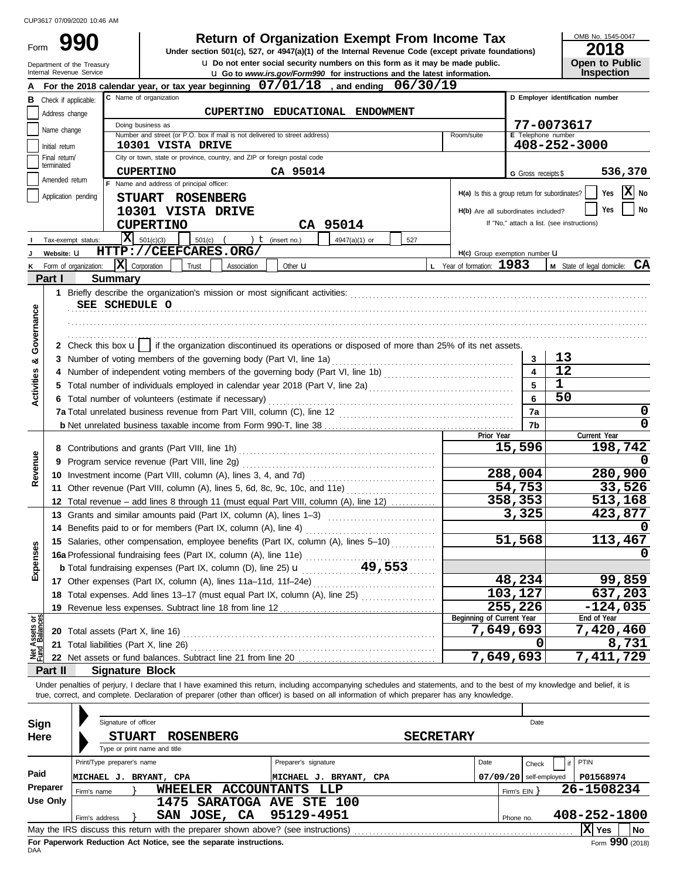CUP3617 07/09/2020 10:46 AM

# Form 990 — Return of Organization Exempt From Income Tax

**Under section 501(c), 527, or 4947(a)(1) of the Internal Revenue Code (except private foundations)**

u Do not enter social security numbers on this form as it may be made public.

u Go to *www.irs.gov/Form990* for instructions and the latest information.

Department of the Treasury
Internal Revenue Service

OMB No. 1545-0047

**2018**

**Open to Public Inspection**

**A** For the 2018 calendar year, or tax year beginning **07/01/18**, and ending **06/30/19**

**B** Check if applicable:
- Address change
- Name change
- Initial return
- Final return/terminated
- Amended return
- Application pending

**C** Name of organization: **CUPERTINO EDUCATIONAL ENDOWMENT**

Doing business as

Number and street (or P.O. box if mail is not delivered to street address): **10301 VISTA DRIVE** Room/suite

City or town, state or province, country, and ZIP or foreign postal code: **CUPERTINO CA 95014**

**D** Employer identification number: **77-0073617**

**E** Telephone number: **408-252-3000**

**G** Gross receipts $ **536,370**

**F** Name and address of principal officer:
**STUART ROSENBERG**
**10301 VISTA DRIVE**
**CUPERTINO CA 95014**

**H(a)** Is this a group return for subordinates? Yes [ ] No [X]

**H(b)** Are all subordinates included? Yes [ ] No [ ]
If "No," attach a list. (see instructions)

**I** Tax-exempt status: [X] 501(c)(3) [ ] 501(c) ( ) t (insert no.) [ ] 4947(a)(1) or [ ] 527

**J** Website: u **HTTP://CEEFCARES.ORG/**

**H(c)** Group exemption number u

**K** Form of organization: [X] Corporation [ ] Trust [ ] Association [ ] Other u

**L** Year of formation: **1983**

**M** State of legal domicile: **CA**

## Part I Summary

**Activities & Governance**

1 Briefly describe the organization's mission or most significant activities:
**SEE SCHEDULE O**

2 Check this box u [ ] if the organization discontinued its operations or disposed of more than 25% of its net assets.

| | | Line | Value |
|---|---|---|---|
| 3 | Number of voting members of the governing body (Part VI, line 1a) | 3 | 13 |
| 4 | Number of independent voting members of the governing body (Part VI, line 1b) | 4 | 12 |
| 5 | Total number of individuals employed in calendar year 2018 (Part V, line 2a) | 5 | 1 |
| 6 | Total number of volunteers (estimate if necessary) | 6 | 50 |
| 7a | Total unrelated business revenue from Part VIII, column (C), line 12 | 7a | 0 |
| b | Net unrelated business taxable income from Form 990-T, line 38 | 7b | 0 |

**Revenue**

| | | Prior Year | Current Year |
|---|---|---|---|
| 8 | Contributions and grants (Part VIII, line 1h) | 15,596 | 198,742 |
| 9 | Program service revenue (Part VIII, line 2g) | | 0 |
| 10 | Investment income (Part VIII, column (A), lines 3, 4, and 7d) | 288,004 | 280,900 |
| 11 | Other revenue (Part VIII, column (A), lines 5, 6d, 8c, 9c, 10c, and 11e) | 54,753 | 33,526 |
| 12 | Total revenue – add lines 8 through 11 (must equal Part VIII, column (A), line 12) | 358,353 | 513,168 |

**Expenses**

| | | Prior Year | Current Year |
|---|---|---|---|
| 13 | Grants and similar amounts paid (Part IX, column (A), lines 1–3) | 3,325 | 423,877 |
| 14 | Benefits paid to or for members (Part IX, column (A), line 4) | | 0 |
| 15 | Salaries, other compensation, employee benefits (Part IX, column (A), lines 5–10) | 51,568 | 113,467 |
| 16a | Professional fundraising fees (Part IX, column (A), line 11e) | | 0 |
| b | Total fundraising expenses (Part IX, column (D), line 25) u 49,553 | | |
| 17 | Other expenses (Part IX, column (A), lines 11a–11d, 11f–24e) | 48,234 | 99,859 |
| 18 | Total expenses. Add lines 13–17 (must equal Part IX, column (A), line 25) | 103,127 | 637,203 |
| 19 | Revenue less expenses. Subtract line 18 from line 12 | 255,226 | -124,035 |

**Net Assets or Fund Balances**

| | | Beginning of Current Year | End of Year |
|---|---|---|---|
| 20 | Total assets (Part X, line 16) | 7,649,693 | 7,420,460 |
| 21 | Total liabilities (Part X, line 26) | 0 | 8,731 |
| 22 | Net assets or fund balances. Subtract line 21 from line 20 | 7,649,693 | 7,411,729 |

## Part II Signature Block

Under penalties of perjury, I declare that I have examined this return, including accompanying schedules and statements, and to the best of my knowledge and belief, it is true, correct, and complete. Declaration of preparer (other than officer) is based on all information of which preparer has any knowledge.

**Sign Here**

Signature of officer — Date

**STUART ROSENBERG** — **SECRETARY**
Type or print name and title

**Paid Preparer Use Only**

| Print/Type preparer's name | Preparer's signature | Date | Check if self-employed | PTIN |
|---|---|---|---|---|
| MICHAEL J. BRYANT, CPA | MICHAEL J. BRYANT, CPA | 07/09/20 | | P01568974 |

Firm's name } **WHEELER ACCOUNTANTS LLP** — Firm's EIN } **26-1508234**

Firm's address } **1475 SARATOGA AVE STE 100, SAN JOSE, CA 95129-4951** — Phone no. **408-252-1800**

May the IRS discuss this return with the preparer shown above? (see instructions) [X] Yes [ ] No

**For Paperwork Reduction Act Notice, see the separate instructions.**

DAA

Form **990** (2018)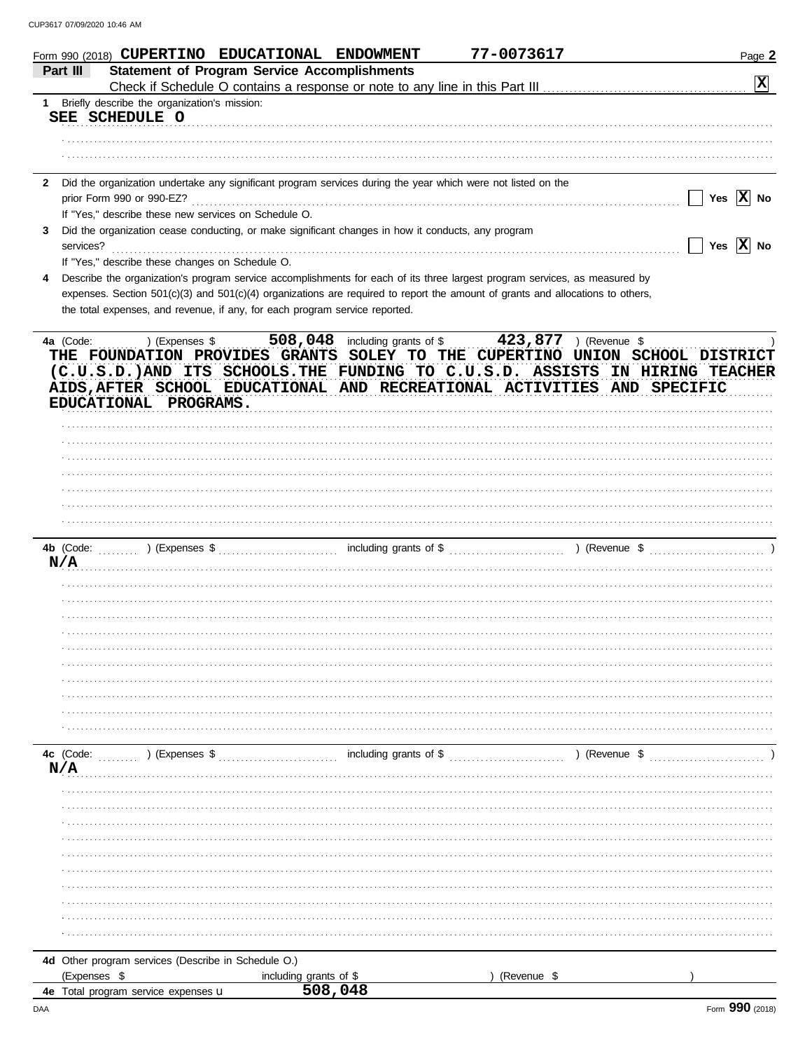Form 990 (2018) **CUPERTINO EDUCATIONAL ENDOWMENT** **77-0073617** Page **2**

## Part III Statement of Program Service Accomplishments

Check if Schedule O contains a response or note to any line in this Part III .................... **[X]**

**1** Briefly describe the organization's mission:

SEE SCHEDULE O

**2** Did the organization undertake any significant program services during the year which were not listed on the prior Form 990 or 990-EZ? .................... [ ] Yes [X] No

If "Yes," describe these new services on Schedule O.

**3** Did the organization cease conducting, or make significant changes in how it conducts, any program services? .................... [ ] Yes [X] No

If "Yes," describe these changes on Schedule O.

**4** Describe the organization's program service accomplishments for each of its three largest program services, as measured by expenses. Section 501(c)(3) and 501(c)(4) organizations are required to report the amount of grants and allocations to others, the total expenses, and revenue, if any, for each program service reported.

**4a** (Code: ) (Expenses $ **508,048** including grants of $ **423,877** ) (Revenue $ )

THE FOUNDATION PROVIDES GRANTS SOLEY TO THE CUPERTINO UNION SCHOOL DISTRICT (C.U.S.D.)AND ITS SCHOOLS.THE FUNDING TO C.U.S.D. ASSISTS IN HIRING TEACHER AIDS,AFTER SCHOOL EDUCATIONAL AND RECREATIONAL ACTIVITIES AND SPECIFIC EDUCATIONAL PROGRAMS.

**4b** (Code: ) (Expenses $ including grants of $ ) (Revenue $ )

N/A

**4c** (Code: ) (Expenses $ including grants of $ ) (Revenue $ )

N/A

**4d** Other program services (Describe in Schedule O.)

(Expenses $ including grants of $ ) (Revenue $ )

**4e** Total program service expenses **508,048**

Form **990** (2018)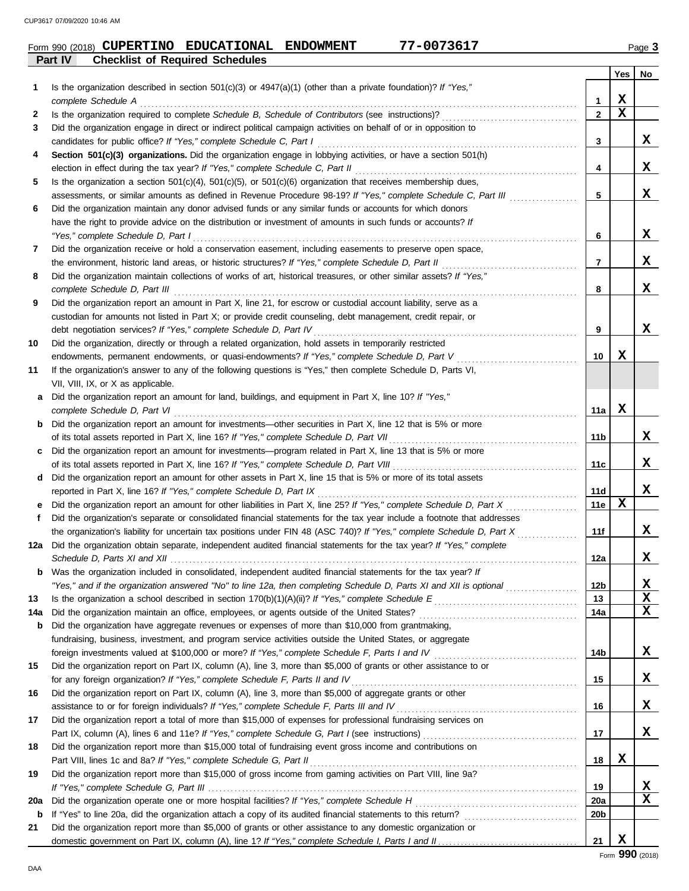Form 990 (2018) **CUPERTINO EDUCATIONAL ENDOWMENT** **77-0073617** Page **3**

**Part IV — Checklist of Required Schedules**

| | | | Yes | No |
|---|---|---|---|---|
| 1 | Is the organization described in section 501(c)(3) or 4947(a)(1) (other than a private foundation)? *If "Yes," complete Schedule A* | 1 | X | |
| 2 | Is the organization required to complete *Schedule B, Schedule of Contributors* (see instructions)? | 2 | X | |
| 3 | Did the organization engage in direct or indirect political campaign activities on behalf of or in opposition to candidates for public office? *If "Yes," complete Schedule C, Part I* | 3 | | X |
| 4 | **Section 501(c)(3) organizations.** Did the organization engage in lobbying activities, or have a section 501(h) election in effect during the tax year? *If "Yes," complete Schedule C, Part II* | 4 | | X |
| 5 | Is the organization a section 501(c)(4), 501(c)(5), or 501(c)(6) organization that receives membership dues, assessments, or similar amounts as defined in Revenue Procedure 98-19? *If "Yes," complete Schedule C, Part III* | 5 | | X |
| 6 | Did the organization maintain any donor advised funds or any similar funds or accounts for which donors have the right to provide advice on the distribution or investment of amounts in such funds or accounts? *If "Yes," complete Schedule D, Part I* | 6 | | X |
| 7 | Did the organization receive or hold a conservation easement, including easements to preserve open space, the environment, historic land areas, or historic structures? *If "Yes," complete Schedule D, Part II* | 7 | | X |
| 8 | Did the organization maintain collections of works of art, historical treasures, or other similar assets? *If "Yes," complete Schedule D, Part III* | 8 | | X |
| 9 | Did the organization report an amount in Part X, line 21, for escrow or custodial account liability, serve as a custodian for amounts not listed in Part X; or provide credit counseling, debt management, credit repair, or debt negotiation services? *If "Yes," complete Schedule D, Part IV* | 9 | | X |
| 10 | Did the organization, directly or through a related organization, hold assets in temporarily restricted endowments, permanent endowments, or quasi-endowments? *If "Yes," complete Schedule D, Part V* | 10 | X | |
| 11 | If the organization's answer to any of the following questions is "Yes," then complete Schedule D, Parts VI, VII, VIII, IX, or X as applicable. | | | |
| a | Did the organization report an amount for land, buildings, and equipment in Part X, line 10? *If "Yes," complete Schedule D, Part VI* | 11a | X | |
| b | Did the organization report an amount for investments—other securities in Part X, line 12 that is 5% or more of its total assets reported in Part X, line 16? *If "Yes," complete Schedule D, Part VII* | 11b | | X |
| c | Did the organization report an amount for investments—program related in Part X, line 13 that is 5% or more of its total assets reported in Part X, line 16? *If "Yes," complete Schedule D, Part VIII* | 11c | | X |
| d | Did the organization report an amount for other assets in Part X, line 15 that is 5% or more of its total assets reported in Part X, line 16? *If "Yes," complete Schedule D, Part IX* | 11d | | X |
| e | Did the organization report an amount for other liabilities in Part X, line 25? *If "Yes," complete Schedule D, Part X* | 11e | X | |
| f | Did the organization's separate or consolidated financial statements for the tax year include a footnote that addresses the organization's liability for uncertain tax positions under FIN 48 (ASC 740)? *If "Yes," complete Schedule D, Part X* | 11f | | X |
| 12a | Did the organization obtain separate, independent audited financial statements for the tax year? *If "Yes," complete Schedule D, Parts XI and XII* | 12a | | X |
| b | Was the organization included in consolidated, independent audited financial statements for the tax year? *If "Yes," and if the organization answered "No" to line 12a, then completing Schedule D, Parts XI and XII is optional* | 12b | | X |
| 13 | Is the organization a school described in section 170(b)(1)(A)(ii)? *If "Yes," complete Schedule E* | 13 | | X |
| 14a | Did the organization maintain an office, employees, or agents outside of the United States? | 14a | | X |
| b | Did the organization have aggregate revenues or expenses of more than $10,000 from grantmaking, fundraising, business, investment, and program service activities outside the United States, or aggregate foreign investments valued at $100,000 or more? *If "Yes," complete Schedule F, Parts I and IV* | 14b | | X |
| 15 | Did the organization report on Part IX, column (A), line 3, more than $5,000 of grants or other assistance to or for any foreign organization? *If "Yes," complete Schedule F, Parts II and IV* | 15 | | X |
| 16 | Did the organization report on Part IX, column (A), line 3, more than $5,000 of aggregate grants or other assistance to or for foreign individuals? *If "Yes," complete Schedule F, Parts III and IV* | 16 | | X |
| 17 | Did the organization report a total of more than $15,000 of expenses for professional fundraising services on Part IX, column (A), lines 6 and 11e? *If "Yes," complete Schedule G, Part I* (see instructions) | 17 | | X |
| 18 | Did the organization report more than $15,000 total of fundraising event gross income and contributions on Part VIII, lines 1c and 8a? *If "Yes," complete Schedule G, Part II* | 18 | X | |
| 19 | Did the organization report more than $15,000 of gross income from gaming activities on Part VIII, line 9a? *If "Yes," complete Schedule G, Part III* | 19 | | X |
| 20a | Did the organization operate one or more hospital facilities? *If "Yes," complete Schedule H* | 20a | | X |
| b | If "Yes" to line 20a, did the organization attach a copy of its audited financial statements to this return? | 20b | | |
| 21 | Did the organization report more than $5,000 of grants or other assistance to any domestic organization or domestic government on Part IX, column (A), line 1? *If "Yes," complete Schedule I, Parts I and II* | 21 | X | |

Form **990** (2018)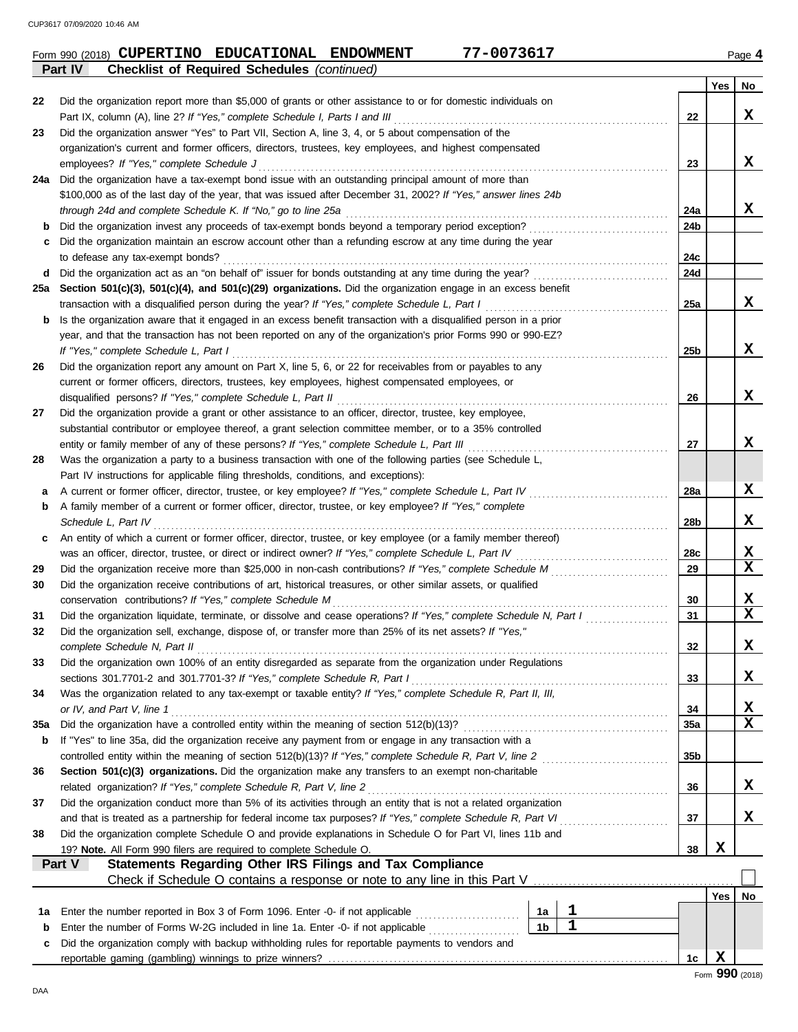Form 990 (2018) **CUPERTINO EDUCATIONAL ENDOWMENT** **77-0073617** Page **4**

**Part IV** **Checklist of Required Schedules** *(continued)*

| | | | Yes | No |
|---|---|---|---|---|
| 22 | Did the organization report more than $5,000 of grants or other assistance to or for domestic individuals on Part IX, column (A), line 2? *If "Yes," complete Schedule I, Parts I and III* | 22 | | X |
| 23 | Did the organization answer "Yes" to Part VII, Section A, line 3, 4, or 5 about compensation of the organization's current and former officers, directors, trustees, key employees, and highest compensated employees? *If "Yes," complete Schedule J* | 23 | | X |
| 24a | Did the organization have a tax-exempt bond issue with an outstanding principal amount of more than $100,000 as of the last day of the year, that was issued after December 31, 2002? *If "Yes," answer lines 24b through 24d and complete Schedule K. If "No," go to line 25a* | 24a | | X |
| b | Did the organization invest any proceeds of tax-exempt bonds beyond a temporary period exception? | 24b | | |
| c | Did the organization maintain an escrow account other than a refunding escrow at any time during the year to defease any tax-exempt bonds? | 24c | | |
| d | Did the organization act as an "on behalf of" issuer for bonds outstanding at any time during the year? | 24d | | |
| 25a | **Section 501(c)(3), 501(c)(4), and 501(c)(29) organizations.** Did the organization engage in an excess benefit transaction with a disqualified person during the year? *If "Yes," complete Schedule L, Part I* | 25a | | X |
| b | Is the organization aware that it engaged in an excess benefit transaction with a disqualified person in a prior year, and that the transaction has not been reported on any of the organization's prior Forms 990 or 990-EZ? *If "Yes," complete Schedule L, Part I* | 25b | | X |
| 26 | Did the organization report any amount on Part X, line 5, 6, or 22 for receivables from or payables to any current or former officers, directors, trustees, key employees, highest compensated employees, or disqualified persons? *If "Yes," complete Schedule L, Part II* | 26 | | X |
| 27 | Did the organization provide a grant or other assistance to an officer, director, trustee, key employee, substantial contributor or employee thereof, a grant selection committee member, or to a 35% controlled entity or family member of any of these persons? *If "Yes," complete Schedule L, Part III* | 27 | | X |
| 28 | Was the organization a party to a business transaction with one of the following parties (see Schedule L, Part IV instructions for applicable filing thresholds, conditions, and exceptions): | | | |
| a | A current or former officer, director, trustee, or key employee? *If "Yes," complete Schedule L, Part IV* | 28a | | X |
| b | A family member of a current or former officer, director, trustee, or key employee? *If "Yes," complete Schedule L, Part IV* | 28b | | X |
| c | An entity of which a current or former officer, director, trustee, or key employee (or a family member thereof) was an officer, director, trustee, or direct or indirect owner? *If "Yes," complete Schedule L, Part IV* | 28c | | X |
| 29 | Did the organization receive more than $25,000 in non-cash contributions? *If "Yes," complete Schedule M* | 29 | | X |
| 30 | Did the organization receive contributions of art, historical treasures, or other similar assets, or qualified conservation contributions? *If "Yes," complete Schedule M* | 30 | | X |
| 31 | Did the organization liquidate, terminate, or dissolve and cease operations? *If "Yes," complete Schedule N, Part I* | 31 | | X |
| 32 | Did the organization sell, exchange, dispose of, or transfer more than 25% of its net assets? *If "Yes," complete Schedule N, Part II* | 32 | | X |
| 33 | Did the organization own 100% of an entity disregarded as separate from the organization under Regulations sections 301.7701-2 and 301.7701-3? *If "Yes," complete Schedule R, Part I* | 33 | | X |
| 34 | Was the organization related to any tax-exempt or taxable entity? *If "Yes," complete Schedule R, Part II, III, or IV, and Part V, line 1* | 34 | | X |
| 35a | Did the organization have a controlled entity within the meaning of section 512(b)(13)? | 35a | | X |
| b | If "Yes" to line 35a, did the organization receive any payment from or engage in any transaction with a controlled entity within the meaning of section 512(b)(13)? *If "Yes," complete Schedule R, Part V, line 2* | 35b | | |
| 36 | **Section 501(c)(3) organizations.** Did the organization make any transfers to an exempt non-charitable related organization? *If "Yes," complete Schedule R, Part V, line 2* | 36 | | X |
| 37 | Did the organization conduct more than 5% of its activities through an entity that is not a related organization and that is treated as a partnership for federal income tax purposes? *If "Yes," complete Schedule R, Part VI* | 37 | | X |
| 38 | Did the organization complete Schedule O and provide explanations in Schedule O for Part VI, lines 11b and 19? **Note.** All Form 990 filers are required to complete Schedule O. | 38 | X | |

**Part V** **Statements Regarding Other IRS Filings and Tax Compliance**

Check if Schedule O contains a response or note to any line in this Part V ☐

| | | | | | Yes | No |
|---|---|---|---|---|---|---|
| 1a | Enter the number reported in Box 3 of Form 1096. Enter -0- if not applicable | 1a | 1 | | | |
| b | Enter the number of Forms W-2G included in line 1a. Enter -0- if not applicable | 1b | 1 | | | |
| c | Did the organization comply with backup withholding rules for reportable payments to vendors and reportable gaming (gambling) winnings to prize winners? | | | 1c | X | |

Form **990** (2018)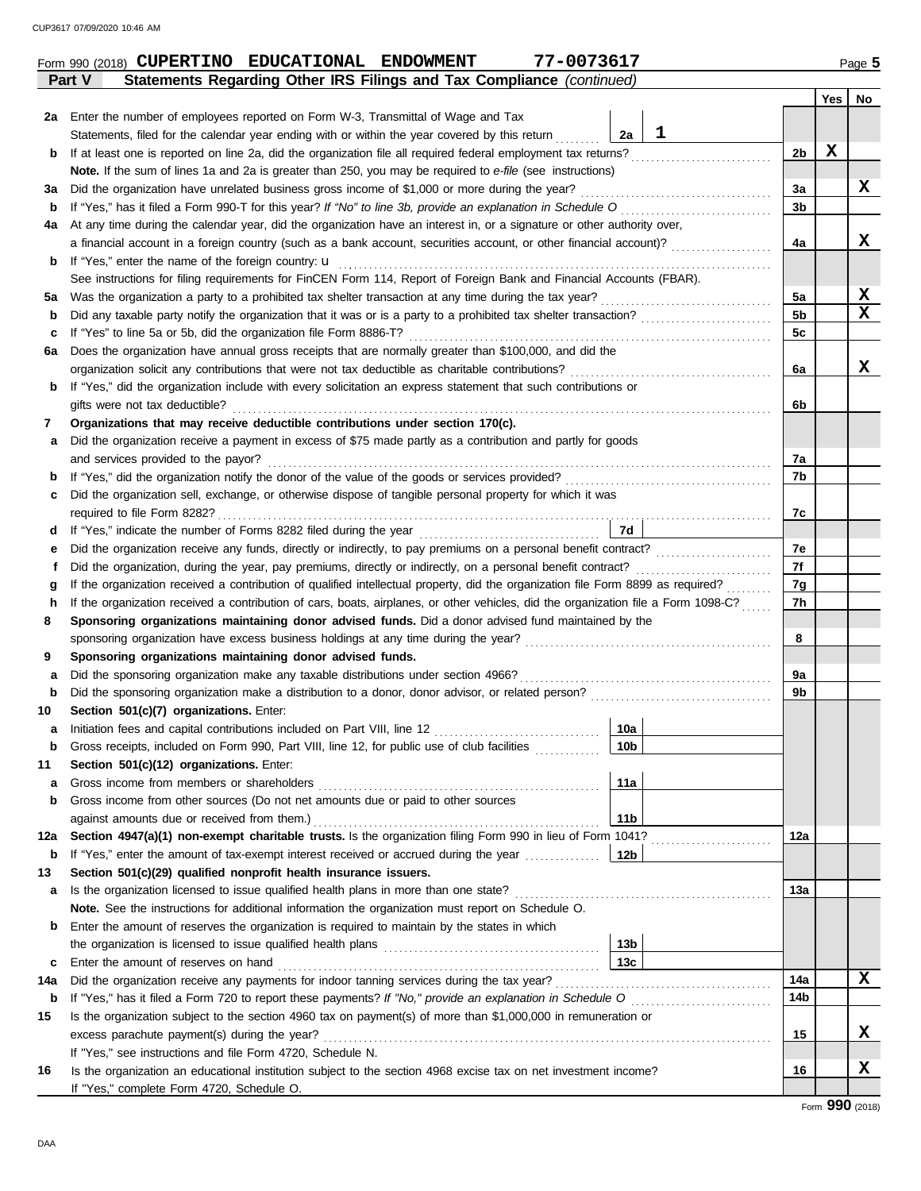Form 990 (2018) **CUPERTINO EDUCATIONAL ENDOWMENT** **77-0073617** Page **5**

**Part V** **Statements Regarding Other IRS Filings and Tax Compliance** *(continued)*

| | | | | Yes | No |
|---|---|---|---|---|---|
| **2a** | Enter the number of employees reported on Form W-3, Transmittal of Wage and Tax Statements, filed for the calendar year ending with or within the year covered by this return | 2a: **1** | | | |
| **b** | If at least one is reported on line 2a, did the organization file all required federal employment tax returns? | | **2b** | **X** | |
| | **Note.** If the sum of lines 1a and 2a is greater than 250, you may be required to *e-file* (see instructions) | | | | |
| **3a** | Did the organization have unrelated business gross income of $1,000 or more during the year? | | **3a** | | **X** |
| **b** | If "Yes," has it filed a Form 990-T for this year? *If "No" to line 3b, provide an explanation in Schedule O* | | **3b** | | |
| **4a** | At any time during the calendar year, did the organization have an interest in, or a signature or other authority over, a financial account in a foreign country (such as a bank account, securities account, or other financial account)? | | **4a** | | **X** |
| **b** | If "Yes," enter the name of the foreign country: u | | | | |
| | See instructions for filing requirements for FinCEN Form 114, Report of Foreign Bank and Financial Accounts (FBAR). | | | | |
| **5a** | Was the organization a party to a prohibited tax shelter transaction at any time during the tax year? | | **5a** | | **X** |
| **b** | Did any taxable party notify the organization that it was or is a party to a prohibited tax shelter transaction? | | **5b** | | **X** |
| **c** | If "Yes" to line 5a or 5b, did the organization file Form 8886-T? | | **5c** | | |
| **6a** | Does the organization have annual gross receipts that are normally greater than $100,000, and did the organization solicit any contributions that were not tax deductible as charitable contributions? | | **6a** | | **X** |
| **b** | If "Yes," did the organization include with every solicitation an express statement that such contributions or gifts were not tax deductible? | | **6b** | | |
| **7** | **Organizations that may receive deductible contributions under section 170(c).** | | | | |
| **a** | Did the organization receive a payment in excess of $75 made partly as a contribution and partly for goods and services provided to the payor? | | **7a** | | |
| **b** | If "Yes," did the organization notify the donor of the value of the goods or services provided? | | **7b** | | |
| **c** | Did the organization sell, exchange, or otherwise dispose of tangible personal property for which it was required to file Form 8282? | | **7c** | | |
| **d** | If "Yes," indicate the number of Forms 8282 filed during the year | 7d | | | |
| **e** | Did the organization receive any funds, directly or indirectly, to pay premiums on a personal benefit contract? | | **7e** | | |
| **f** | Did the organization, during the year, pay premiums, directly or indirectly, on a personal benefit contract? | | **7f** | | |
| **g** | If the organization received a contribution of qualified intellectual property, did the organization file Form 8899 as required? | | **7g** | | |
| **h** | If the organization received a contribution of cars, boats, airplanes, or other vehicles, did the organization file a Form 1098-C? | | **7h** | | |
| **8** | **Sponsoring organizations maintaining donor advised funds.** Did a donor advised fund maintained by the sponsoring organization have excess business holdings at any time during the year? | | **8** | | |
| **9** | **Sponsoring organizations maintaining donor advised funds.** | | | | |
| **a** | Did the sponsoring organization make any taxable distributions under section 4966? | | **9a** | | |
| **b** | Did the sponsoring organization make a distribution to a donor, donor advisor, or related person? | | **9b** | | |
| **10** | **Section 501(c)(7) organizations.** Enter: | | | | |
| **a** | Initiation fees and capital contributions included on Part VIII, line 12 | 10a | | | |
| **b** | Gross receipts, included on Form 990, Part VIII, line 12, for public use of club facilities | 10b | | | |
| **11** | **Section 501(c)(12) organizations.** Enter: | | | | |
| **a** | Gross income from members or shareholders | 11a | | | |
| **b** | Gross income from other sources (Do not net amounts due or paid to other sources against amounts due or received from them.) | 11b | | | |
| **12a** | **Section 4947(a)(1) non-exempt charitable trusts.** Is the organization filing Form 990 in lieu of Form 1041? | | **12a** | | |
| **b** | If "Yes," enter the amount of tax-exempt interest received or accrued during the year | 12b | | | |
| **13** | **Section 501(c)(29) qualified nonprofit health insurance issuers.** | | | | |
| **a** | Is the organization licensed to issue qualified health plans in more than one state? | | **13a** | | |
| | **Note.** See the instructions for additional information the organization must report on Schedule O. | | | | |
| **b** | Enter the amount of reserves the organization is required to maintain by the states in which the organization is licensed to issue qualified health plans | 13b | | | |
| **c** | Enter the amount of reserves on hand | 13c | | | |
| **14a** | Did the organization receive any payments for indoor tanning services during the tax year? | | **14a** | | **X** |
| **b** | If "Yes," has it filed a Form 720 to report these payments? *If "No," provide an explanation in Schedule O* | | **14b** | | |
| **15** | Is the organization subject to the section 4960 tax on payment(s) of more than $1,000,000 in remuneration or excess parachute payment(s) during the year? | | **15** | | **X** |
| | If "Yes," see instructions and file Form 4720, Schedule N. | | | | |
| **16** | Is the organization an educational institution subject to the section 4968 excise tax on net investment income? | | **16** | | **X** |
| | If "Yes," complete Form 4720, Schedule O. | | | | |

Form **990** (2018)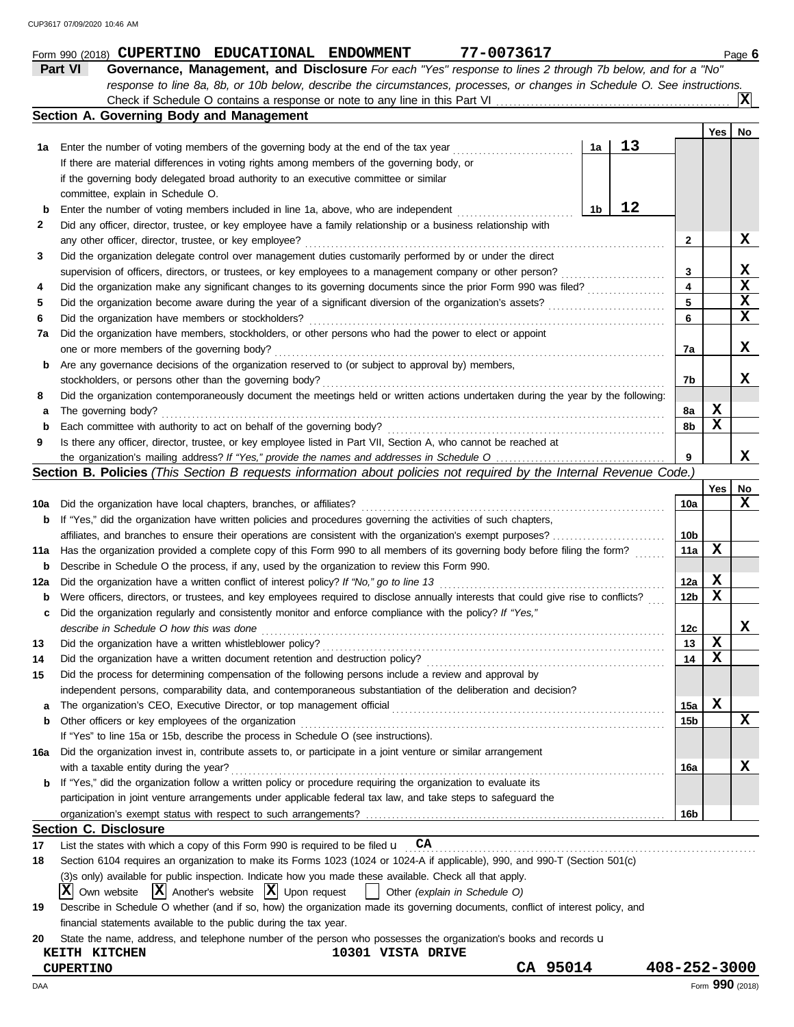Form 990 (2018) **CUPERTINO EDUCATIONAL ENDOWMENT** **77-0073617** Page **6**

**Part VI** **Governance, Management, and Disclosure** *For each "Yes" response to lines 2 through 7b below, and for a "No" response to line 8a, 8b, or 10b below, describe the circumstances, processes, or changes in Schedule O. See instructions.*

Check if Schedule O contains a response or note to any line in this Part VI ... **X**

## Section A. Governing Body and Management

| | | | | Yes | No |
|---|---|---|---|---|---|
| **1a** | Enter the number of voting members of the governing body at the end of the tax year ... **1a** **13** | | | | |
| | If there are material differences in voting rights among members of the governing body, or if the governing body delegated broad authority to an executive committee or similar committee, explain in Schedule O. | | | | |
| **b** | Enter the number of voting members included in line 1a, above, who are independent ... **1b** **12** | | | | |
| **2** | Did any officer, director, trustee, or key employee have a family relationship or a business relationship with any other officer, director, trustee, or key employee? | | **2** | | **X** |
| **3** | Did the organization delegate control over management duties customarily performed by or under the direct supervision of officers, directors, or trustees, or key employees to a management company or other person? | | **3** | | **X** |
| **4** | Did the organization make any significant changes to its governing documents since the prior Form 990 was filed? | | **4** | | **X** |
| **5** | Did the organization become aware during the year of a significant diversion of the organization's assets? | | **5** | | **X** |
| **6** | Did the organization have members or stockholders? | | **6** | | **X** |
| **7a** | Did the organization have members, stockholders, or other persons who had the power to elect or appoint one or more members of the governing body? | | **7a** | | **X** |
| **b** | Are any governance decisions of the organization reserved to (or subject to approval by) members, stockholders, or persons other than the governing body? | | **7b** | | **X** |
| **8** | Did the organization contemporaneously document the meetings held or written actions undertaken during the year by the following: | | | | |
| **a** | The governing body? | | **8a** | **X** | |
| **b** | Each committee with authority to act on behalf of the governing body? | | **8b** | **X** | |
| **9** | Is there any officer, director, trustee, or key employee listed in Part VII, Section A, who cannot be reached at the organization's mailing address? *If "Yes," provide the names and addresses in Schedule O* | | **9** | | **X** |

## Section B. Policies *(This Section B requests information about policies not required by the Internal Revenue Code.)*

| | | | Yes | No |
|---|---|---|---|---|
| **10a** | Did the organization have local chapters, branches, or affiliates? | **10a** | | **X** |
| **b** | If "Yes," did the organization have written policies and procedures governing the activities of such chapters, affiliates, and branches to ensure their operations are consistent with the organization's exempt purposes? | **10b** | | |
| **11a** | Has the organization provided a complete copy of this Form 990 to all members of its governing body before filing the form? | **11a** | **X** | |
| **b** | Describe in Schedule O the process, if any, used by the organization to review this Form 990. | | | |
| **12a** | Did the organization have a written conflict of interest policy? *If "No," go to line 13* | **12a** | **X** | |
| **b** | Were officers, directors, or trustees, and key employees required to disclose annually interests that could give rise to conflicts? | **12b** | **X** | |
| **c** | Did the organization regularly and consistently monitor and enforce compliance with the policy? *If "Yes," describe in Schedule O how this was done* | **12c** | | **X** |
| **13** | Did the organization have a written whistleblower policy? | **13** | **X** | |
| **14** | Did the organization have a written document retention and destruction policy? | **14** | **X** | |
| **15** | Did the process for determining compensation of the following persons include a review and approval by independent persons, comparability data, and contemporaneous substantiation of the deliberation and decision? | | | |
| **a** | The organization's CEO, Executive Director, or top management official | **15a** | **X** | |
| **b** | Other officers or key employees of the organization | **15b** | | **X** |
| | If "Yes" to line 15a or 15b, describe the process in Schedule O (see instructions). | | | |
| **16a** | Did the organization invest in, contribute assets to, or participate in a joint venture or similar arrangement with a taxable entity during the year? | **16a** | | **X** |
| **b** | If "Yes," did the organization follow a written policy or procedure requiring the organization to evaluate its participation in joint venture arrangements under applicable federal tax law, and take steps to safeguard the organization's exempt status with respect to such arrangements? | **16b** | | |

## Section C. Disclosure

**17** List the states with which a copy of this Form 990 is required to be filed u **CA**

**18** Section 6104 requires an organization to make its Forms 1023 (1024 or 1024-A if applicable), 990, and 990-T (Section 501(c)(3)s only) available for public inspection. Indicate how you made these available. Check all that apply.

[X] Own website [X] Another's website [X] Upon request [ ] Other *(explain in Schedule O)*

**19** Describe in Schedule O whether (and if so, how) the organization made its governing documents, conflict of interest policy, and financial statements available to the public during the tax year.

**20** State the name, address, and telephone number of the person who possesses the organization's books and records u

**KEITH KITCHEN** **10301 VISTA DRIVE**
**CUPERTINO** **CA 95014** **408-252-3000**

DAA Form **990** (2018)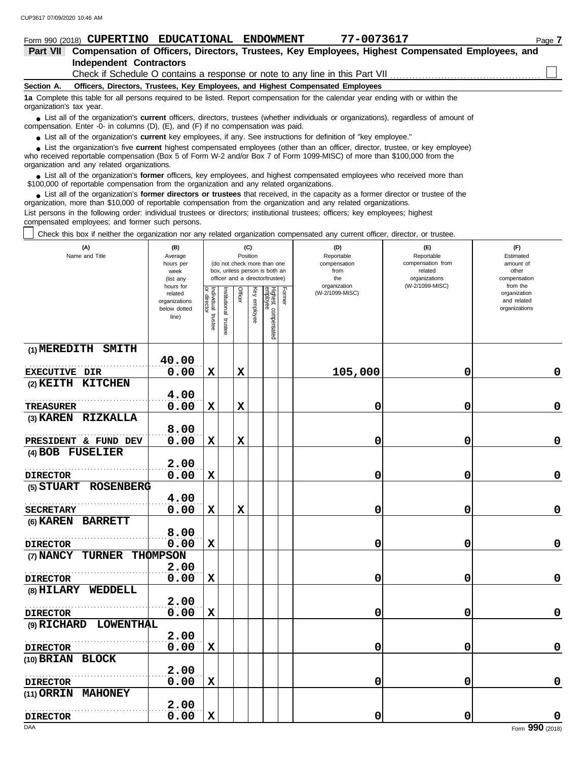Form 990 (2018) **CUPERTINO EDUCATIONAL ENDOWMENT** **77-0073617**

**Part VII** **Compensation of Officers, Directors, Trustees, Key Employees, Highest Compensated Employees, and Independent Contractors**

Check if Schedule O contains a response or note to any line in this Part VII ☐

**Section A. Officers, Directors, Trustees, Key Employees, and Highest Compensated Employees**

**1a** Complete this table for all persons required to be listed. Report compensation for the calendar year ending with or within the organization's tax year.

- List all of the organization's **current** officers, directors, trustees (whether individuals or organizations), regardless of amount of compensation. Enter -0- in columns (D), (E), and (F) if no compensation was paid.
- List all of the organization's **current** key employees, if any. See instructions for definition of "key employee."
- List the organization's five **current** highest compensated employees (other than an officer, director, trustee, or key employee) who received reportable compensation (Box 5 of Form W-2 and/or Box 7 of Form 1099-MISC) of more than $100,000 from the organization and any related organizations.
- List all of the organization's **former** officers, key employees, and highest compensated employees who received more than $100,000 of reportable compensation from the organization and any related organizations.
- List all of the organization's **former directors or trustees** that received, in the capacity as a former director or trustee of the organization, more than $10,000 of reportable compensation from the organization and any related organizations.

List persons in the following order: individual trustees or directors; institutional trustees; officers; key employees; highest compensated employees; and former such persons.

☐ Check this box if neither the organization nor any related organization compensated any current officer, director, or trustee.

| (A) Name and Title | (B) Average hours per week (list any hours for related organizations below dotted line) | (C) Position: Individual trustee or director | Institutional trustee | Officer | Key employee | Highest compensated employee | Former | (D) Reportable compensation from the organization (W-2/1099-MISC) | (E) Reportable compensation from related organizations (W-2/1099-MISC) | (F) Estimated amount of other compensation from the organization and related organizations |
|---|---|---|---|---|---|---|---|---|---|---|
| (1) MEREDITH SMITH<br>EXECUTIVE DIR | 40.00<br>0.00 | X | | X | | | | 105,000 | 0 | 0 |
| (2) KEITH KITCHEN<br>TREASURER | 4.00<br>0.00 | X | | X | | | | 0 | 0 | 0 |
| (3) KAREN RIZKALLA<br>PRESIDENT & FUND DEV | 8.00<br>0.00 | X | | X | | | | 0 | 0 | 0 |
| (4) BOB FUSELIER<br>DIRECTOR | 2.00<br>0.00 | X | | | | | | 0 | 0 | 0 |
| (5) STUART ROSENBERG<br>SECRETARY | 4.00<br>0.00 | X | | X | | | | 0 | 0 | 0 |
| (6) KAREN BARRETT<br>DIRECTOR | 8.00<br>0.00 | X | | | | | | 0 | 0 | 0 |
| (7) NANCY TURNER THOMPSON<br>DIRECTOR | 2.00<br>0.00 | X | | | | | | 0 | 0 | 0 |
| (8) HILARY WEDDELL<br>DIRECTOR | 2.00<br>0.00 | X | | | | | | 0 | 0 | 0 |
| (9) RICHARD LOWENTHAL<br>DIRECTOR | 2.00<br>0.00 | X | | | | | | 0 | 0 | 0 |
| (10) BRIAN BLOCK<br>DIRECTOR | 2.00<br>0.00 | X | | | | | | 0 | 0 | 0 |
| (11) ORRIN MAHONEY<br>DIRECTOR | 2.00<br>0.00 | X | | | | | | 0 | 0 | 0 |

Form **990** (2018)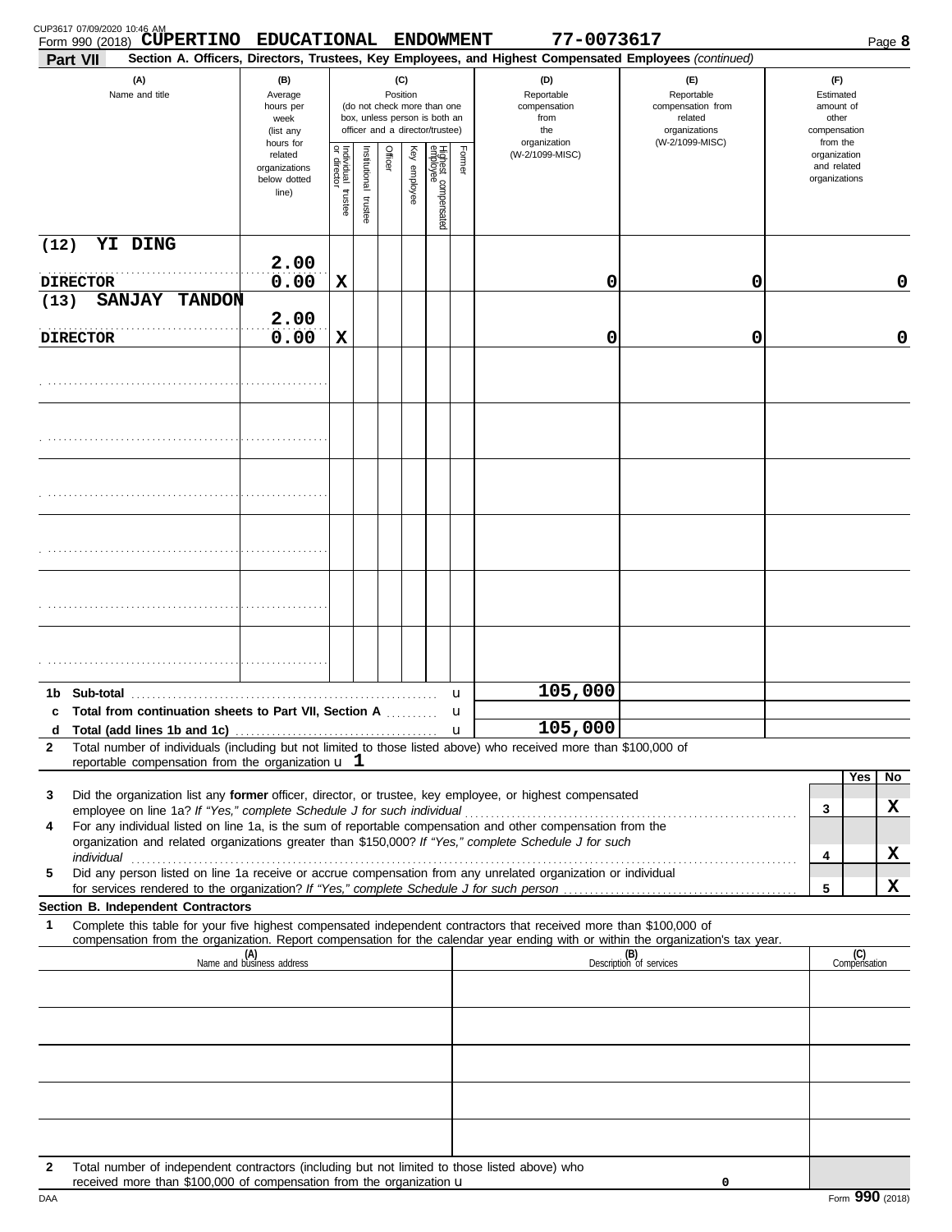Form 990 (2018) **CUPERTINO EDUCATIONAL ENDOWMENT** **77-0073617** Page **8**

**Part VII** **Section A. Officers, Directors, Trustees, Key Employees, and Highest Compensated Employees** *(continued)*

| (A) Name and title | (B) Average hours per week (list any hours for related organizations below dotted line) | (C) Position: Individual trustee or director | Institutional trustee | Officer | Key employee | Highest compensated employee | Former | (D) Reportable compensation from the organization (W-2/1099-MISC) | (E) Reportable compensation from related organizations (W-2/1099-MISC) | (F) Estimated amount of other compensation from the organization and related organizations |
|---|---|---|---|---|---|---|---|---|---|---|
| (12) YI DING | 2.00 | | | | | | | | | |
| DIRECTOR | 0.00 | X | | | | | | 0 | 0 | 0 |
| (13) SANJAY TANDON | 2.00 | | | | | | | | | |
| DIRECTOR | 0.00 | X | | | | | | 0 | 0 | 0 |
| | | | | | | | | | | |
| | | | | | | | | | | |
| | | | | | | | | | | |
| | | | | | | | | | | |
| | | | | | | | | | | |
| | | | | | | | | | | |

| | | (D) | (E) | (F) |
|---|---|---|---|---|
| **1b** | **Sub-total** | 105,000 | | |
| **c** | **Total from continuation sheets to Part VII, Section A** | | | |
| **d** | **Total (add lines 1b and 1c)** | 105,000 | | |

**2** Total number of individuals (including but not limited to those listed above) who received more than $100,000 of reportable compensation from the organization u **1**

| | | | Yes | No |
|---|---|---|---|---|
| **3** | Did the organization list any **former** officer, director, or trustee, key employee, or highest compensated employee on line 1a? *If "Yes," complete Schedule J for such individual* | 3 | | X |
| **4** | For any individual listed on line 1a, is the sum of reportable compensation and other compensation from the organization and related organizations greater than $150,000? *If "Yes," complete Schedule J for such individual* | 4 | | X |
| **5** | Did any person listed on line 1a receive or accrue compensation from any unrelated organization or individual for services rendered to the organization? *If "Yes," complete Schedule J for such person* | 5 | | X |

**Section B. Independent Contractors**

**1** Complete this table for your five highest compensated independent contractors that received more than $100,000 of compensation from the organization. Report compensation for the calendar year ending with or within the organization's tax year.

| (A) Name and business address | (B) Description of services | (C) Compensation |
|---|---|---|
| | | |
| | | |
| | | |
| | | |
| | | |

**2** Total number of independent contractors (including but not limited to those listed above) who received more than $100,000 of compensation from the organization u **0**

Form **990** (2018)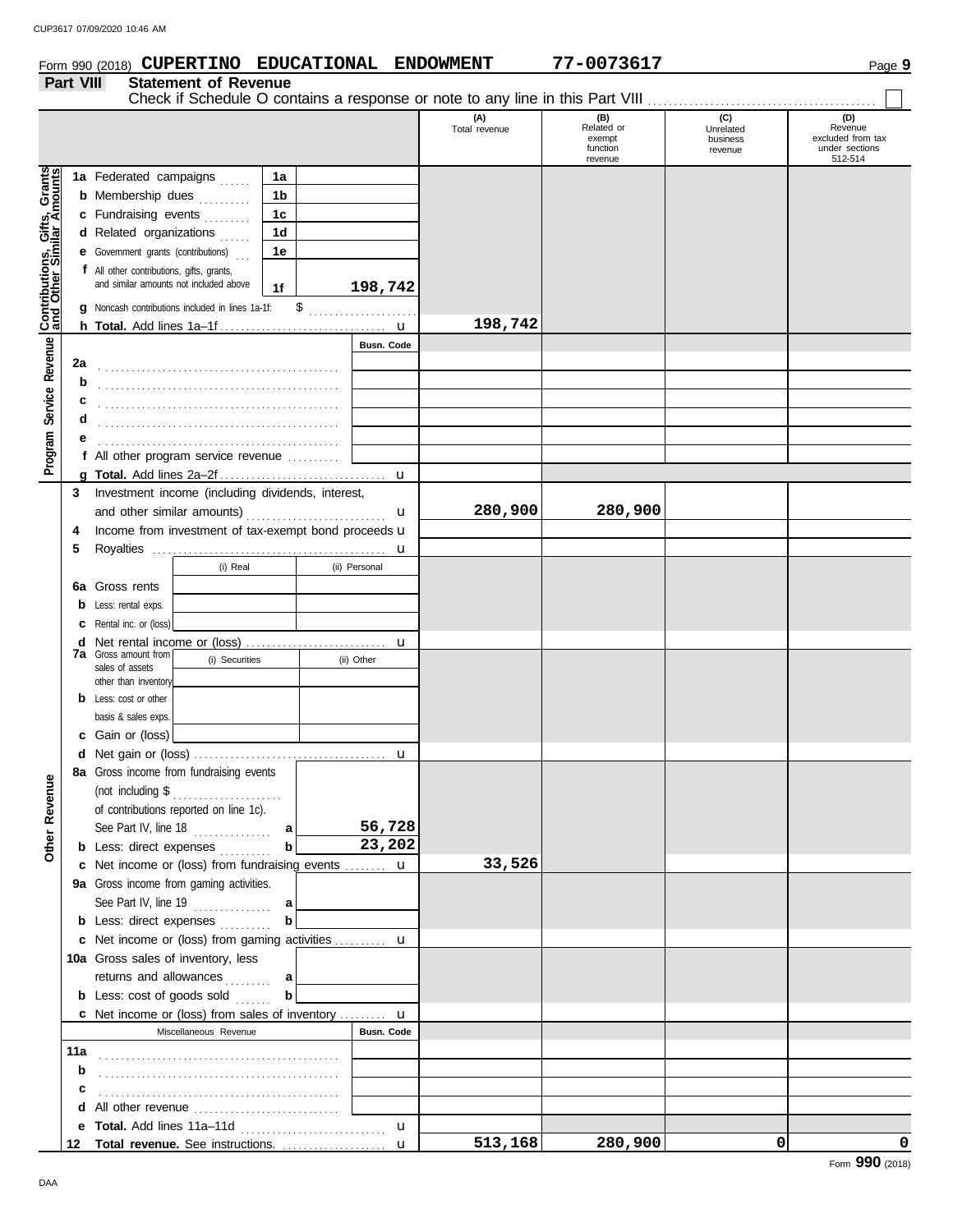Form 990 (2018) **CUPERTINO EDUCATIONAL ENDOWMENT** 77-0073617

**Part VIII Statement of Revenue**

Check if Schedule O contains a response or note to any line in this Part VIII . . . . . . . . . . ☐

| | | | (A) Total revenue | (B) Related or exempt function revenue | (C) Unrelated business revenue | (D) Revenue excluded from tax under sections 512-514 |
|---|---|---|---|---|---|---|
| **Contributions, Gifts, Grants and Other Similar Amounts** | 1a Federated campaigns | 1a | | | | |
| | b Membership dues | 1b | | | | |
| | c Fundraising events | 1c | | | | |
| | d Related organizations | 1d | | | | |
| | e Government grants (contributions) | 1e | | | | |
| | f All other contributions, gifts, grants, and similar amounts not included above | 1f 198,742 | | | | |
| | g Noncash contributions included in lines 1a-1f: $ | | | | | |
| | h **Total.** Add lines 1a–1f | | 198,742 | | | |
| **Program Service Revenue** | | Busn. Code | | | | |
| | 2a | | | | | |
| | b | | | | | |
| | c | | | | | |
| | d | | | | | |
| | e | | | | | |
| | f All other program service revenue | | | | | |
| | g **Total.** Add lines 2a–2f | | | | | |
| | 3 Investment income (including dividends, interest, and other similar amounts) | | 280,900 | 280,900 | | |
| | 4 Income from investment of tax-exempt bond proceeds | | | | | |
| | 5 Royalties | | | | | |
| | | (i) Real / (ii) Personal | | | | |
| | 6a Gross rents | | | | | |
| | b Less: rental exps. | | | | | |
| | c Rental inc. or (loss) | | | | | |
| | d Net rental income or (loss) | | | | | |
| | 7a Gross amount from sales of assets other than inventory | (i) Securities / (ii) Other | | | | |
| | b Less: cost or other basis & sales exps. | | | | | |
| | c Gain or (loss) | | | | | |
| | d Net gain or (loss) | | | | | |
| **Other Revenue** | 8a Gross income from fundraising events (not including $ of contributions reported on line 1c). See Part IV, line 18 | a 56,728 | | | | |
| | b Less: direct expenses | b 23,202 | | | | |
| | c Net income or (loss) from fundraising events | | 33,526 | | | |
| | 9a Gross income from gaming activities. See Part IV, line 19 | a | | | | |
| | b Less: direct expenses | b | | | | |
| | c Net income or (loss) from gaming activities | | | | | |
| | 10a Gross sales of inventory, less returns and allowances | a | | | | |
| | b Less: cost of goods sold | b | | | | |
| | c Net income or (loss) from sales of inventory | | | | | |
| | Miscellaneous Revenue | Busn. Code | | | | |
| | 11a | | | | | |
| | b | | | | | |
| | c | | | | | |
| | d All other revenue | | | | | |
| | e **Total.** Add lines 11a–11d | | | | | |
| | 12 **Total revenue.** See instructions. | | 513,168 | 280,900 | 0 | 0 |

Form **990** (2018)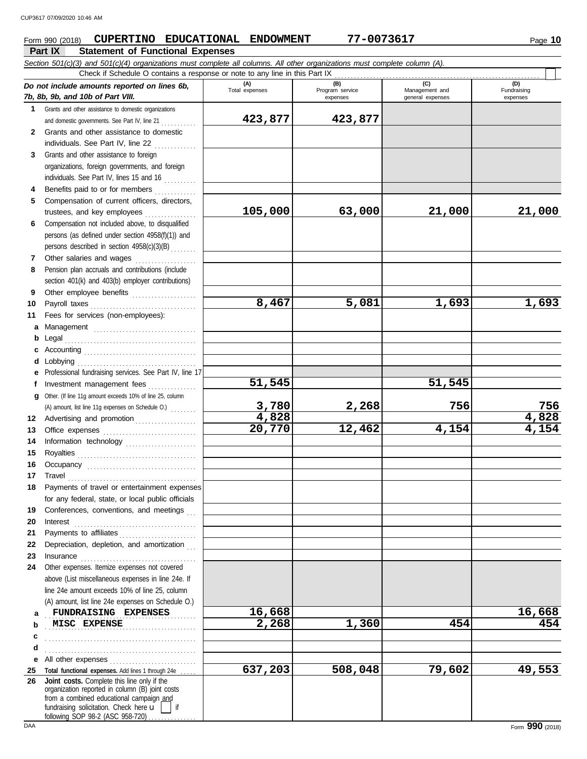Form 990 (2018) **CUPERTINO EDUCATIONAL ENDOWMENT** **77-0073617**

**Part IX — Statement of Functional Expenses**

*Section 501(c)(3) and 501(c)(4) organizations must complete all columns. All other organizations must complete column (A).*

Check if Schedule O contains a response or note to any line in this Part IX . . . . . . ☐

| *Do not include amounts reported on lines 6b, 7b, 8b, 9b, and 10b of Part VIII.* | (A) Total expenses | (B) Program service expenses | (C) Management and general expenses | (D) Fundraising expenses |
|---|---|---|---|---|
| **1** Grants and other assistance to domestic organizations and domestic governments. See Part IV, line 21 | **423,877** | **423,877** | | |
| **2** Grants and other assistance to domestic individuals. See Part IV, line 22 | | | | |
| **3** Grants and other assistance to foreign organizations, foreign governments, and foreign individuals. See Part IV, lines 15 and 16 | | | | |
| **4** Benefits paid to or for members | | | | |
| **5** Compensation of current officers, directors, trustees, and key employees | **105,000** | **63,000** | **21,000** | **21,000** |
| **6** Compensation not included above, to disqualified persons (as defined under section 4958(f)(1)) and persons described in section 4958(c)(3)(B) | | | | |
| **7** Other salaries and wages | | | | |
| **8** Pension plan accruals and contributions (include section 401(k) and 403(b) employer contributions) | | | | |
| **9** Other employee benefits | | | | |
| **10** Payroll taxes | **8,467** | **5,081** | **1,693** | **1,693** |
| **11** Fees for services (non-employees): | | | | |
| **a** Management | | | | |
| **b** Legal | | | | |
| **c** Accounting | | | | |
| **d** Lobbying | | | | |
| **e** Professional fundraising services. See Part IV, line 17 | | | | |
| **f** Investment management fees | **51,545** | | **51,545** | |
| **g** Other. (If line 11g amount exceeds 10% of line 25, column (A) amount, list line 11g expenses on Schedule O.) | **3,780** | **2,268** | **756** | **756** |
| **12** Advertising and promotion | **4,828** | | | **4,828** |
| **13** Office expenses | **20,770** | **12,462** | **4,154** | **4,154** |
| **14** Information technology | | | | |
| **15** Royalties | | | | |
| **16** Occupancy | | | | |
| **17** Travel | | | | |
| **18** Payments of travel or entertainment expenses for any federal, state, or local public officials | | | | |
| **19** Conferences, conventions, and meetings | | | | |
| **20** Interest | | | | |
| **21** Payments to affiliates | | | | |
| **22** Depreciation, depletion, and amortization | | | | |
| **23** Insurance | | | | |
| **24** Other expenses. Itemize expenses not covered above (List miscellaneous expenses in line 24e. If line 24e amount exceeds 10% of line 25, column (A) amount, list line 24e expenses on Schedule O.) | | | | |
| **a** FUNDRAISING EXPENSES | **16,668** | | | **16,668** |
| **b** MISC EXPENSE | **2,268** | **1,360** | **454** | **454** |
| **c** | | | | |
| **d** | | | | |
| **e** All other expenses | | | | |
| **25 Total functional expenses.** Add lines 1 through 24e | **637,203** | **508,048** | **79,602** | **49,553** |
| **26 Joint costs.** Complete this line only if the organization reported in column (B) joint costs from a combined educational campaign and fundraising solicitation. Check here ☐ if following SOP 98-2 (ASC 958-720) | | | | |

Form **990** (2018)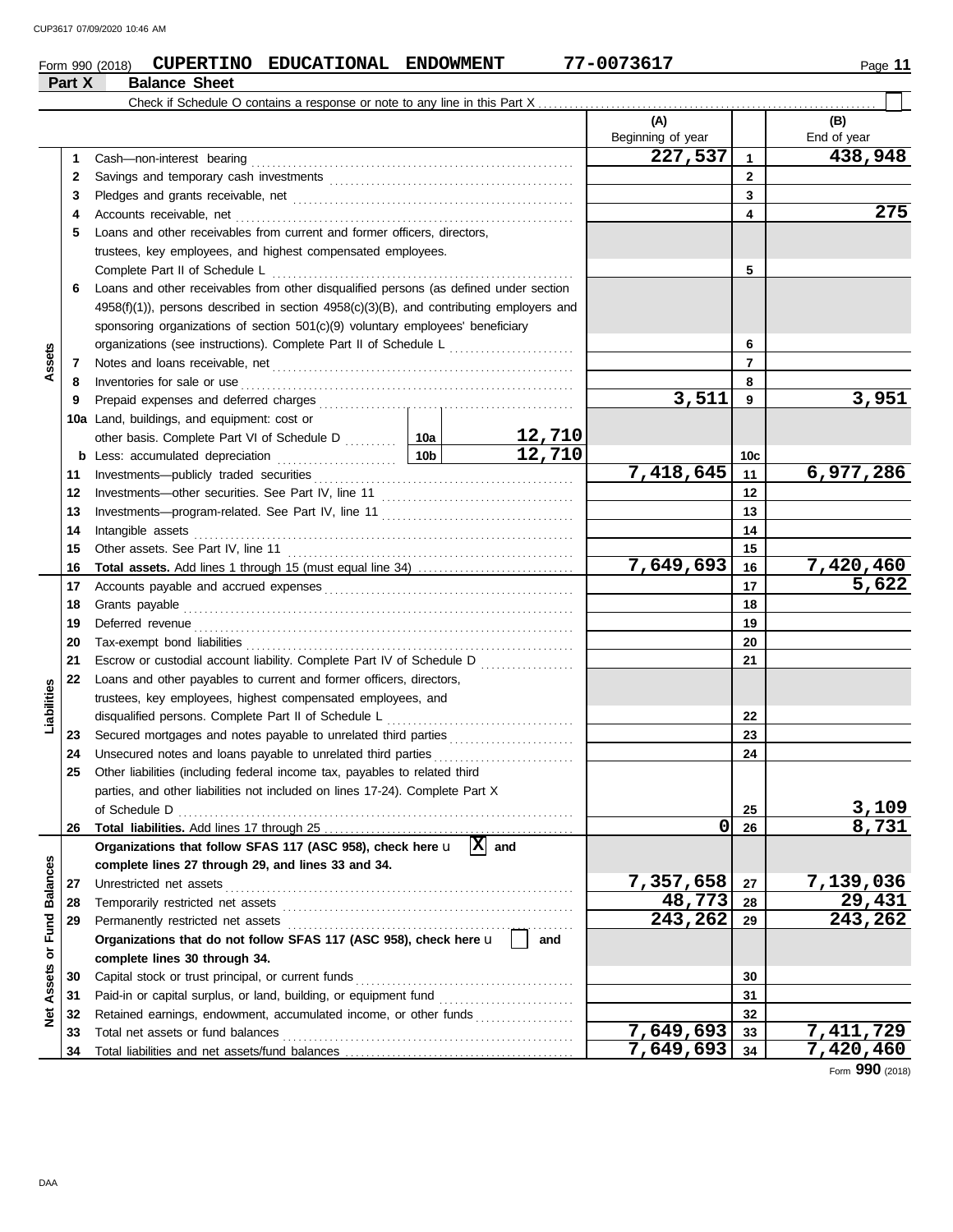Form 990 (2018) **CUPERTINO EDUCATIONAL ENDOWMENT** **77-0073617** Page **11**

## Part X Balance Sheet

Check if Schedule O contains a response or note to any line in this Part X . . . . . . . . . . . . . . . . . . . . ☐

| Section | Line | Description | | | (A) Beginning of year | | (B) End of year |
|---|---|---|---|---|---|---|---|
| Assets | 1 | Cash—non-interest bearing | | | 227,537 | 1 | 438,948 |
| | 2 | Savings and temporary cash investments | | | | 2 | |
| | 3 | Pledges and grants receivable, net | | | | 3 | |
| | 4 | Accounts receivable, net | | | | 4 | 275 |
| | 5 | Loans and other receivables from current and former officers, directors, trustees, key employees, and highest compensated employees. Complete Part II of Schedule L | | | | 5 | |
| | 6 | Loans and other receivables from other disqualified persons (as defined under section 4958(f)(1)), persons described in section 4958(c)(3)(B), and contributing employers and sponsoring organizations of section 501(c)(9) voluntary employees' beneficiary organizations (see instructions). Complete Part II of Schedule L | | | | 6 | |
| | 7 | Notes and loans receivable, net | | | | 7 | |
| | 8 | Inventories for sale or use | | | | 8 | |
| | 9 | Prepaid expenses and deferred charges | | | 3,511 | 9 | 3,951 |
| | 10a | Land, buildings, and equipment: cost or other basis. Complete Part VI of Schedule D | 10a | 12,710 | | | |
| | b | Less: accumulated depreciation | 10b | 12,710 | | 10c | |
| | 11 | Investments—publicly traded securities | | | 7,418,645 | 11 | 6,977,286 |
| | 12 | Investments—other securities. See Part IV, line 11 | | | | 12 | |
| | 13 | Investments—program-related. See Part IV, line 11 | | | | 13 | |
| | 14 | Intangible assets | | | | 14 | |
| | 15 | Other assets. See Part IV, line 11 | | | | 15 | |
| | 16 | **Total assets.** Add lines 1 through 15 (must equal line 34) | | | 7,649,693 | 16 | 7,420,460 |
| Liabilities | 17 | Accounts payable and accrued expenses | | | | 17 | 5,622 |
| | 18 | Grants payable | | | | 18 | |
| | 19 | Deferred revenue | | | | 19 | |
| | 20 | Tax-exempt bond liabilities | | | | 20 | |
| | 21 | Escrow or custodial account liability. Complete Part IV of Schedule D | | | | 21 | |
| | 22 | Loans and other payables to current and former officers, directors, trustees, key employees, highest compensated employees, and disqualified persons. Complete Part II of Schedule L | | | | 22 | |
| | 23 | Secured mortgages and notes payable to unrelated third parties | | | | 23 | |
| | 24 | Unsecured notes and loans payable to unrelated third parties | | | | 24 | |
| | 25 | Other liabilities (including federal income tax, payables to related third parties, and other liabilities not included on lines 17-24). Complete Part X of Schedule D | | | | 25 | 3,109 |
| | 26 | **Total liabilities.** Add lines 17 through 25 | | | 0 | 26 | 8,731 |
| Net Assets or Fund Balances | | **Organizations that follow SFAS 117 (ASC 958), check here** ☒ **and complete lines 27 through 29, and lines 33 and 34.** | | | | | |
| | 27 | Unrestricted net assets | | | 7,357,658 | 27 | 7,139,036 |
| | 28 | Temporarily restricted net assets | | | 48,773 | 28 | 29,431 |
| | 29 | Permanently restricted net assets | | | 243,262 | 29 | 243,262 |
| | | **Organizations that do not follow SFAS 117 (ASC 958), check here** ☐ **and complete lines 30 through 34.** | | | | | |
| | 30 | Capital stock or trust principal, or current funds | | | | 30 | |
| | 31 | Paid-in or capital surplus, or land, building, or equipment fund | | | | 31 | |
| | 32 | Retained earnings, endowment, accumulated income, or other funds | | | | 32 | |
| | 33 | Total net assets or fund balances | | | 7,649,693 | 33 | 7,411,729 |
| | 34 | Total liabilities and net assets/fund balances | | | 7,649,693 | 34 | 7,420,460 |

Form **990** (2018)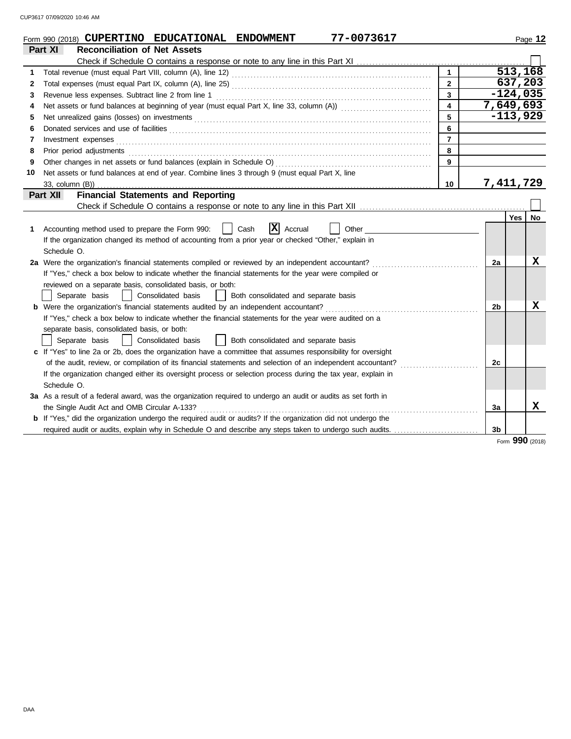Form 990 (2018) **CUPERTINO EDUCATIONAL ENDOWMENT 77-0073617**

## Part XI Reconciliation of Net Assets

Check if Schedule O contains a response or note to any line in this Part XI ☐

| | | | |
|---|---|---|---|
| 1 | Total revenue (must equal Part VIII, column (A), line 12) | 1 | 513,168 |
| 2 | Total expenses (must equal Part IX, column (A), line 25) | 2 | 637,203 |
| 3 | Revenue less expenses. Subtract line 2 from line 1 | 3 | -124,035 |
| 4 | Net assets or fund balances at beginning of year (must equal Part X, line 33, column (A)) | 4 | 7,649,693 |
| 5 | Net unrealized gains (losses) on investments | 5 | -113,929 |
| 6 | Donated services and use of facilities | 6 | |
| 7 | Investment expenses | 7 | |
| 8 | Prior period adjustments | 8 | |
| 9 | Other changes in net assets or fund balances (explain in Schedule O) | 9 | |
| 10 | Net assets or fund balances at end of year. Combine lines 3 through 9 (must equal Part X, line 33, column (B)) | 10 | 7,411,729 |

## Part XII Financial Statements and Reporting

Check if Schedule O contains a response or note to any line in this Part XII ☐

| | | | Yes | No |
|---|---|---|---|---|
| 1 | Accounting method used to prepare the Form 990: ☐ Cash ☒ Accrual ☐ Other<br>If the organization changed its method of accounting from a prior year or checked "Other," explain in Schedule O. | | | |
| 2a | Were the organization's financial statements compiled or reviewed by an independent accountant?<br>If "Yes," check a box below to indicate whether the financial statements for the year were compiled or reviewed on a separate basis, consolidated basis, or both:<br>☐ Separate basis ☐ Consolidated basis ☐ Both consolidated and separate basis | 2a | | X |
| b | Were the organization's financial statements audited by an independent accountant?<br>If "Yes," check a box below to indicate whether the financial statements for the year were audited on a separate basis, consolidated basis, or both:<br>☐ Separate basis ☐ Consolidated basis ☐ Both consolidated and separate basis | 2b | | X |
| c | If "Yes" to line 2a or 2b, does the organization have a committee that assumes responsibility for oversight of the audit, review, or compilation of its financial statements and selection of an independent accountant?<br>If the organization changed either its oversight process or selection process during the tax year, explain in Schedule O. | 2c | | |
| 3a | As a result of a federal award, was the organization required to undergo an audit or audits as set forth in the Single Audit Act and OMB Circular A-133? | 3a | | X |
| b | If "Yes," did the organization undergo the required audit or audits? If the organization did not undergo the required audit or audits, explain why in Schedule O and describe any steps taken to undergo such audits. | 3b | | |

Form **990** (2018)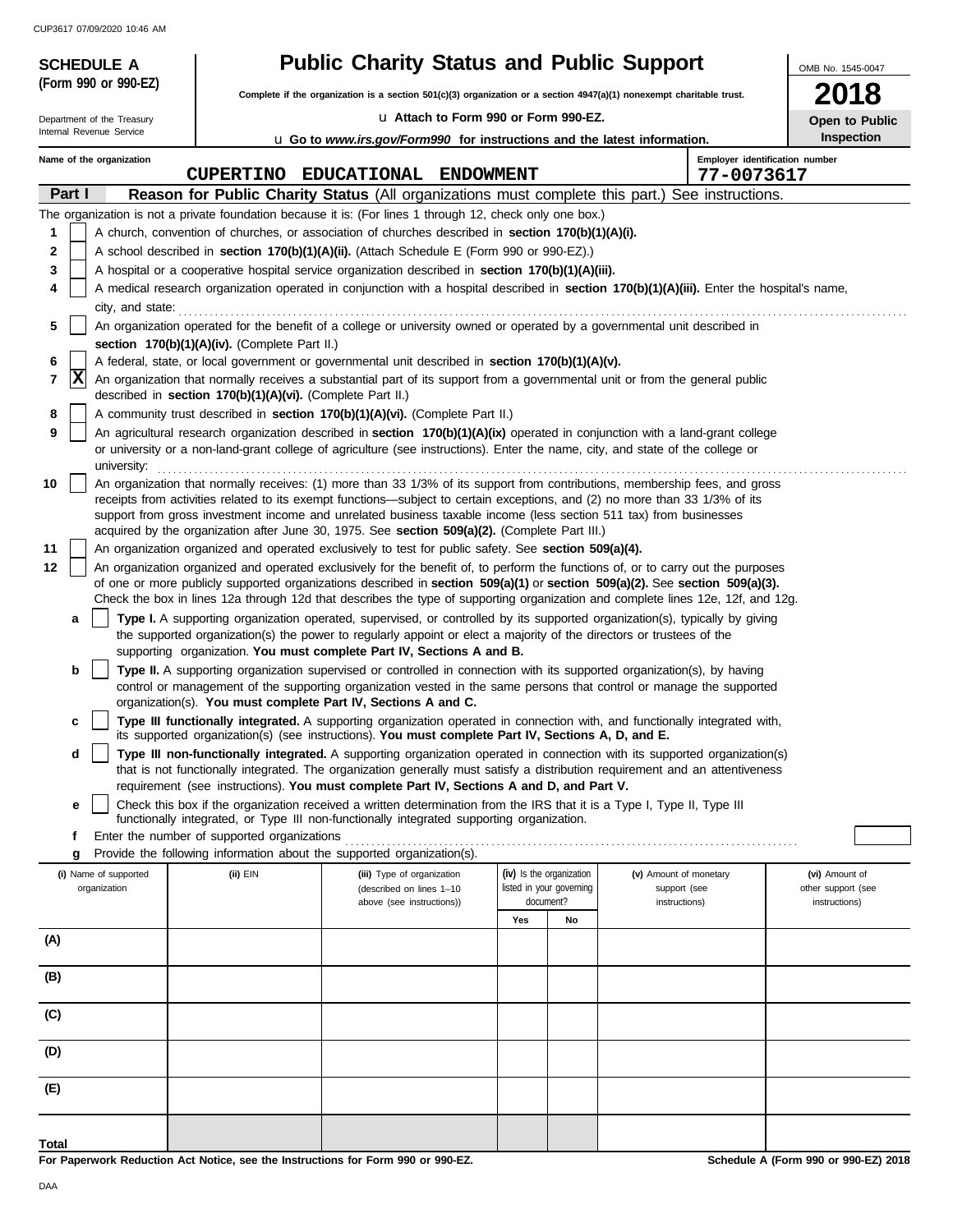CUP3617 07/09/2020 10:46 AM

**SCHEDULE A**
**(Form 990 or 990-EZ)**

Department of the Treasury
Internal Revenue Service

# Public Charity Status and Public Support

**Complete if the organization is a section 501(c)(3) organization or a section 4947(a)(1) nonexempt charitable trust.**

u Attach to Form 990 or Form 990-EZ.

u Go to *www.irs.gov/Form990* for instructions and the latest information.

OMB No. 1545-0047

**2018**

**Open to Public Inspection**

Name of the organization: CUPERTINO EDUCATIONAL ENDOWMENT

Employer identification number: 77-0073617

**Part I** **Reason for Public Charity Status** (All organizations must complete this part.) See instructions.

The organization is not a private foundation because it is: (For lines 1 through 12, check only one box.)

1. [ ] A church, convention of churches, or association of churches described in **section 170(b)(1)(A)(i).**
2. [ ] A school described in **section 170(b)(1)(A)(ii).** (Attach Schedule E (Form 990 or 990-EZ).)
3. [ ] A hospital or a cooperative hospital service organization described in **section 170(b)(1)(A)(iii).**
4. [ ] A medical research organization operated in conjunction with a hospital described in **section 170(b)(1)(A)(iii).** Enter the hospital's name, city, and state:
5. [ ] An organization operated for the benefit of a college or university owned or operated by a governmental unit described in **section 170(b)(1)(A)(iv).** (Complete Part II.)
6. [ ] A federal, state, or local government or governmental unit described in **section 170(b)(1)(A)(v).**
7. [X] An organization that normally receives a substantial part of its support from a governmental unit or from the general public described in **section 170(b)(1)(A)(vi).** (Complete Part II.)
8. [ ] A community trust described in **section 170(b)(1)(A)(vi).** (Complete Part II.)
9. [ ] An agricultural research organization described in **section 170(b)(1)(A)(ix)** operated in conjunction with a land-grant college or university or a non-land-grant college of agriculture (see instructions). Enter the name, city, and state of the college or university:
10. [ ] An organization that normally receives: (1) more than 33 1/3% of its support from contributions, membership fees, and gross receipts from activities related to its exempt functions—subject to certain exceptions, and (2) no more than 33 1/3% of its support from gross investment income and unrelated business taxable income (less section 511 tax) from businesses acquired by the organization after June 30, 1975. See **section 509(a)(2).** (Complete Part III.)
11. [ ] An organization organized and operated exclusively to test for public safety. See **section 509(a)(4).**
12. [ ] An organization organized and operated exclusively for the benefit of, to perform the functions of, or to carry out the purposes of one or more publicly supported organizations described in **section 509(a)(1)** or **section 509(a)(2).** See **section 509(a)(3).** Check the box in lines 12a through 12d that describes the type of supporting organization and complete lines 12e, 12f, and 12g.
   - **a** [ ] **Type I.** A supporting organization operated, supervised, or controlled by its supported organization(s), typically by giving the supported organization(s) the power to regularly appoint or elect a majority of the directors or trustees of the supporting organization. **You must complete Part IV, Sections A and B.**
   - **b** [ ] **Type II.** A supporting organization supervised or controlled in connection with its supported organization(s), by having control or management of the supporting organization vested in the same persons that control or manage the supported organization(s). **You must complete Part IV, Sections A and C.**
   - **c** [ ] **Type III functionally integrated.** A supporting organization operated in connection with, and functionally integrated with, its supported organization(s) (see instructions). **You must complete Part IV, Sections A, D, and E.**
   - **d** [ ] **Type III non-functionally integrated.** A supporting organization operated in connection with its supported organization(s) that is not functionally integrated. The organization generally must satisfy a distribution requirement and an attentiveness requirement (see instructions). **You must complete Part IV, Sections A and D, and Part V.**
   - **e** [ ] Check this box if the organization received a written determination from the IRS that it is a Type I, Type II, Type III functionally integrated, or Type III non-functionally integrated supporting organization.
   - **f** Enter the number of supported organizations
   - **g** Provide the following information about the supported organization(s).

| (i) Name of supported organization | (ii) EIN | (iii) Type of organization (described on lines 1–10 above (see instructions)) | (iv) Is the organization listed in your governing document? Yes | No | (v) Amount of monetary support (see instructions) | (vi) Amount of other support (see instructions) |
|---|---|---|---|---|---|---|
| (A) | | | | | | |
| (B) | | | | | | |
| (C) | | | | | | |
| (D) | | | | | | |
| (E) | | | | | | |
| **Total** | | | | | | |

**For Paperwork Reduction Act Notice, see the Instructions for Form 990 or 990-EZ.**

**Schedule A (Form 990 or 990-EZ) 2018**

DAA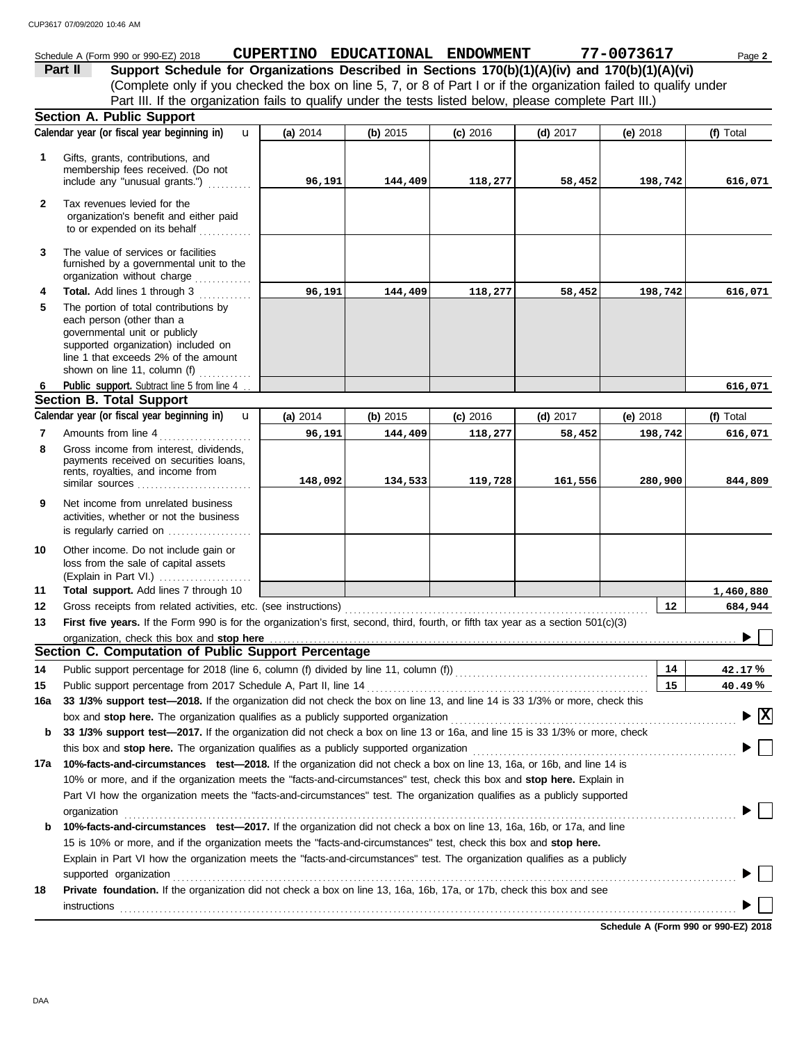Schedule A (Form 990 or 990-EZ) 2018 **CUPERTINO EDUCATIONAL ENDOWMENT** **77-0073617** Page **2**

## Part II Support Schedule for Organizations Described in Sections 170(b)(1)(A)(iv) and 170(b)(1)(A)(vi)

(Complete only if you checked the box on line 5, 7, or 8 of Part I or if the organization failed to qualify under Part III. If the organization fails to qualify under the tests listed below, please complete Part III.)

### Section A. Public Support

| Calendar year (or fiscal year beginning in) | (a) 2014 | (b) 2015 | (c) 2016 | (d) 2017 | (e) 2018 | (f) Total |
|---|---|---|---|---|---|---|
| **1** Gifts, grants, contributions, and membership fees received. (Do not include any "unusual grants.") | 96,191 | 144,409 | 118,277 | 58,452 | 198,742 | 616,071 |
| **2** Tax revenues levied for the organization's benefit and either paid to or expended on its behalf | | | | | | |
| **3** The value of services or facilities furnished by a governmental unit to the organization without charge | | | | | | |
| **4 Total.** Add lines 1 through 3 | 96,191 | 144,409 | 118,277 | 58,452 | 198,742 | 616,071 |
| **5** The portion of total contributions by each person (other than a governmental unit or publicly supported organization) included on line 1 that exceeds 2% of the amount shown on line 11, column (f) | | | | | | |
| **6 Public support.** Subtract line 5 from line 4 | | | | | | 616,071 |

### Section B. Total Support

| Calendar year (or fiscal year beginning in) | (a) 2014 | (b) 2015 | (c) 2016 | (d) 2017 | (e) 2018 | (f) Total |
|---|---|---|---|---|---|---|
| **7** Amounts from line 4 | 96,191 | 144,409 | 118,277 | 58,452 | 198,742 | 616,071 |
| **8** Gross income from interest, dividends, payments received on securities loans, rents, royalties, and income from similar sources | 148,092 | 134,533 | 119,728 | 161,556 | 280,900 | 844,809 |
| **9** Net income from unrelated business activities, whether or not the business is regularly carried on | | | | | | |
| **10** Other income. Do not include gain or loss from the sale of capital assets (Explain in Part VI.) | | | | | | |
| **11 Total support.** Add lines 7 through 10 | | | | | | 1,460,880 |

**12** Gross receipts from related activities, etc. (see instructions) | **12** | 684,944

**13 First five years.** If the Form 990 is for the organization's first, second, third, fourth, or fifth tax year as a section 501(c)(3) organization, check this box and **stop here** ▶ ☐

### Section C. Computation of Public Support Percentage

**14** Public support percentage for 2018 (line 6, column (f) divided by line 11, column (f)) | **14** | 42.17 %

**15** Public support percentage from 2017 Schedule A, Part II, line 14 | **15** | 40.49 %

**16a 33 1/3% support test—2018.** If the organization did not check the box on line 13, and line 14 is 33 1/3% or more, check this box and **stop here.** The organization qualifies as a publicly supported organization ▶ ☒

**b 33 1/3% support test—2017.** If the organization did not check a box on line 13 or 16a, and line 15 is 33 1/3% or more, check this box and **stop here.** The organization qualifies as a publicly supported organization ▶ ☐

**17a 10%-facts-and-circumstances test—2018.** If the organization did not check a box on line 13, 16a, or 16b, and line 14 is 10% or more, and if the organization meets the "facts-and-circumstances" test, check this box and **stop here.** Explain in Part VI how the organization meets the "facts-and-circumstances" test. The organization qualifies as a publicly supported organization ▶ ☐

**b 10%-facts-and-circumstances test—2017.** If the organization did not check a box on line 13, 16a, 16b, or 17a, and line 15 is 10% or more, and if the organization meets the "facts-and-circumstances" test, check this box and **stop here.** Explain in Part VI how the organization meets the "facts-and-circumstances" test. The organization qualifies as a publicly supported organization ▶ ☐

**18 Private foundation.** If the organization did not check a box on line 13, 16a, 16b, 17a, or 17b, check this box and see instructions ▶ ☐

**Schedule A (Form 990 or 990-EZ) 2018**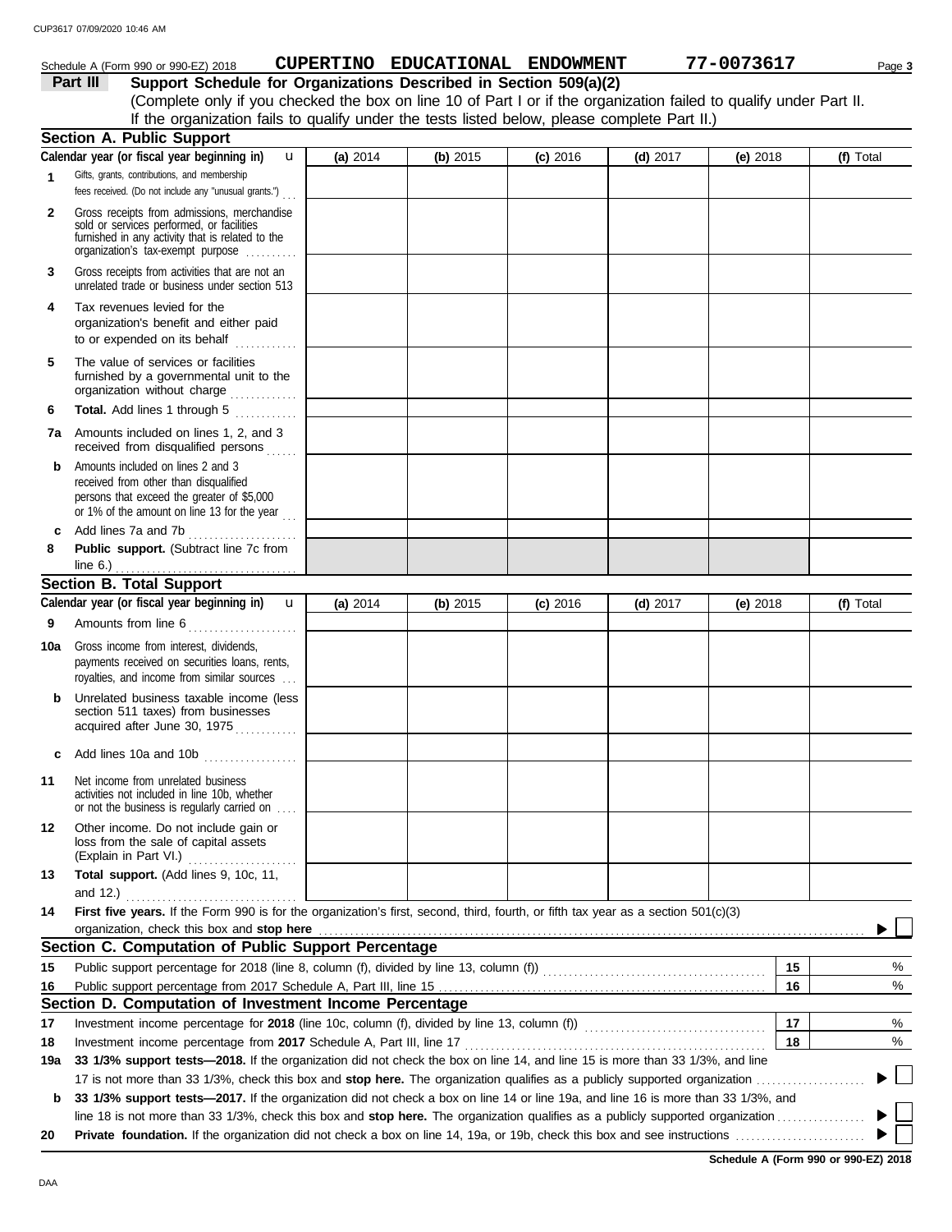Schedule A (Form 990 or 990-EZ) 2018 **CUPERTINO EDUCATIONAL ENDOWMENT** **77-0073617** Page **3**

## Part III Support Schedule for Organizations Described in Section 509(a)(2)

(Complete only if you checked the box on line 10 of Part I or if the organization failed to qualify under Part II. If the organization fails to qualify under the tests listed below, please complete Part II.)

### Section A. Public Support

| Calendar year (or fiscal year beginning in) | (a) 2014 | (b) 2015 | (c) 2016 | (d) 2017 | (e) 2018 | (f) Total |
|---|---|---|---|---|---|---|
| **1** Gifts, grants, contributions, and membership fees received. (Do not include any "unusual grants.") | | | | | | |
| **2** Gross receipts from admissions, merchandise sold or services performed, or facilities furnished in any activity that is related to the organization's tax-exempt purpose | | | | | | |
| **3** Gross receipts from activities that are not an unrelated trade or business under section 513 | | | | | | |
| **4** Tax revenues levied for the organization's benefit and either paid to or expended on its behalf | | | | | | |
| **5** The value of services or facilities furnished by a governmental unit to the organization without charge | | | | | | |
| **6** **Total.** Add lines 1 through 5 | | | | | | |
| **7a** Amounts included on lines 1, 2, and 3 received from disqualified persons | | | | | | |
| **b** Amounts included on lines 2 and 3 received from other than disqualified persons that exceed the greater of $5,000 or 1% of the amount on line 13 for the year | | | | | | |
| **c** Add lines 7a and 7b | | | | | | |
| **8** **Public support.** (Subtract line 7c from line 6.) | | | | | | |

### Section B. Total Support

| Calendar year (or fiscal year beginning in) | (a) 2014 | (b) 2015 | (c) 2016 | (d) 2017 | (e) 2018 | (f) Total |
|---|---|---|---|---|---|---|
| **9** Amounts from line 6 | | | | | | |
| **10a** Gross income from interest, dividends, payments received on securities loans, rents, royalties, and income from similar sources | | | | | | |
| **b** Unrelated business taxable income (less section 511 taxes) from businesses acquired after June 30, 1975 | | | | | | |
| **c** Add lines 10a and 10b | | | | | | |
| **11** Net income from unrelated business activities not included in line 10b, whether or not the business is regularly carried on | | | | | | |
| **12** Other income. Do not include gain or loss from the sale of capital assets (Explain in Part VI.) | | | | | | |
| **13** **Total support.** (Add lines 9, 10c, 11, and 12.) | | | | | | |

**14** **First five years.** If the Form 990 is for the organization's first, second, third, fourth, or fifth tax year as a section 501(c)(3) organization, check this box and **stop here** ▶ ☐

### Section C. Computation of Public Support Percentage

| | | | |
|---|---|---|---|
| **15** | Public support percentage for 2018 (line 8, column (f), divided by line 13, column (f)) | **15** | % |
| **16** | Public support percentage from 2017 Schedule A, Part III, line 15 | **16** | % |

### Section D. Computation of Investment Income Percentage

| | | | |
|---|---|---|---|
| **17** | Investment income percentage for **2018** (line 10c, column (f), divided by line 13, column (f)) | **17** | % |
| **18** | Investment income percentage from **2017** Schedule A, Part III, line 17 | **18** | % |

**19a** **33 1/3% support tests—2018.** If the organization did not check the box on line 14, and line 15 is more than 33 1/3%, and line 17 is not more than 33 1/3%, check this box and **stop here.** The organization qualifies as a publicly supported organization ▶ ☐

**b** **33 1/3% support tests—2017.** If the organization did not check a box on line 14 or line 19a, and line 16 is more than 33 1/3%, and line 18 is not more than 33 1/3%, check this box and **stop here.** The organization qualifies as a publicly supported organization ▶ ☐

**20** **Private foundation.** If the organization did not check a box on line 14, 19a, or 19b, check this box and see instructions ▶ ☐

**Schedule A (Form 990 or 990-EZ) 2018**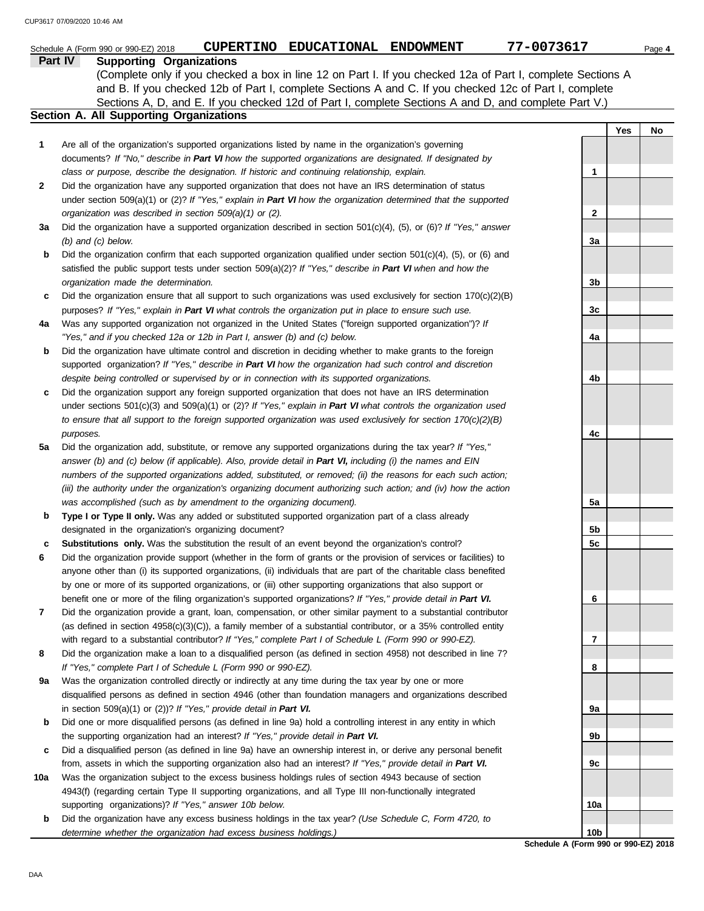Schedule A (Form 990 or 990-EZ) 2018 **CUPERTINO EDUCATIONAL ENDOWMENT** **77-0073617** Page **4**

## Part IV Supporting Organizations

(Complete only if you checked a box in line 12 on Part I. If you checked 12a of Part I, complete Sections A and B. If you checked 12b of Part I, complete Sections A and C. If you checked 12c of Part I, complete Sections A, D, and E. If you checked 12d of Part I, complete Sections A and D, and complete Part V.)

### Section A. All Supporting Organizations

| | | | Yes | No |
|---|---|---|---|---|
| **1** | Are all of the organization's supported organizations listed by name in the organization's governing documents? *If "No," describe in **Part VI** how the supported organizations are designated. If designated by class or purpose, describe the designation. If historic and continuing relationship, explain.* | **1** | | |
| **2** | Did the organization have any supported organization that does not have an IRS determination of status under section 509(a)(1) or (2)? *If "Yes," explain in **Part VI** how the organization determined that the supported organization was described in section 509(a)(1) or (2).* | **2** | | |
| **3a** | Did the organization have a supported organization described in section 501(c)(4), (5), or (6)? *If "Yes," answer (b) and (c) below.* | **3a** | | |
| **b** | Did the organization confirm that each supported organization qualified under section 501(c)(4), (5), or (6) and satisfied the public support tests under section 509(a)(2)? *If "Yes," describe in **Part VI** when and how the organization made the determination.* | **3b** | | |
| **c** | Did the organization ensure that all support to such organizations was used exclusively for section 170(c)(2)(B) purposes? *If "Yes," explain in **Part VI** what controls the organization put in place to ensure such use.* | **3c** | | |
| **4a** | Was any supported organization not organized in the United States ("foreign supported organization")? *If "Yes," and if you checked 12a or 12b in Part I, answer (b) and (c) below.* | **4a** | | |
| **b** | Did the organization have ultimate control and discretion in deciding whether to make grants to the foreign supported organization? *If "Yes," describe in **Part VI** how the organization had such control and discretion despite being controlled or supervised by or in connection with its supported organizations.* | **4b** | | |
| **c** | Did the organization support any foreign supported organization that does not have an IRS determination under sections 501(c)(3) and 509(a)(1) or (2)? *If "Yes," explain in **Part VI** what controls the organization used to ensure that all support to the foreign supported organization was used exclusively for section 170(c)(2)(B) purposes.* | **4c** | | |
| **5a** | Did the organization add, substitute, or remove any supported organizations during the tax year? *If "Yes," answer (b) and (c) below (if applicable). Also, provide detail in **Part VI,** including (i) the names and EIN numbers of the supported organizations added, substituted, or removed; (ii) the reasons for each such action; (iii) the authority under the organization's organizing document authorizing such action; and (iv) how the action was accomplished (such as by amendment to the organizing document).* | **5a** | | |
| **b** | **Type I or Type II only.** Was any added or substituted supported organization part of a class already designated in the organization's organizing document? | **5b** | | |
| **c** | **Substitutions only.** Was the substitution the result of an event beyond the organization's control? | **5c** | | |
| **6** | Did the organization provide support (whether in the form of grants or the provision of services or facilities) to anyone other than (i) its supported organizations, (ii) individuals that are part of the charitable class benefited by one or more of its supported organizations, or (iii) other supporting organizations that also support or benefit one or more of the filing organization's supported organizations? *If "Yes," provide detail in **Part VI.*** | **6** | | |
| **7** | Did the organization provide a grant, loan, compensation, or other similar payment to a substantial contributor (as defined in section 4958(c)(3)(C)), a family member of a substantial contributor, or a 35% controlled entity with regard to a substantial contributor? *If "Yes," complete Part I of Schedule L (Form 990 or 990-EZ).* | **7** | | |
| **8** | Did the organization make a loan to a disqualified person (as defined in section 4958) not described in line 7? *If "Yes," complete Part I of Schedule L (Form 990 or 990-EZ).* | **8** | | |
| **9a** | Was the organization controlled directly or indirectly at any time during the tax year by one or more disqualified persons as defined in section 4946 (other than foundation managers and organizations described in section 509(a)(1) or (2))? *If "Yes," provide detail in **Part VI.*** | **9a** | | |
| **b** | Did one or more disqualified persons (as defined in line 9a) hold a controlling interest in any entity in which the supporting organization had an interest? *If "Yes," provide detail in **Part VI.*** | **9b** | | |
| **c** | Did a disqualified person (as defined in line 9a) have an ownership interest in, or derive any personal benefit from, assets in which the supporting organization also had an interest? *If "Yes," provide detail in **Part VI.*** | **9c** | | |
| **10a** | Was the organization subject to the excess business holdings rules of section 4943 because of section 4943(f) (regarding certain Type II supporting organizations, and all Type III non-functionally integrated supporting organizations)? *If "Yes," answer 10b below.* | **10a** | | |
| **b** | Did the organization have any excess business holdings in the tax year? *(Use Schedule C, Form 4720, to determine whether the organization had excess business holdings.)* | **10b** | | |

**Schedule A (Form 990 or 990-EZ) 2018**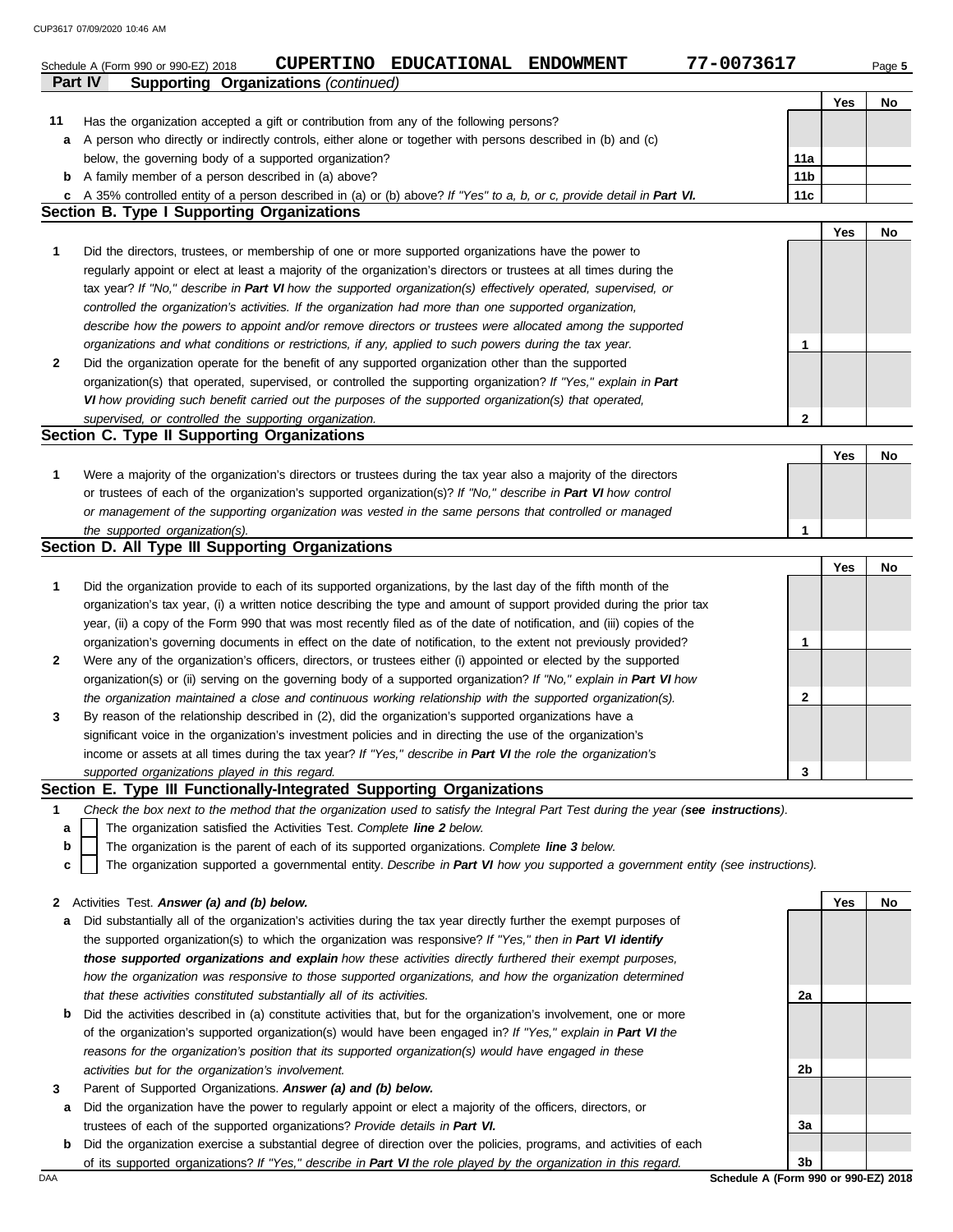Schedule A (Form 990 or 990-EZ) 2018 **CUPERTINO EDUCATIONAL ENDOWMENT** **77-0073617**

**Part IV Supporting Organizations** *(continued)*

| | | | Yes | No |
|---|---|---|---|---|
| **11** | Has the organization accepted a gift or contribution from any of the following persons? | | | |
| **a** | A person who directly or indirectly controls, either alone or together with persons described in (b) and (c) below, the governing body of a supported organization? | **11a** | | |
| **b** | A family member of a person described in (a) above? | **11b** | | |
| **c** | A 35% controlled entity of a person described in (a) or (b) above? *If "Yes" to a, b, or c, provide detail in **Part VI**.* | **11c** | | |

## Section B. Type I Supporting Organizations

| | | | Yes | No |
|---|---|---|---|---|
| **1** | Did the directors, trustees, or membership of one or more supported organizations have the power to regularly appoint or elect at least a majority of the organization's directors or trustees at all times during the tax year? *If "No," describe in **Part VI** how the supported organization(s) effectively operated, supervised, or controlled the organization's activities. If the organization had more than one supported organization, describe how the powers to appoint and/or remove directors or trustees were allocated among the supported organizations and what conditions or restrictions, if any, applied to such powers during the tax year.* | **1** | | |
| **2** | Did the organization operate for the benefit of any supported organization other than the supported organization(s) that operated, supervised, or controlled the supporting organization? *If "Yes," explain in **Part VI** how providing such benefit carried out the purposes of the supported organization(s) that operated, supervised, or controlled the supporting organization.* | **2** | | |

## Section C. Type II Supporting Organizations

| | | | Yes | No |
|---|---|---|---|---|
| **1** | Were a majority of the organization's directors or trustees during the tax year also a majority of the directors or trustees of each of the organization's supported organization(s)? *If "No," describe in **Part VI** how control or management of the supporting organization was vested in the same persons that controlled or managed the supported organization(s).* | **1** | | |

## Section D. All Type III Supporting Organizations

| | | | Yes | No |
|---|---|---|---|---|
| **1** | Did the organization provide to each of its supported organizations, by the last day of the fifth month of the organization's tax year, (i) a written notice describing the type and amount of support provided during the prior tax year, (ii) a copy of the Form 990 that was most recently filed as of the date of notification, and (iii) copies of the organization's governing documents in effect on the date of notification, to the extent not previously provided? | **1** | | |
| **2** | Were any of the organization's officers, directors, or trustees either (i) appointed or elected by the supported organization(s) or (ii) serving on the governing body of a supported organization? *If "No," explain in **Part VI** how the organization maintained a close and continuous working relationship with the supported organization(s).* | **2** | | |
| **3** | By reason of the relationship described in (2), did the organization's supported organizations have a significant voice in the organization's investment policies and in directing the use of the organization's income or assets at all times during the tax year? *If "Yes," describe in **Part VI** the role the organization's supported organizations played in this regard.* | **3** | | |

## Section E. Type III Functionally-Integrated Supporting Organizations

**1** *Check the box next to the method that the organization used to satisfy the Integral Part Test during the year (**see instructions**).*

- **a** ☐ The organization satisfied the Activities Test. *Complete **line 2** below.*
- **b** ☐ The organization is the parent of each of its supported organizations. *Complete **line 3** below.*
- **c** ☐ The organization supported a governmental entity. *Describe in **Part VI** how you supported a government entity (see instructions).*

| | | | Yes | No |
|---|---|---|---|---|
| **2** | Activities Test. ***Answer (a) and (b) below.*** | | | |
| **a** | Did substantially all of the organization's activities during the tax year directly further the exempt purposes of the supported organization(s) to which the organization was responsive? *If "Yes," then in **Part VI identify those supported organizations and explain** how these activities directly furthered their exempt purposes, how the organization was responsive to those supported organizations, and how the organization determined that these activities constituted substantially all of its activities.* | **2a** | | |
| **b** | Did the activities described in (a) constitute activities that, but for the organization's involvement, one or more of the organization's supported organization(s) would have been engaged in? *If "Yes," explain in **Part VI** the reasons for the organization's position that its supported organization(s) would have engaged in these activities but for the organization's involvement.* | **2b** | | |
| **3** | Parent of Supported Organizations. ***Answer (a) and (b) below.*** | | | |
| **a** | Did the organization have the power to regularly appoint or elect a majority of the officers, directors, or trustees of each of the supported organizations? *Provide details in **Part VI**.* | **3a** | | |
| **b** | Did the organization exercise a substantial degree of direction over the policies, programs, and activities of each of its supported organizations? *If "Yes," describe in **Part VI** the role played by the organization in this regard.* | **3b** | | |

**Schedule A (Form 990 or 990-EZ) 2018**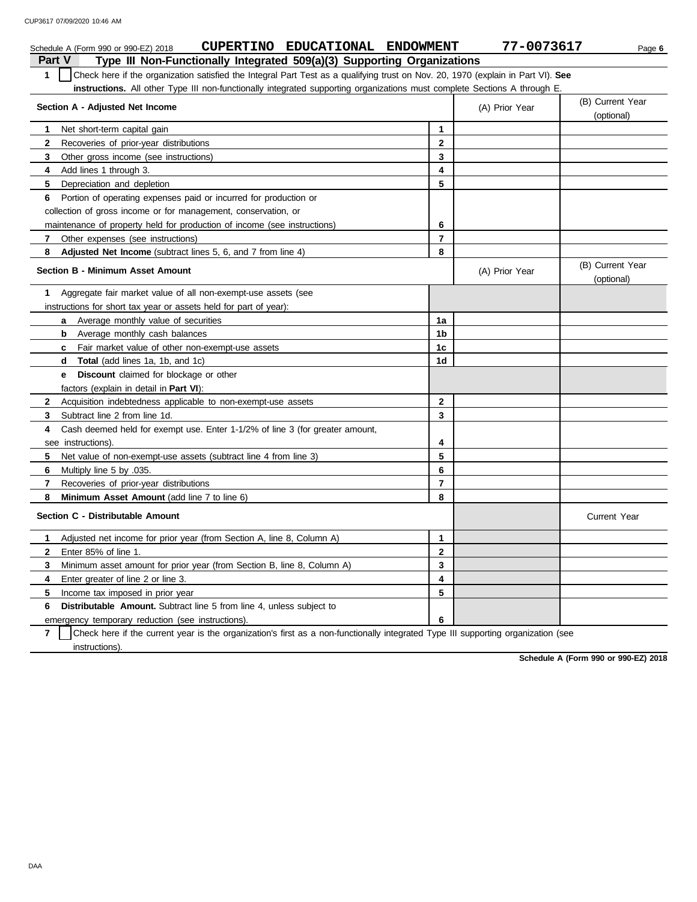Schedule A (Form 990 or 990-EZ) 2018 **CUPERTINO EDUCATIONAL ENDOWMENT** **77-0073617**

## Part V Type III Non-Functionally Integrated 509(a)(3) Supporting Organizations

**1** ☐ Check here if the organization satisfied the Integral Part Test as a qualifying trust on Nov. 20, 1970 (explain in Part VI). **See instructions.** All other Type III non-functionally integrated supporting organizations must complete Sections A through E.

| Section A - Adjusted Net Income | | (A) Prior Year | (B) Current Year (optional) |
|---|---|---|---|
| **1** Net short-term capital gain | 1 | | |
| **2** Recoveries of prior-year distributions | 2 | | |
| **3** Other gross income (see instructions) | 3 | | |
| **4** Add lines 1 through 3. | 4 | | |
| **5** Depreciation and depletion | 5 | | |
| **6** Portion of operating expenses paid or incurred for production or collection of gross income or for management, conservation, or maintenance of property held for production of income (see instructions) | 6 | | |
| **7** Other expenses (see instructions) | 7 | | |
| **8** **Adjusted Net Income** (subtract lines 5, 6, and 7 from line 4) | 8 | | |

| Section B - Minimum Asset Amount | | (A) Prior Year | (B) Current Year (optional) |
|---|---|---|---|
| **1** Aggregate fair market value of all non-exempt-use assets (see instructions for short tax year or assets held for part of year): | | | |
| **a** Average monthly value of securities | 1a | | |
| **b** Average monthly cash balances | 1b | | |
| **c** Fair market value of other non-exempt-use assets | 1c | | |
| **d** **Total** (add lines 1a, 1b, and 1c) | 1d | | |
| **e** **Discount** claimed for blockage or other factors (explain in detail in **Part VI**): | | | |
| **2** Acquisition indebtedness applicable to non-exempt-use assets | 2 | | |
| **3** Subtract line 2 from line 1d. | 3 | | |
| **4** Cash deemed held for exempt use. Enter 1-1/2% of line 3 (for greater amount, see instructions). | 4 | | |
| **5** Net value of non-exempt-use assets (subtract line 4 from line 3) | 5 | | |
| **6** Multiply line 5 by .035. | 6 | | |
| **7** Recoveries of prior-year distributions | 7 | | |
| **8** **Minimum Asset Amount** (add line 7 to line 6) | 8 | | |

| Section C - Distributable Amount | | | Current Year |
|---|---|---|---|
| **1** Adjusted net income for prior year (from Section A, line 8, Column A) | 1 | | |
| **2** Enter 85% of line 1. | 2 | | |
| **3** Minimum asset amount for prior year (from Section B, line 8, Column A) | 3 | | |
| **4** Enter greater of line 2 or line 3. | 4 | | |
| **5** Income tax imposed in prior year | 5 | | |
| **6** **Distributable Amount.** Subtract line 5 from line 4, unless subject to emergency temporary reduction (see instructions). | 6 | | |

**7** ☐ Check here if the current year is the organization's first as a non-functionally integrated Type III supporting organization (see instructions).

**Schedule A (Form 990 or 990-EZ) 2018**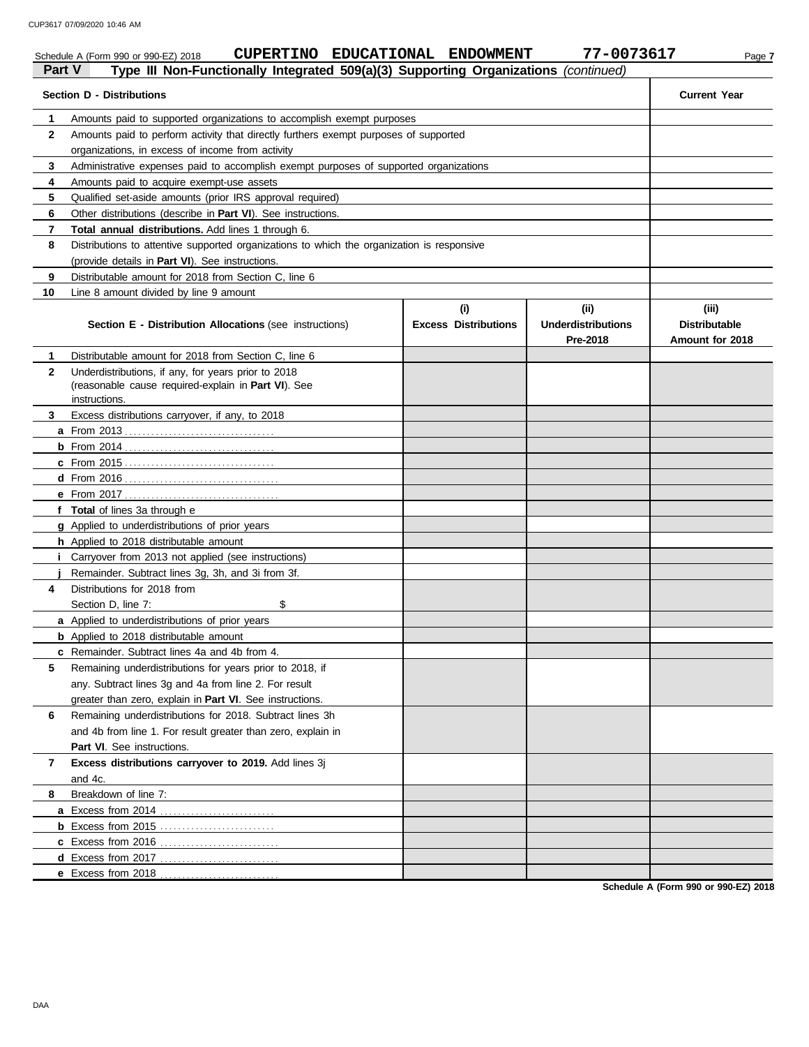Schedule A (Form 990 or 990-EZ) 2018 **CUPERTINO EDUCATIONAL ENDOWMENT 77-0073617**

**Part V Type III Non-Functionally Integrated 509(a)(3) Supporting Organizations** *(continued)*

| | **Section D - Distributions** | **Current Year** |
|---|---|---|
| **1** | Amounts paid to supported organizations to accomplish exempt purposes | |
| **2** | Amounts paid to perform activity that directly furthers exempt purposes of supported organizations, in excess of income from activity | |
| **3** | Administrative expenses paid to accomplish exempt purposes of supported organizations | |
| **4** | Amounts paid to acquire exempt-use assets | |
| **5** | Qualified set-aside amounts (prior IRS approval required) | |
| **6** | Other distributions (describe in **Part VI**). See instructions. | |
| **7** | **Total annual distributions.** Add lines 1 through 6. | |
| **8** | Distributions to attentive supported organizations to which the organization is responsive (provide details in **Part VI**). See instructions. | |
| **9** | Distributable amount for 2018 from Section C, line 6 | |
| **10** | Line 8 amount divided by line 9 amount | |

| | **Section E - Distribution Allocations** (see instructions) | **(i) Excess Distributions** | **(ii) Underdistributions Pre-2018** | **(iii) Distributable Amount for 2018** |
|---|---|---|---|---|
| **1** | Distributable amount for 2018 from Section C, line 6 | | | |
| **2** | Underdistributions, if any, for years prior to 2018 (reasonable cause required-explain in **Part VI**). See instructions. | | | |
| **3** | Excess distributions carryover, if any, to 2018 | | | |
| **a** | From 2013 | | | |
| **b** | From 2014 | | | |
| **c** | From 2015 | | | |
| **d** | From 2016 | | | |
| **e** | From 2017 | | | |
| **f** | **Total** of lines 3a through e | | | |
| **g** | Applied to underdistributions of prior years | | | |
| **h** | Applied to 2018 distributable amount | | | |
| **i** | Carryover from 2013 not applied (see instructions) | | | |
| **j** | Remainder. Subtract lines 3g, 3h, and 3i from 3f. | | | |
| **4** | Distributions for 2018 from Section D, line 7: $ | | | |
| **a** | Applied to underdistributions of prior years | | | |
| **b** | Applied to 2018 distributable amount | | | |
| **c** | Remainder. Subtract lines 4a and 4b from 4. | | | |
| **5** | Remaining underdistributions for years prior to 2018, if any. Subtract lines 3g and 4a from line 2. For result greater than zero, explain in **Part VI**. See instructions. | | | |
| **6** | Remaining underdistributions for 2018. Subtract lines 3h and 4b from line 1. For result greater than zero, explain in **Part VI**. See instructions. | | | |
| **7** | **Excess distributions carryover to 2019.** Add lines 3j and 4c. | | | |
| **8** | Breakdown of line 7: | | | |
| **a** | Excess from 2014 | | | |
| **b** | Excess from 2015 | | | |
| **c** | Excess from 2016 | | | |
| **d** | Excess from 2017 | | | |
| **e** | Excess from 2018 | | | |

**Schedule A (Form 990 or 990-EZ) 2018**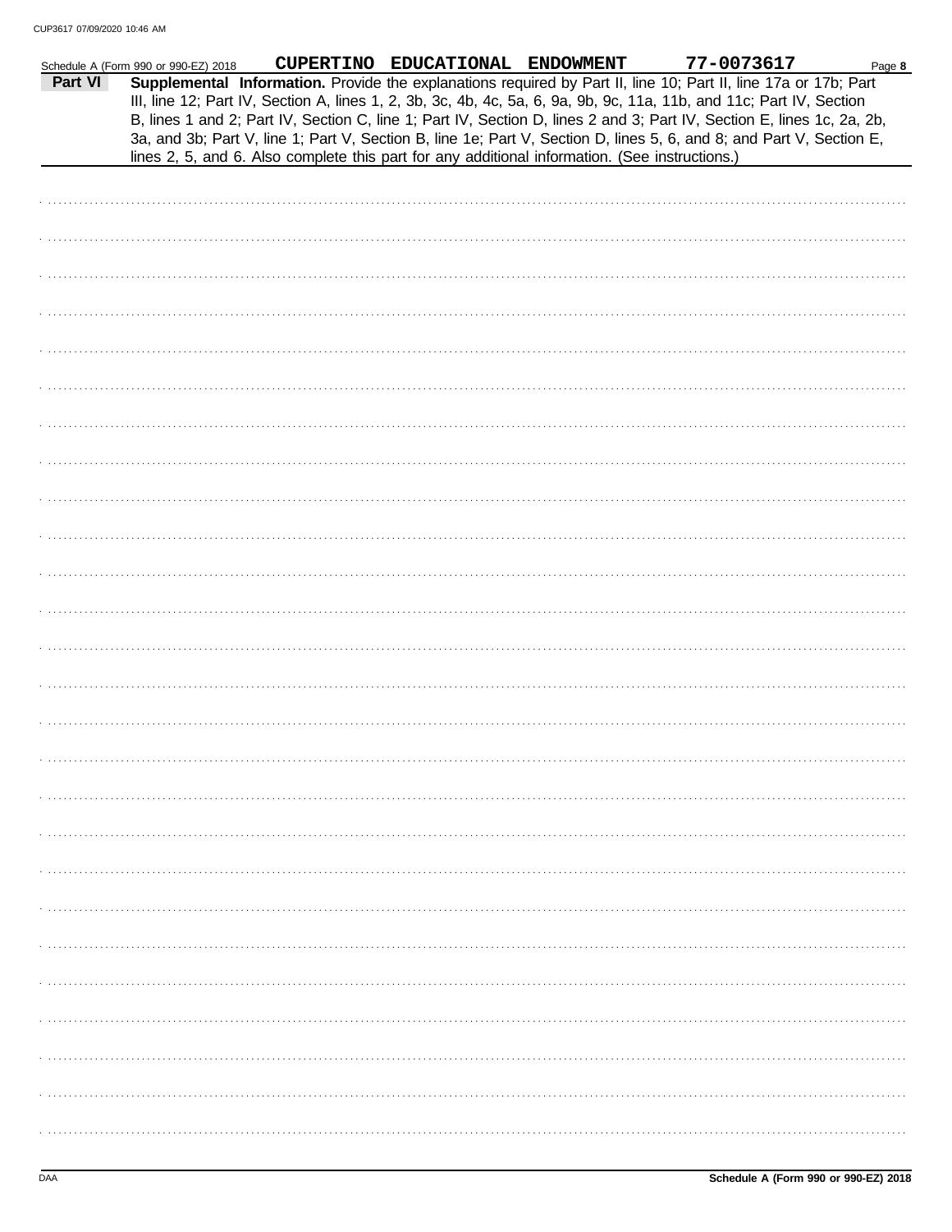Schedule A (Form 990 or 990-EZ) 2018 **CUPERTINO EDUCATIONAL ENDOWMENT** **77-0073617** Page **8**

## Part VI Supplemental Information.

Provide the explanations required by Part II, line 10; Part II, line 17a or 17b; Part III, line 12; Part IV, Section A, lines 1, 2, 3b, 3c, 4b, 4c, 5a, 6, 9a, 9b, 9c, 11a, 11b, and 11c; Part IV, Section B, lines 1 and 2; Part IV, Section C, line 1; Part IV, Section D, lines 2 and 3; Part IV, Section E, lines 1c, 2a, 2b, 3a, and 3b; Part V, line 1; Part V, Section B, line 1e; Part V, Section D, lines 5, 6, and 8; and Part V, Section E, lines 2, 5, and 6. Also complete this part for any additional information. (See instructions.)

DAA **Schedule A (Form 990 or 990-EZ) 2018**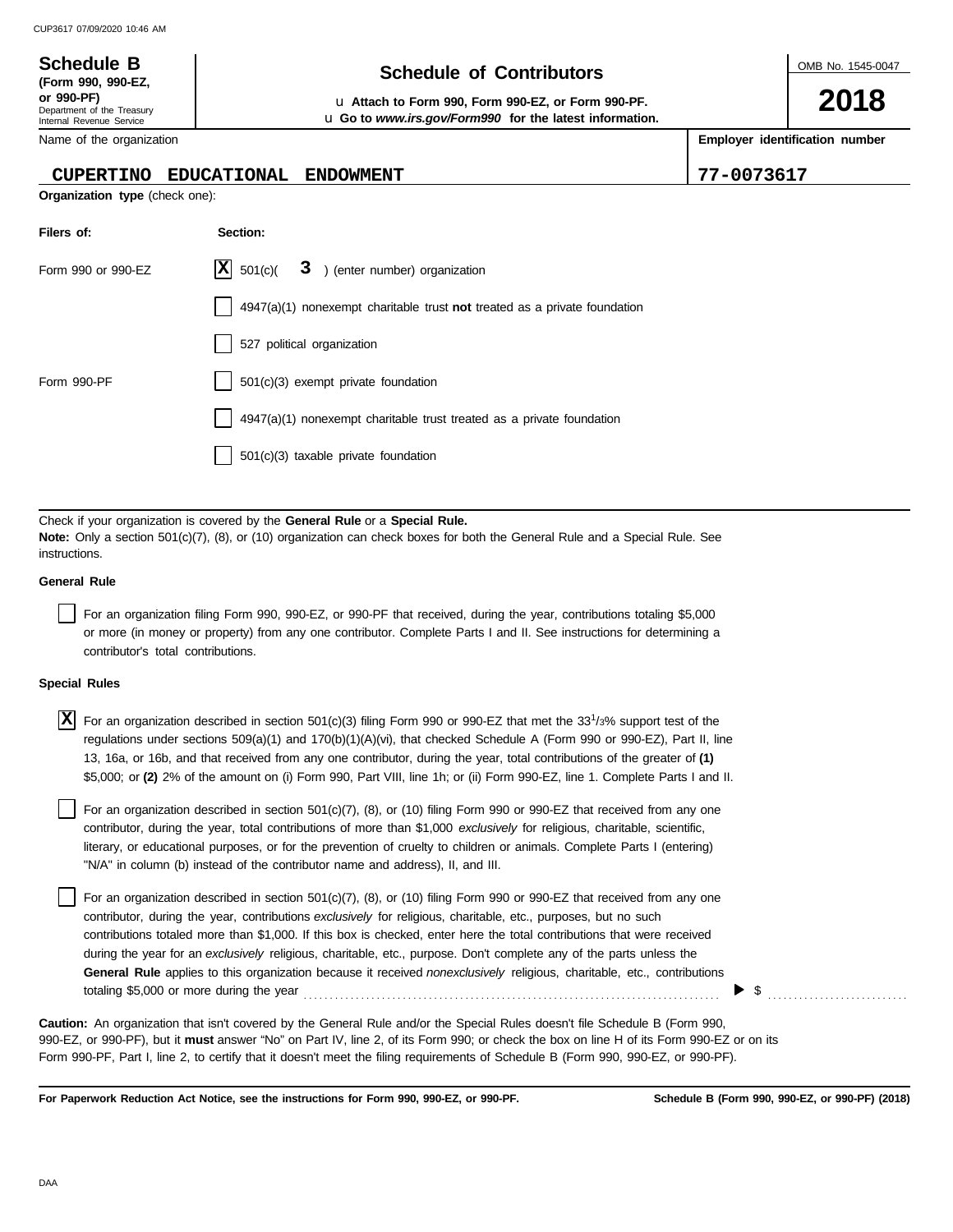**Schedule B**
**(Form 990, 990-EZ, or 990-PF)**
Department of the Treasury
Internal Revenue Service

# Schedule of Contributors

u **Attach to Form 990, Form 990-EZ, or Form 990-PF.**
u **Go to *www.irs.gov/Form990* for the latest information.**

OMB No. 1545-0047

**2018**

Name of the organization: **CUPERTINO EDUCATIONAL ENDOWMENT**

**Employer identification number:** **77-0073617**

**Organization type** (check one):

| Filers of: | Section: |
|---|---|
| Form 990 or 990-EZ | [X] 501(c)( **3** ) (enter number) organization |
| | [ ] 4947(a)(1) nonexempt charitable trust **not** treated as a private foundation |
| | [ ] 527 political organization |
| Form 990-PF | [ ] 501(c)(3) exempt private foundation |
| | [ ] 4947(a)(1) nonexempt charitable trust treated as a private foundation |
| | [ ] 501(c)(3) taxable private foundation |

Check if your organization is covered by the **General Rule** or a **Special Rule.**
**Note:** Only a section 501(c)(7), (8), or (10) organization can check boxes for both the General Rule and a Special Rule. See instructions.

**General Rule**

[ ] For an organization filing Form 990, 990-EZ, or 990-PF that received, during the year, contributions totaling $5,000 or more (in money or property) from any one contributor. Complete Parts I and II. See instructions for determining a contributor's total contributions.

**Special Rules**

[X] For an organization described in section 501(c)(3) filing Form 990 or 990-EZ that met the $33\frac{1}{3}$% support test of the regulations under sections 509(a)(1) and 170(b)(1)(A)(vi), that checked Schedule A (Form 990 or 990-EZ), Part II, line 13, 16a, or 16b, and that received from any one contributor, during the year, total contributions of the greater of **(1)** $5,000; or **(2)** 2% of the amount on (i) Form 990, Part VIII, line 1h; or (ii) Form 990-EZ, line 1. Complete Parts I and II.

[ ] For an organization described in section 501(c)(7), (8), or (10) filing Form 990 or 990-EZ that received from any one contributor, during the year, total contributions of more than $1,000 *exclusively* for religious, charitable, scientific, literary, or educational purposes, or for the prevention of cruelty to children or animals. Complete Parts I (entering) "N/A" in column (b) instead of the contributor name and address), II, and III.

[ ] For an organization described in section 501(c)(7), (8), or (10) filing Form 990 or 990-EZ that received from any one contributor, during the year, contributions *exclusively* for religious, charitable, etc., purposes, but no such contributions totaled more than $1,000. If this box is checked, enter here the total contributions that were received during the year for an *exclusively* religious, charitable, etc., purpose. Don't complete any of the parts unless the **General Rule** applies to this organization because it received *nonexclusively* religious, charitable, etc., contributions totaling $5,000 or more during the year . . . . . . . . . . ▶ $ . . . . . . . . . .

**Caution:** An organization that isn't covered by the General Rule and/or the Special Rules doesn't file Schedule B (Form 990, 990-EZ, or 990-PF), but it **must** answer "No" on Part IV, line 2, of its Form 990; or check the box on line H of its Form 990-EZ or on its Form 990-PF, Part I, line 2, to certify that it doesn't meet the filing requirements of Schedule B (Form 990, 990-EZ, or 990-PF).

**For Paperwork Reduction Act Notice, see the instructions for Form 990, 990-EZ, or 990-PF.** **Schedule B (Form 990, 990-EZ, or 990-PF) (2018)**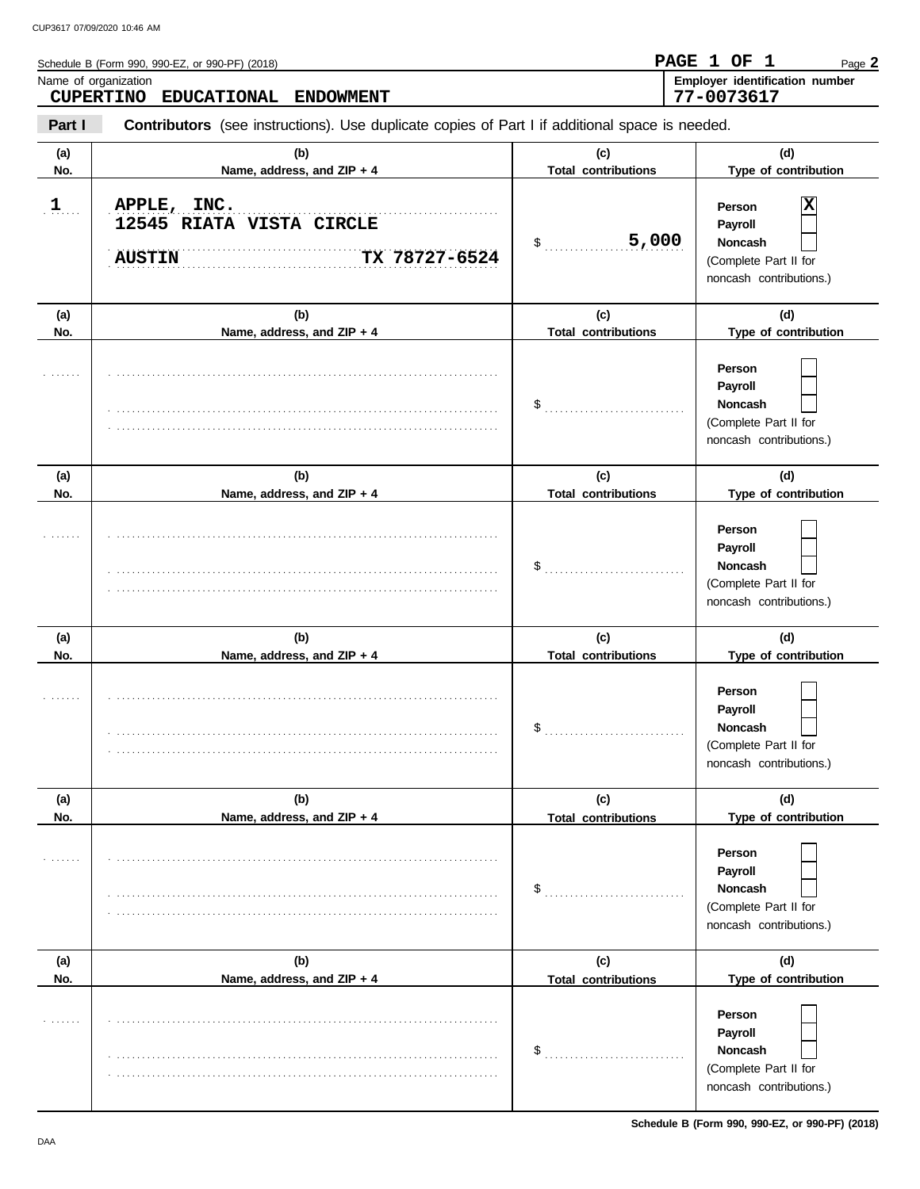Schedule B (Form 990, 990-EZ, or 990-PF) (2018)

**PAGE 1 OF 1**

Name of organization: **CUPERTINO EDUCATIONAL ENDOWMENT**

Employer identification number: **77-0073617**

**Part I** **Contributors** (see instructions). Use duplicate copies of Part I if additional space is needed.

| (a) No. | (b) Name, address, and ZIP + 4 | (c) Total contributions | (d) Type of contribution |
|---|---|---|---|
| 1 | APPLE, INC.<br>12545 RIATA VISTA CIRCLE<br>AUSTIN TX 78727-6524 | $ 5,000 | Person [X]<br>Payroll [ ]<br>Noncash [ ]<br>(Complete Part II for noncash contributions.) |
| | | $ | Person [ ]<br>Payroll [ ]<br>Noncash [ ]<br>(Complete Part II for noncash contributions.) |
| | | $ | Person [ ]<br>Payroll [ ]<br>Noncash [ ]<br>(Complete Part II for noncash contributions.) |
| | | $ | Person [ ]<br>Payroll [ ]<br>Noncash [ ]<br>(Complete Part II for noncash contributions.) |
| | | $ | Person [ ]<br>Payroll [ ]<br>Noncash [ ]<br>(Complete Part II for noncash contributions.) |
| | | $ | Person [ ]<br>Payroll [ ]<br>Noncash [ ]<br>(Complete Part II for noncash contributions.) |

**Schedule B (Form 990, 990-EZ, or 990-PF) (2018)**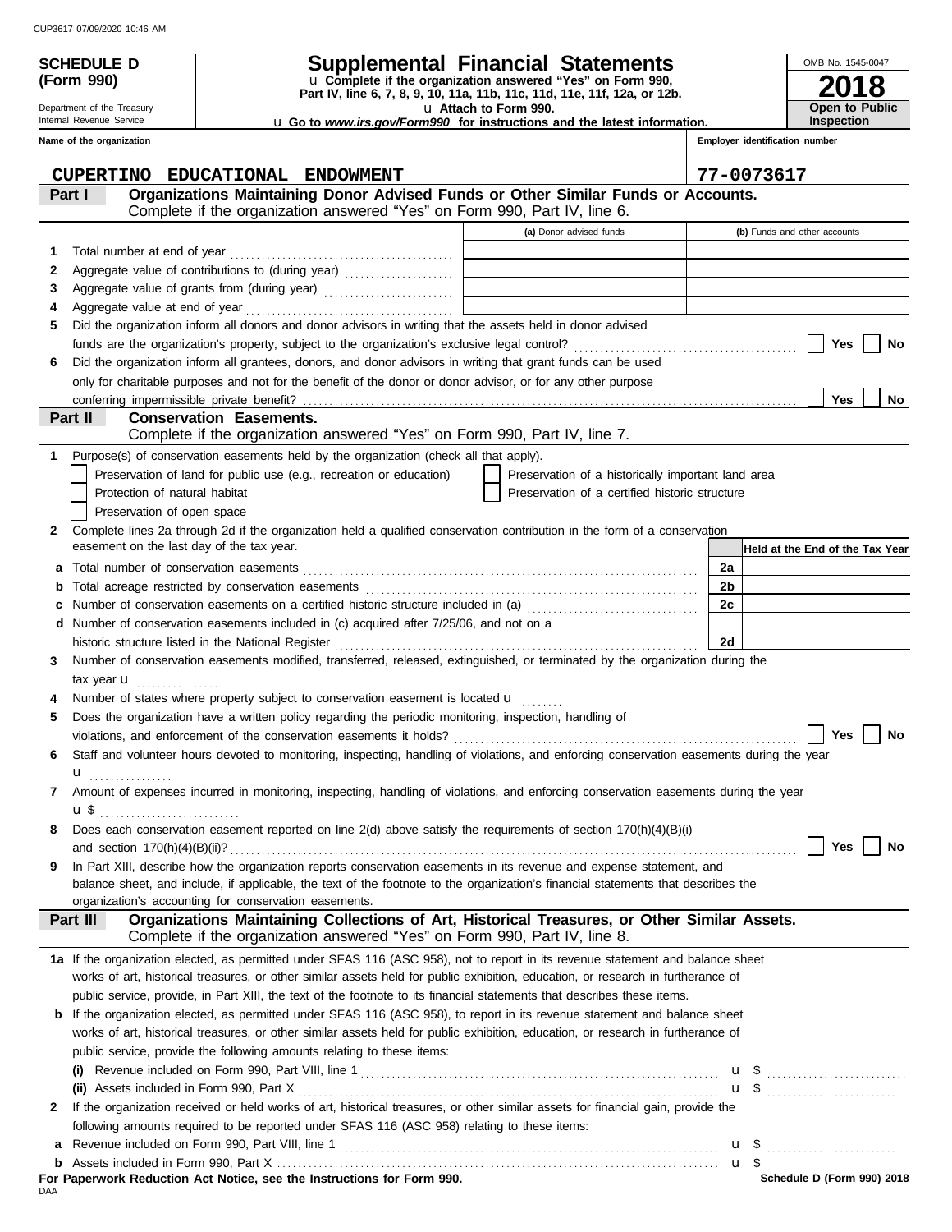# SCHEDULE D (Form 990)

Department of the Treasury
Internal Revenue Service

## Supplemental Financial Statements

u Complete if the organization answered "Yes" on Form 990, Part IV, line 6, 7, 8, 9, 10, 11a, 11b, 11c, 11d, 11e, 11f, 12a, or 12b.

u Attach to Form 990.

u Go to *www.irs.gov/Form990* for instructions and the latest information.

OMB No. 1545-0047

**2018**

**Open to Public Inspection**

Name of the organization: **CUPERTINO EDUCATIONAL ENDOWMENT**

Employer identification number: **77-0073617**

### Part I — Organizations Maintaining Donor Advised Funds or Other Similar Funds or Accounts.

Complete if the organization answered "Yes" on Form 990, Part IV, line 6.

| | | (a) Donor advised funds | (b) Funds and other accounts |
|---|---|---|---|
| 1 | Total number at end of year | | |
| 2 | Aggregate value of contributions to (during year) | | |
| 3 | Aggregate value of grants from (during year) | | |
| 4 | Aggregate value at end of year | | |

5 Did the organization inform all donors and donor advisors in writing that the assets held in donor advised funds are the organization's property, subject to the organization's exclusive legal control? ☐ Yes ☐ No

6 Did the organization inform all grantees, donors, and donor advisors in writing that grant funds can be used only for charitable purposes and not for the benefit of the donor or donor advisor, or for any other purpose conferring impermissible private benefit? ☐ Yes ☐ No

### Part II — Conservation Easements.

Complete if the organization answered "Yes" on Form 990, Part IV, line 7.

1 Purpose(s) of conservation easements held by the organization (check all that apply).

- ☐ Preservation of land for public use (e.g., recreation or education)
- ☐ Protection of natural habitat
- ☐ Preservation of open space
- ☐ Preservation of a historically important land area
- ☐ Preservation of a certified historic structure

2 Complete lines 2a through 2d if the organization held a qualified conservation contribution in the form of a conservation easement on the last day of the tax year.

| | | | Held at the End of the Tax Year |
|---|---|---|---|
| a | Total number of conservation easements | 2a | |
| b | Total acreage restricted by conservation easements | 2b | |
| c | Number of conservation easements on a certified historic structure included in (a) | 2c | |
| d | Number of conservation easements included in (c) acquired after 7/25/06, and not on a historic structure listed in the National Register | 2d | |

3 Number of conservation easements modified, transferred, released, extinguished, or terminated by the organization during the tax year u

4 Number of states where property subject to conservation easement is located u

5 Does the organization have a written policy regarding the periodic monitoring, inspection, handling of violations, and enforcement of the conservation easements it holds? ☐ Yes ☐ No

6 Staff and volunteer hours devoted to monitoring, inspecting, handling of violations, and enforcing conservation easements during the year u

7 Amount of expenses incurred in monitoring, inspecting, handling of violations, and enforcing conservation easements during the year u $

8 Does each conservation easement reported on line 2(d) above satisfy the requirements of section 170(h)(4)(B)(i) and section 170(h)(4)(B)(ii)? ☐ Yes ☐ No

9 In Part XIII, describe how the organization reports conservation easements in its revenue and expense statement, and balance sheet, and include, if applicable, the text of the footnote to the organization's financial statements that describes the organization's accounting for conservation easements.

### Part III — Organizations Maintaining Collections of Art, Historical Treasures, or Other Similar Assets.

Complete if the organization answered "Yes" on Form 990, Part IV, line 8.

1a If the organization elected, as permitted under SFAS 116 (ASC 958), not to report in its revenue statement and balance sheet works of art, historical treasures, or other similar assets held for public exhibition, education, or research in furtherance of public service, provide, in Part XIII, the text of the footnote to its financial statements that describes these items.

b If the organization elected, as permitted under SFAS 116 (ASC 958), to report in its revenue statement and balance sheet works of art, historical treasures, or other similar assets held for public exhibition, education, or research in furtherance of public service, provide the following amounts relating to these items:

(i) Revenue included on Form 990, Part VIII, line 1 u $

(ii) Assets included in Form 990, Part X u $

2 If the organization received or held works of art, historical treasures, or other similar assets for financial gain, provide the following amounts required to be reported under SFAS 116 (ASC 958) relating to these items:

a Revenue included on Form 990, Part VIII, line 1 u $

b Assets included in Form 990, Part X u $

**For Paperwork Reduction Act Notice, see the Instructions for Form 990.**

Schedule D (Form 990) 2018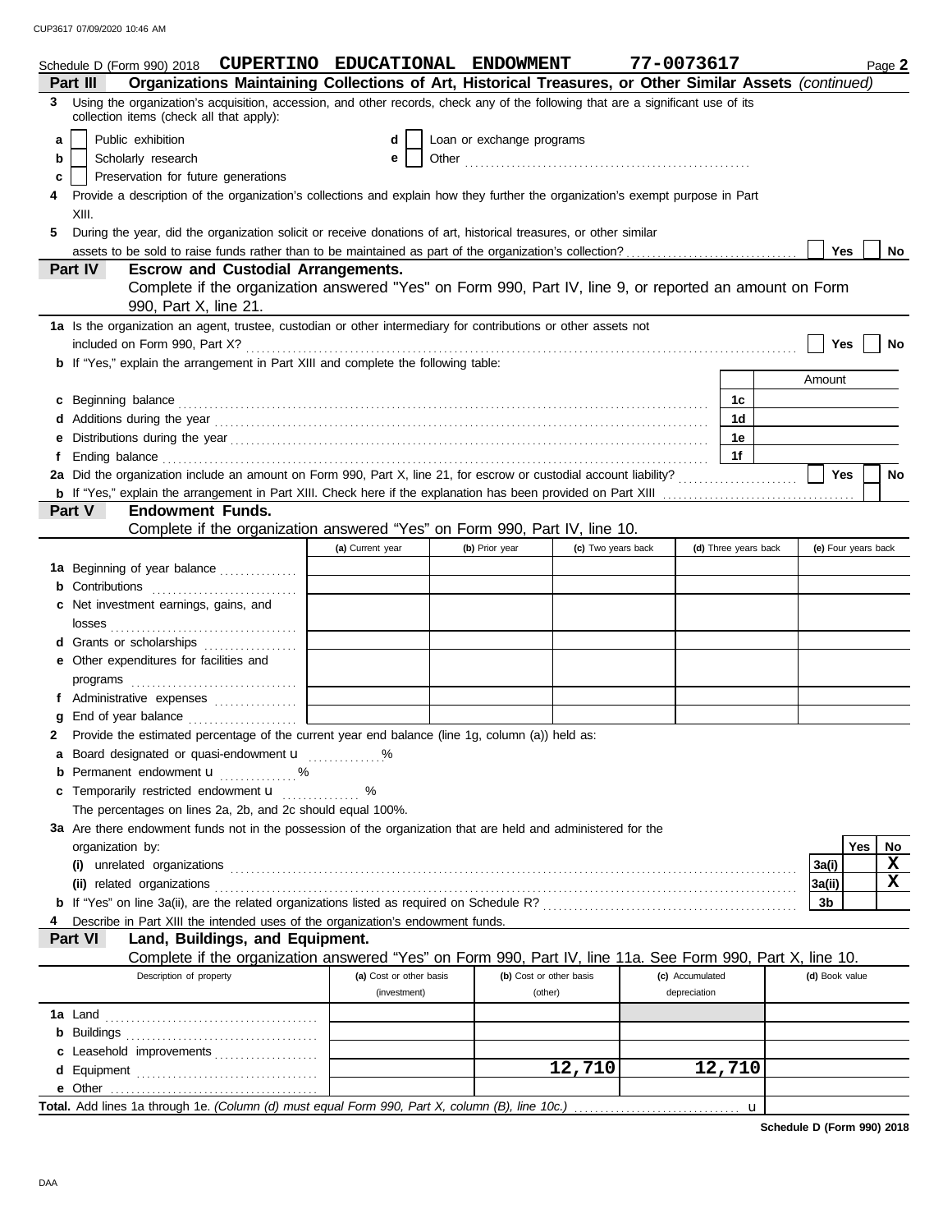Schedule D (Form 990) 2018 **CUPERTINO EDUCATIONAL ENDOWMENT** **77-0073617** Page **2**

## Part III — Organizations Maintaining Collections of Art, Historical Treasures, or Other Similar Assets *(continued)*

**3** Using the organization's acquisition, accession, and other records, check any of the following that are a significant use of its collection items (check all that apply):

- **a** ☐ Public exhibition
- **b** ☐ Scholarly research
- **c** ☐ Preservation for future generations
- **d** ☐ Loan or exchange programs
- **e** ☐ Other ..........

**4** Provide a description of the organization's collections and explain how they further the organization's exempt purpose in Part XIII.

**5** During the year, did the organization solicit or receive donations of art, historical treasures, or other similar assets to be sold to raise funds rather than to be maintained as part of the organization's collection? ☐ Yes ☐ No

## Part IV — Escrow and Custodial Arrangements.

Complete if the organization answered "Yes" on Form 990, Part IV, line 9, or reported an amount on Form 990, Part X, line 21.

**1a** Is the organization an agent, trustee, custodian or other intermediary for contributions or other assets not included on Form 990, Part X? ☐ Yes ☐ No

**b** If "Yes," explain the arrangement in Part XIII and complete the following table:

| | | Amount |
|---|---|---|
| **c** Beginning balance | 1c | |
| **d** Additions during the year | 1d | |
| **e** Distributions during the year | 1e | |
| **f** Ending balance | 1f | |

**2a** Did the organization include an amount on Form 990, Part X, line 21, for escrow or custodial account liability? ☐ Yes ☐ No

**b** If "Yes," explain the arrangement in Part XIII. Check here if the explanation has been provided on Part XIII ☐

## Part V — Endowment Funds.

Complete if the organization answered "Yes" on Form 990, Part IV, line 10.

| | (a) Current year | (b) Prior year | (c) Two years back | (d) Three years back | (e) Four years back |
|---|---|---|---|---|---|
| **1a** Beginning of year balance | | | | | |
| **b** Contributions | | | | | |
| **c** Net investment earnings, gains, and losses | | | | | |
| **d** Grants or scholarships | | | | | |
| **e** Other expenditures for facilities and programs | | | | | |
| **f** Administrative expenses | | | | | |
| **g** End of year balance | | | | | |

**2** Provide the estimated percentage of the current year end balance (line 1g, column (a)) held as:

- **a** Board designated or quasi-endowment u ..........%
- **b** Permanent endowment u ..........%
- **c** Temporarily restricted endowment u .......... %

The percentages on lines 2a, 2b, and 2c should equal 100%.

**3a** Are there endowment funds not in the possession of the organization that are held and administered for the organization by:

| | | Yes | No |
|---|---|---|---|
| **(i)** unrelated organizations | 3a(i) | | X |
| **(ii)** related organizations | 3a(ii) | | X |
| **b** If "Yes" on line 3a(ii), are the related organizations listed as required on Schedule R? | 3b | | |

**4** Describe in Part XIII the intended uses of the organization's endowment funds.

## Part VI — Land, Buildings, and Equipment.

Complete if the organization answered "Yes" on Form 990, Part IV, line 11a. See Form 990, Part X, line 10.

| Description of property | (a) Cost or other basis (investment) | (b) Cost or other basis (other) | (c) Accumulated depreciation | (d) Book value |
|---|---|---|---|---|
| **1a** Land | | | | |
| **b** Buildings | | | | |
| **c** Leasehold improvements | | | | |
| **d** Equipment | | 12,710 | 12,710 | |
| **e** Other | | | | |

**Total.** Add lines 1a through 1e. *(Column (d) must equal Form 990, Part X, column (B), line 10c.)* u

**Schedule D (Form 990) 2018**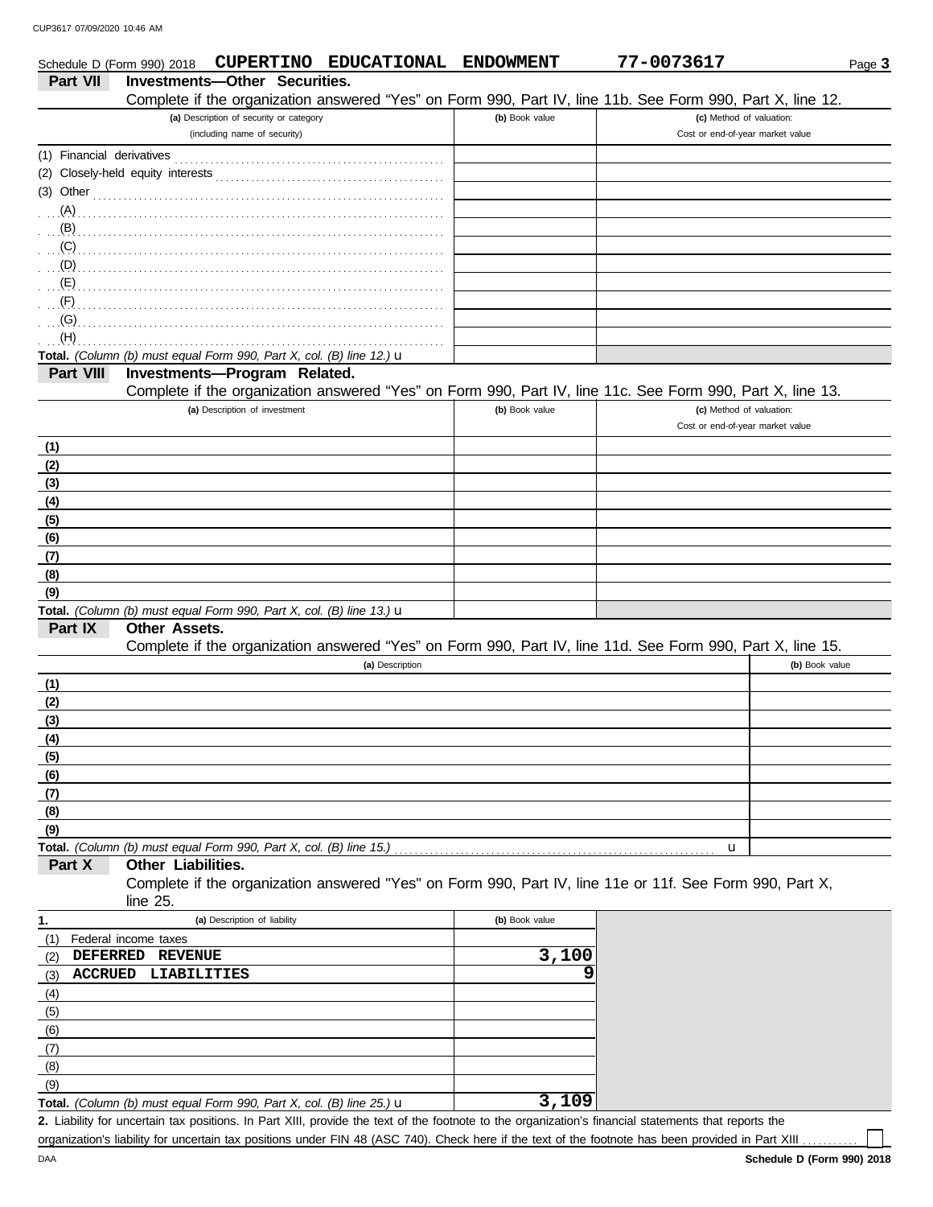Schedule D (Form 990) 2018 **CUPERTINO EDUCATIONAL ENDOWMENT** **77-0073617**

## Part VII Investments—Other Securities.

Complete if the organization answered "Yes" on Form 990, Part IV, line 11b. See Form 990, Part X, line 12.

| (a) Description of security or category (including name of security) | (b) Book value | (c) Method of valuation: Cost or end-of-year market value |
|---|---|---|
| (1) Financial derivatives | | |
| (2) Closely-held equity interests | | |
| (3) Other | | |
| (A) | | |
| (B) | | |
| (C) | | |
| (D) | | |
| (E) | | |
| (F) | | |
| (G) | | |
| (H) | | |
| **Total.** *(Column (b) must equal Form 990, Part X, col. (B) line 12.)* u | | |

## Part VIII Investments—Program Related.

Complete if the organization answered "Yes" on Form 990, Part IV, line 11c. See Form 990, Part X, line 13.

| (a) Description of investment | (b) Book value | (c) Method of valuation: Cost or end-of-year market value |
|---|---|---|
| (1) | | |
| (2) | | |
| (3) | | |
| (4) | | |
| (5) | | |
| (6) | | |
| (7) | | |
| (8) | | |
| (9) | | |
| **Total.** *(Column (b) must equal Form 990, Part X, col. (B) line 13.)* u | | |

## Part IX Other Assets.

Complete if the organization answered "Yes" on Form 990, Part IV, line 11d. See Form 990, Part X, line 15.

| (a) Description | (b) Book value |
|---|---|
| (1) | |
| (2) | |
| (3) | |
| (4) | |
| (5) | |
| (6) | |
| (7) | |
| (8) | |
| (9) | |
| **Total.** *(Column (b) must equal Form 990, Part X, col. (B) line 15.)* u | |

## Part X Other Liabilities.

Complete if the organization answered "Yes" on Form 990, Part IV, line 11e or 11f. See Form 990, Part X, line 25.

| 1. (a) Description of liability | (b) Book value |
|---|---|
| (1) Federal income taxes | |
| (2) **DEFERRED REVENUE** | **3,100** |
| (3) **ACCRUED LIABILITIES** | **9** |
| (4) | |
| (5) | |
| (6) | |
| (7) | |
| (8) | |
| (9) | |
| **Total.** *(Column (b) must equal Form 990, Part X, col. (B) line 25.)* u | **3,109** |

**2.** Liability for uncertain tax positions. In Part XIII, provide the text of the footnote to the organization's financial statements that reports the organization's liability for uncertain tax positions under FIN 48 (ASC 740). Check here if the text of the footnote has been provided in Part XIII ☐

**Schedule D (Form 990) 2018**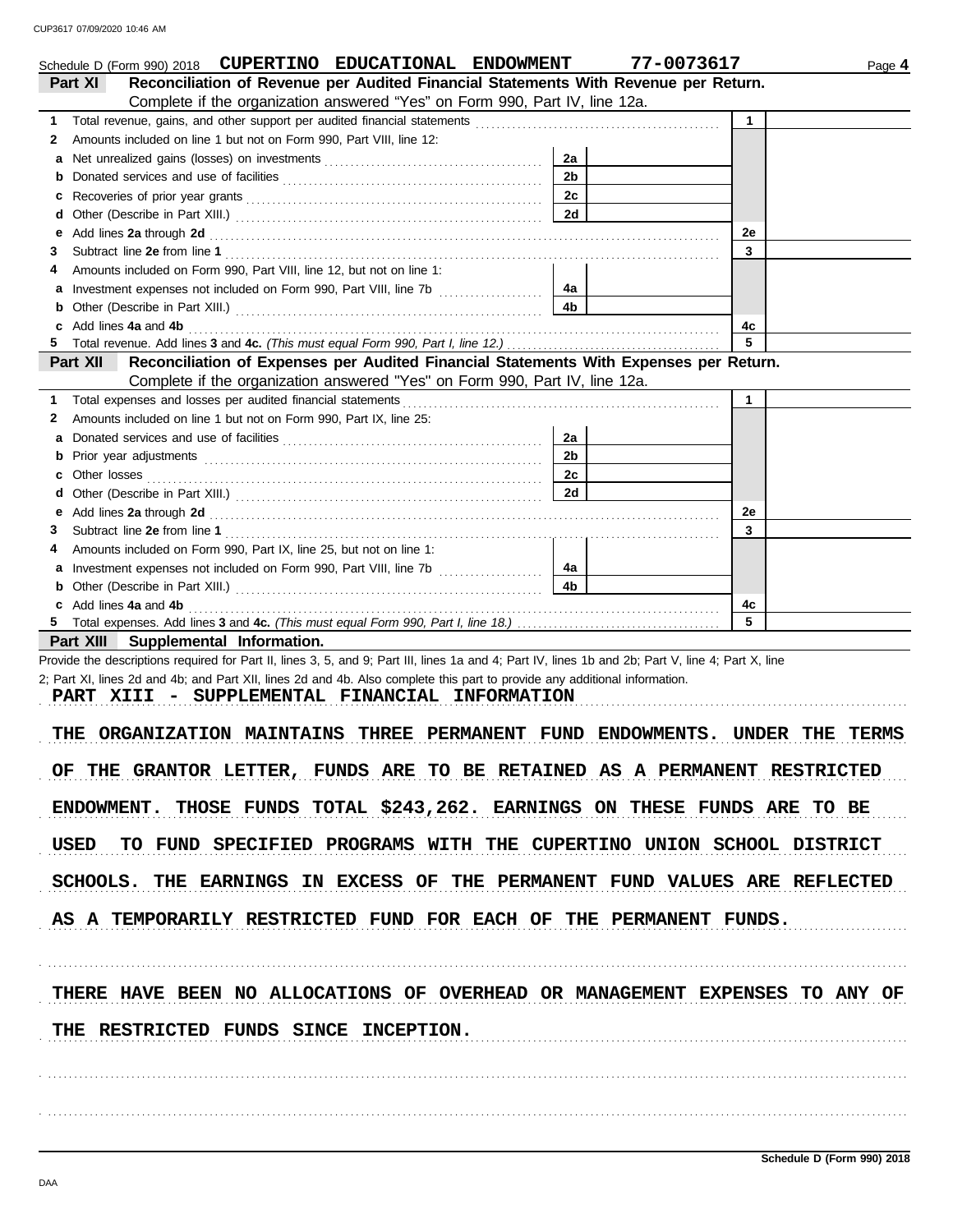Schedule D (Form 990) 2018 **CUPERTINO EDUCATIONAL ENDOWMENT** **77-0073617** Page **4**

## Part XI Reconciliation of Revenue per Audited Financial Statements With Revenue per Return.

Complete if the organization answered "Yes" on Form 990, Part IV, line 12a.

| | | | | | |
|---|---|---|---|---|---|
| **1** | Total revenue, gains, and other support per audited financial statements | | | 1 | |
| **2** | Amounts included on line 1 but not on Form 990, Part VIII, line 12: | | | | |
| **a** | Net unrealized gains (losses) on investments | 2a | | | |
| **b** | Donated services and use of facilities | 2b | | | |
| **c** | Recoveries of prior year grants | 2c | | | |
| **d** | Other (Describe in Part XIII.) | 2d | | | |
| **e** | Add lines **2a** through **2d** | | | 2e | |
| **3** | Subtract line **2e** from line **1** | | | 3 | |
| **4** | Amounts included on Form 990, Part VIII, line 12, but not on line 1: | | | | |
| **a** | Investment expenses not included on Form 990, Part VIII, line 7b | 4a | | | |
| **b** | Other (Describe in Part XIII.) | 4b | | | |
| **c** | Add lines **4a** and **4b** | | | 4c | |
| **5** | Total revenue. Add lines **3** and **4c.** *(This must equal Form 990, Part I, line 12.)* | | | 5 | |

## Part XII Reconciliation of Expenses per Audited Financial Statements With Expenses per Return.

Complete if the organization answered "Yes" on Form 990, Part IV, line 12a.

| | | | | | |
|---|---|---|---|---|---|
| **1** | Total expenses and losses per audited financial statements | | | 1 | |
| **2** | Amounts included on line 1 but not on Form 990, Part IX, line 25: | | | | |
| **a** | Donated services and use of facilities | 2a | | | |
| **b** | Prior year adjustments | 2b | | | |
| **c** | Other losses | 2c | | | |
| **d** | Other (Describe in Part XIII.) | 2d | | | |
| **e** | Add lines **2a** through **2d** | | | 2e | |
| **3** | Subtract line **2e** from line **1** | | | 3 | |
| **4** | Amounts included on Form 990, Part IX, line 25, but not on line 1: | | | | |
| **a** | Investment expenses not included on Form 990, Part VIII, line 7b | 4a | | | |
| **b** | Other (Describe in Part XIII.) | 4b | | | |
| **c** | Add lines **4a** and **4b** | | | 4c | |
| **5** | Total expenses. Add lines **3** and **4c.** *(This must equal Form 990, Part I, line 18.)* | | | 5 | |

## Part XIII Supplemental Information.

Provide the descriptions required for Part II, lines 3, 5, and 9; Part III, lines 1a and 4; Part IV, lines 1b and 2b; Part V, line 4; Part X, line 2; Part XI, lines 2d and 4b; and Part XII, lines 2d and 4b. Also complete this part to provide any additional information.

PART XIII - SUPPLEMENTAL FINANCIAL INFORMATION

THE ORGANIZATION MAINTAINS THREE PERMANENT FUND ENDOWMENTS. UNDER THE TERMS OF THE GRANTOR LETTER, FUNDS ARE TO BE RETAINED AS A PERMANENT RESTRICTED ENDOWMENT. THOSE FUNDS TOTAL $243,262. EARNINGS ON THESE FUNDS ARE TO BE USED TO FUND SPECIFIED PROGRAMS WITH THE CUPERTINO UNION SCHOOL DISTRICT SCHOOLS. THE EARNINGS IN EXCESS OF THE PERMANENT FUND VALUES ARE REFLECTED AS A TEMPORARILY RESTRICTED FUND FOR EACH OF THE PERMANENT FUNDS.

THERE HAVE BEEN NO ALLOCATIONS OF OVERHEAD OR MANAGEMENT EXPENSES TO ANY OF THE RESTRICTED FUNDS SINCE INCEPTION.

**Schedule D (Form 990) 2018**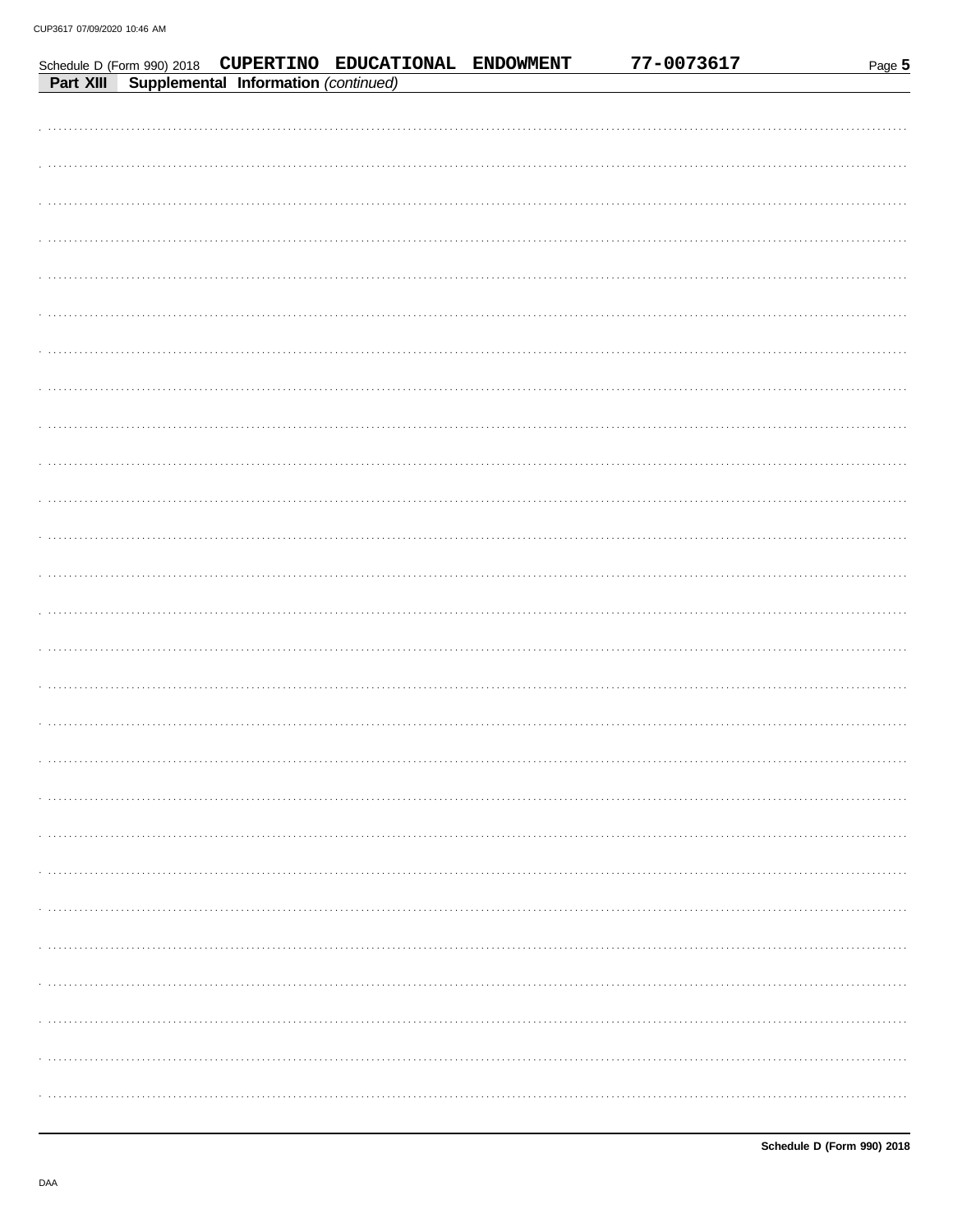Schedule D (Form 990) 2018 **CUPERTINO EDUCATIONAL ENDOWMENT** **77-0073617** Page **5**

**Part XIII** **Supplemental Information** *(continued)*

**Schedule D (Form 990) 2018**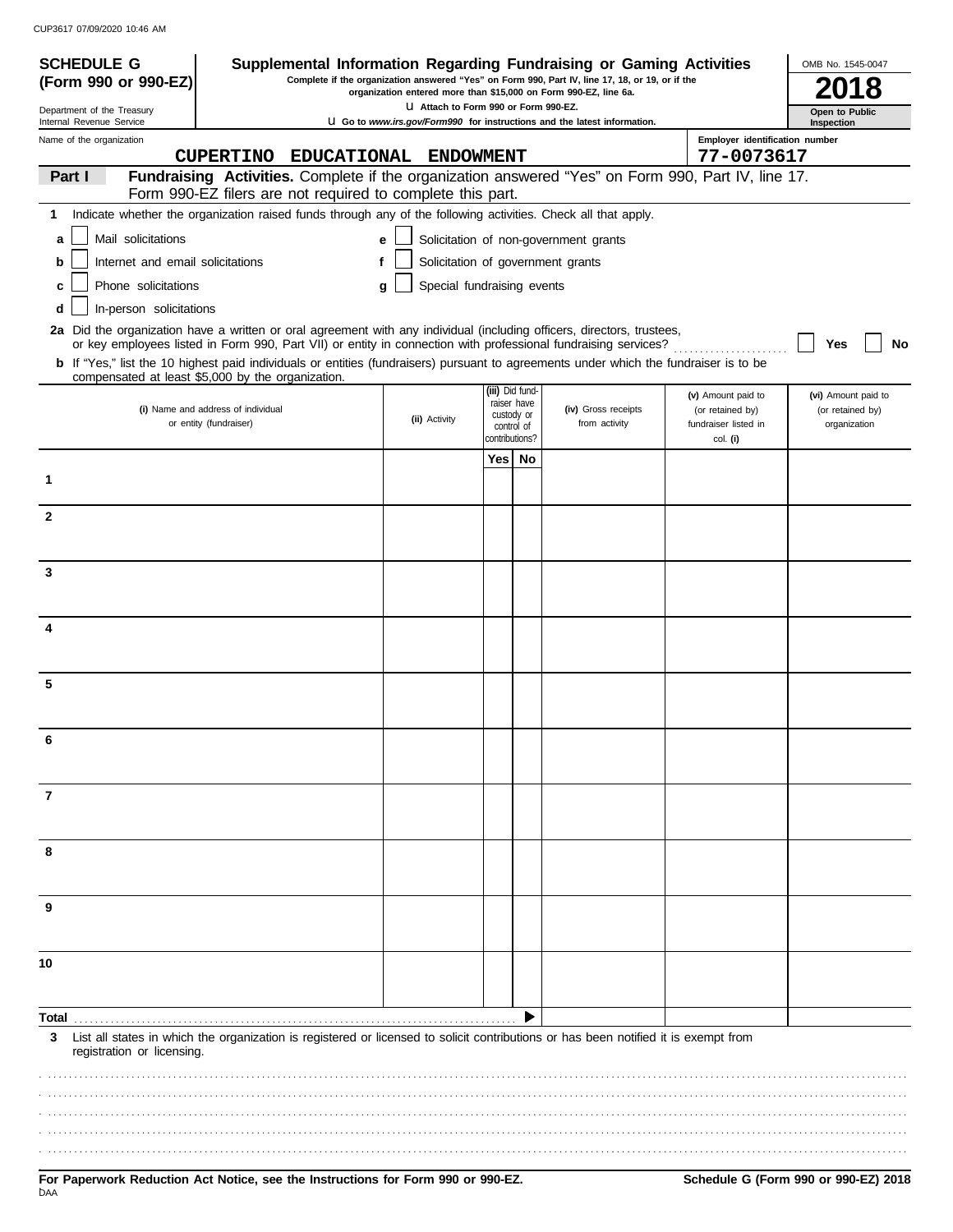**SCHEDULE G (Form 990 or 990-EZ)**

Department of the Treasury
Internal Revenue Service

# Supplemental Information Regarding Fundraising or Gaming Activities

**Complete if the organization answered "Yes" on Form 990, Part IV, line 17, 18, or 19, or if the organization entered more than $15,000 on Form 990-EZ, line 6a.**

u Attach to Form 990 or Form 990-EZ.

u Go to *www.irs.gov/Form990* for instructions and the latest information.

OMB No. 1545-0047

**2018**

**Open to Public Inspection**

Name of the organization: CUPERTINO EDUCATIONAL ENDOWMENT

Employer identification number: 77-0073617

**Part I** **Fundraising Activities.** Complete if the organization answered "Yes" on Form 990, Part IV, line 17. Form 990-EZ filers are not required to complete this part.

**1** Indicate whether the organization raised funds through any of the following activities. Check all that apply.

- **a** ☐ Mail solicitations
- **b** ☐ Internet and email solicitations
- **c** ☐ Phone solicitations
- **d** ☐ In-person solicitations
- **e** ☐ Solicitation of non-government grants
- **f** ☐ Solicitation of government grants
- **g** ☐ Special fundraising events

**2a** Did the organization have a written or oral agreement with any individual (including officers, directors, trustees, or key employees listed in Form 990, Part VII) or entity in connection with professional fundraising services? ☐ **Yes** ☐ **No**

**b** If "Yes," list the 10 highest paid individuals or entities (fundraisers) pursuant to agreements under which the fundraiser is to be compensated at least $5,000 by the organization.

| | (i) Name and address of individual or entity (fundraiser) | (ii) Activity | (iii) Did fund-raiser have custody or control of contributions? | | (iv) Gross receipts from activity | (v) Amount paid to (or retained by) fundraiser listed in col. (i) | (vi) Amount paid to (or retained by) organization |
|---|---|---|---|---|---|---|---|
| | | | Yes | No | | | |
| 1 | | | | | | | |
| 2 | | | | | | | |
| 3 | | | | | | | |
| 4 | | | | | | | |
| 5 | | | | | | | |
| 6 | | | | | | | |
| 7 | | | | | | | |
| 8 | | | | | | | |
| 9 | | | | | | | |
| 10 | | | | | | | |
| **Total** | | | | ▶ | | | |

**3** List all states in which the organization is registered or licensed to solicit contributions or has been notified it is exempt from registration or licensing.

**For Paperwork Reduction Act Notice, see the Instructions for Form 990 or 990-EZ.**

**Schedule G (Form 990 or 990-EZ) 2018**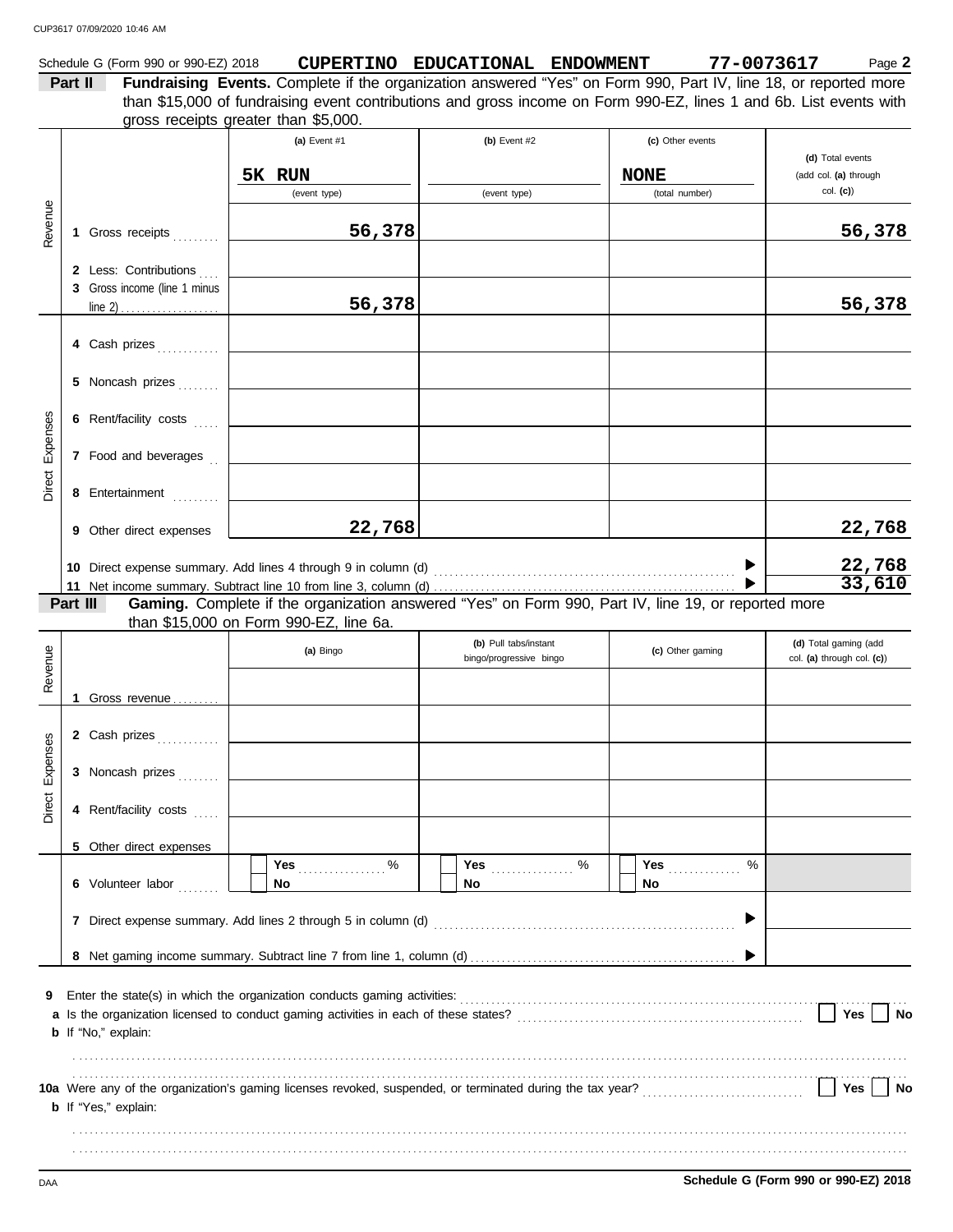Schedule G (Form 990 or 990-EZ) 2018 **CUPERTINO EDUCATIONAL ENDOWMENT 77-0073617** Page **2**

**Part II** **Fundraising Events.** Complete if the organization answered "Yes" on Form 990, Part IV, line 18, or reported more than $15,000 of fundraising event contributions and gross income on Form 990-EZ, lines 1 and 6b. List events with gross receipts greater than $5,000.

| | | (a) Event #1 | (b) Event #2 | (c) Other events | (d) Total events (add col. (a) through col. (c)) |
|---|---|---|---|---|---|
| | | 5K RUN (event type) | (event type) | NONE (total number) | |
| Revenue | 1 Gross receipts | 56,378 | | | 56,378 |
| | 2 Less: Contributions | | | | |
| | 3 Gross income (line 1 minus line 2) | 56,378 | | | 56,378 |
| Direct Expenses | 4 Cash prizes | | | | |
| | 5 Noncash prizes | | | | |
| | 6 Rent/facility costs | | | | |
| | 7 Food and beverages | | | | |
| | 8 Entertainment | | | | |
| | 9 Other direct expenses | 22,768 | | | 22,768 |
| | 10 Direct expense summary. Add lines 4 through 9 in column (d) | | | | 22,768 |
| | 11 Net income summary. Subtract line 10 from line 3, column (d) | | | | 33,610 |

**Part III** **Gaming.** Complete if the organization answered "Yes" on Form 990, Part IV, line 19, or reported more than $15,000 on Form 990-EZ, line 6a.

| | | (a) Bingo | (b) Pull tabs/instant bingo/progressive bingo | (c) Other gaming | (d) Total gaming (add col. (a) through col. (c)) |
|---|---|---|---|---|---|
| Revenue | 1 Gross revenue | | | | |
| Direct Expenses | 2 Cash prizes | | | | |
| | 3 Noncash prizes | | | | |
| | 4 Rent/facility costs | | | | |
| | 5 Other direct expenses | | | | |
| | 6 Volunteer labor | ☐ Yes ____ % ☐ No | ☐ Yes ____ % ☐ No | ☐ Yes ____ % ☐ No | |
| | 7 Direct expense summary. Add lines 2 through 5 in column (d) | | | | |
| | 8 Net gaming income summary. Subtract line 7 from line 1, column (d) | | | | |

**9** Enter the state(s) in which the organization conducts gaming activities: ..........

**a** Is the organization licensed to conduct gaming activities in each of these states? ☐ Yes ☐ No

**b** If "No," explain:

**10a** Were any of the organization's gaming licenses revoked, suspended, or terminated during the tax year? ☐ Yes ☐ No

**b** If "Yes," explain:

**Schedule G (Form 990 or 990-EZ) 2018**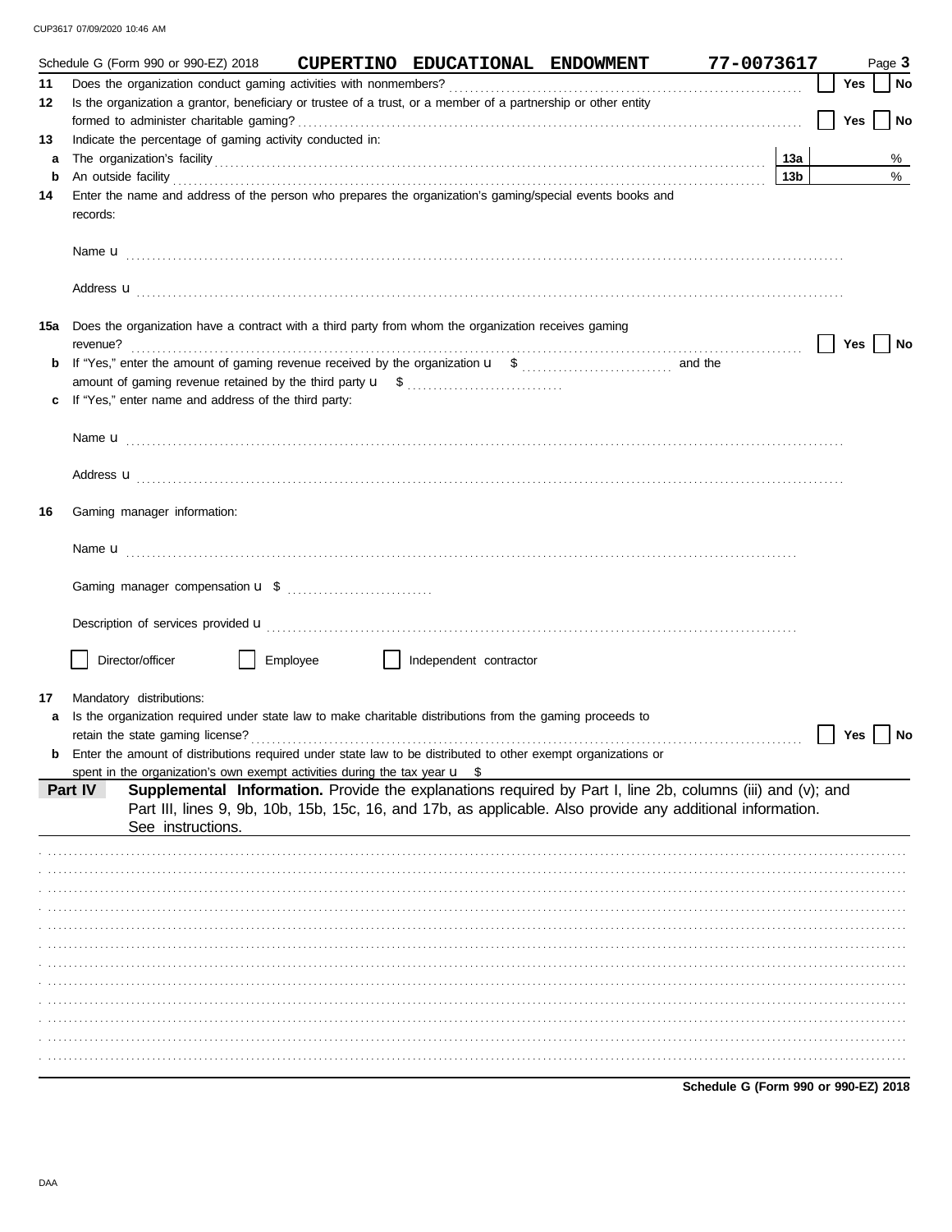Schedule G (Form 990 or 990-EZ) 2018 **CUPERTINO EDUCATIONAL ENDOWMENT** **77-0073617** Page **3**

**11** Does the organization conduct gaming activities with nonmembers? ☐ Yes ☐ No

**12** Is the organization a grantor, beneficiary or trustee of a trust, or a member of a partnership or other entity formed to administer charitable gaming? ☐ Yes ☐ No

**13** Indicate the percentage of gaming activity conducted in:

**a** The organization's facility **13a** %

**b** An outside facility **13b** %

**14** Enter the name and address of the person who prepares the organization's gaming/special events books and records:

Name u

Address u

**15a** Does the organization have a contract with a third party from whom the organization receives gaming revenue? ☐ Yes ☐ No

**b** If "Yes," enter the amount of gaming revenue received by the organization u $ and the amount of gaming revenue retained by the third party u $

**c** If "Yes," enter name and address of the third party:

Name u

Address u

**16** Gaming manager information:

Name u

Gaming manager compensation u $

Description of services provided u

☐ Director/officer ☐ Employee ☐ Independent contractor

**17** Mandatory distributions:

**a** Is the organization required under state law to make charitable distributions from the gaming proceeds to retain the state gaming license? ☐ Yes ☐ No

**b** Enter the amount of distributions required under state law to be distributed to other exempt organizations or spent in the organization's own exempt activities during the tax year u $

**Part IV** **Supplemental Information.** Provide the explanations required by Part I, line 2b, columns (iii) and (v); and Part III, lines 9, 9b, 10b, 15b, 15c, 16, and 17b, as applicable. Also provide any additional information. See instructions.

**Schedule G (Form 990 or 990-EZ) 2018**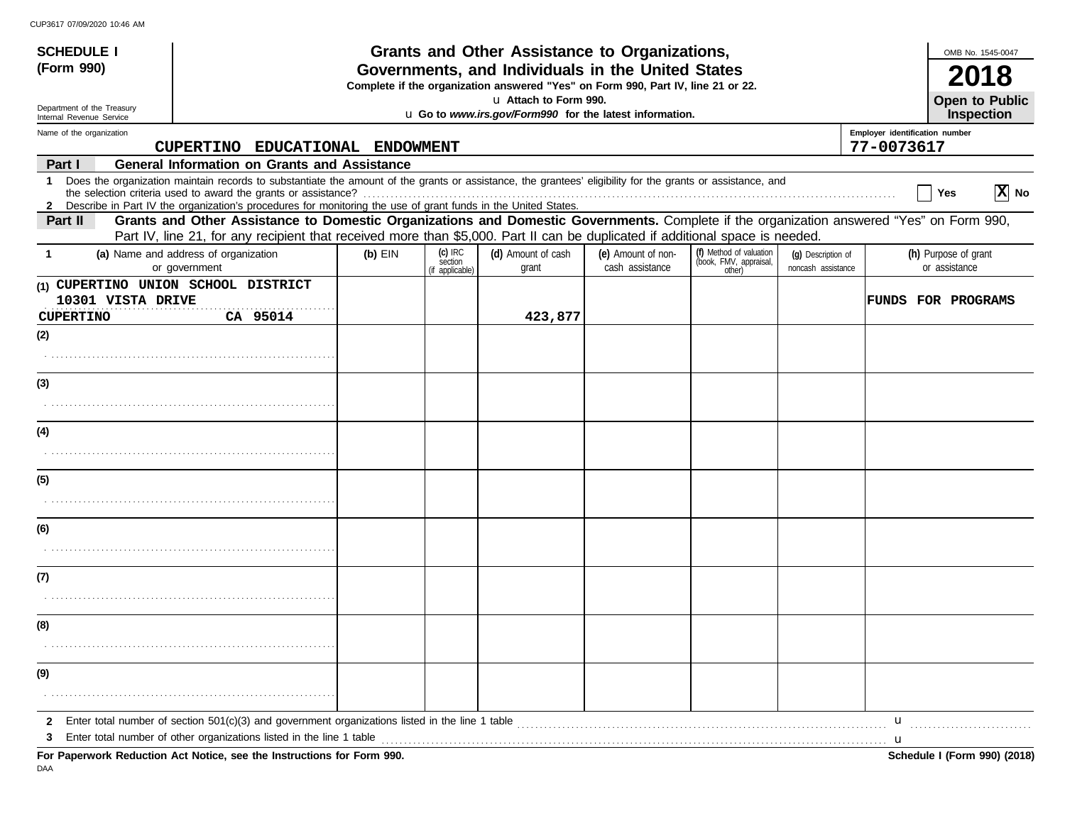CUP3617 07/09/2020 10:46 AM

# SCHEDULE I (Form 990)

## Grants and Other Assistance to Organizations, Governments, and Individuals in the United States

**Complete if the organization answered "Yes" on Form 990, Part IV, line 21 or 22.**

u **Attach to Form 990.**

u **Go to *www.irs.gov/Form990* for the latest information.**

OMB No. 1545-0047

**2018**

**Open to Public Inspection**

Department of the Treasury
Internal Revenue Service

Name of the organization: CUPERTINO EDUCATIONAL ENDOWMENT

Employer identification number: 77-0073617

**Part I — General Information on Grants and Assistance**

1 Does the organization maintain records to substantiate the amount of the grants or assistance, the grantees' eligibility for the grants or assistance, and the selection criteria used to award the grants or assistance? [ ] Yes [X] No

2 Describe in Part IV the organization's procedures for monitoring the use of grant funds in the United States.

**Part II — Grants and Other Assistance to Domestic Organizations and Domestic Governments.** Complete if the organization answered "Yes" on Form 990, Part IV, line 21, for any recipient that received more than $5,000. Part II can be duplicated if additional space is needed.

| 1 | (a) Name and address of organization or government | (b) EIN | (c) IRC section (if applicable) | (d) Amount of cash grant | (e) Amount of non-cash assistance | (f) Method of valuation (book, FMV, appraisal, other) | (g) Description of noncash assistance | (h) Purpose of grant or assistance |
|---|---|---|---|---|---|---|---|---|
| (1) | CUPERTINO UNION SCHOOL DISTRICT 10301 VISTA DRIVE CUPERTINO CA 95014 | | | 423,877 | | | | FUNDS FOR PROGRAMS |
| (2) | | | | | | | | |
| (3) | | | | | | | | |
| (4) | | | | | | | | |
| (5) | | | | | | | | |
| (6) | | | | | | | | |
| (7) | | | | | | | | |
| (8) | | | | | | | | |
| (9) | | | | | | | | |

2 Enter total number of section 501(c)(3) and government organizations listed in the line 1 table u

3 Enter total number of other organizations listed in the line 1 table u

**For Paperwork Reduction Act Notice, see the Instructions for Form 990.**

**Schedule I (Form 990) (2018)**

DAA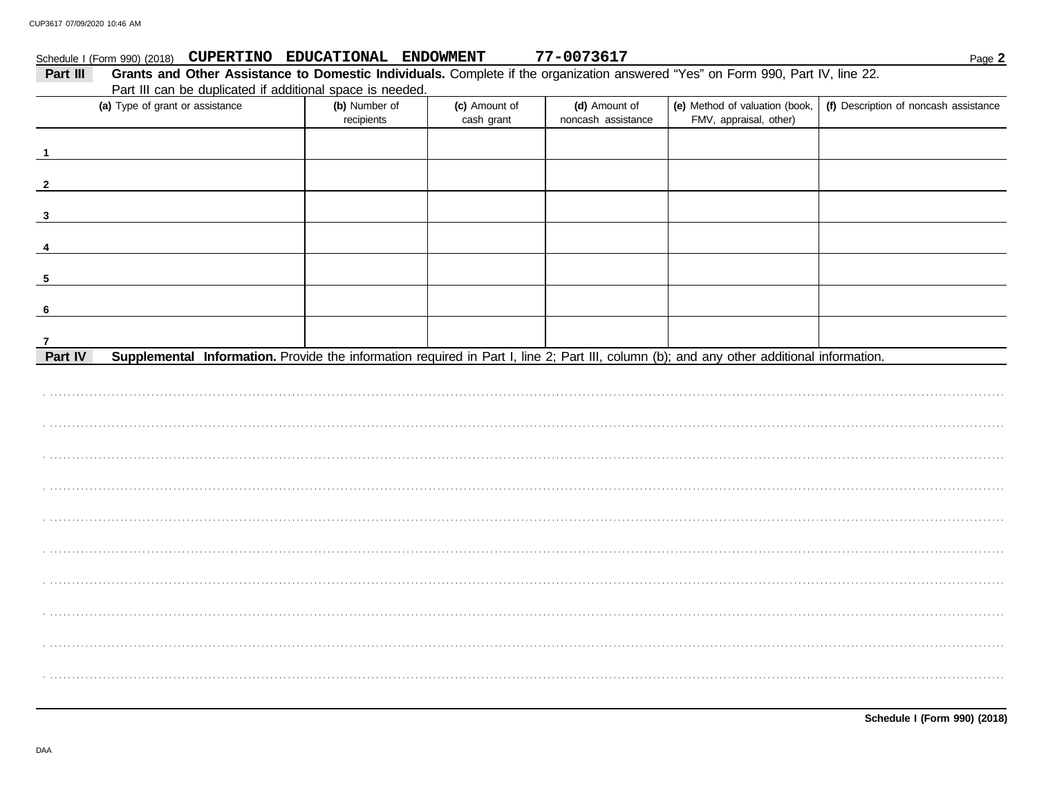Schedule I (Form 990) (2018) **CUPERTINO EDUCATIONAL ENDOWMENT** **77-0073617** Page **2**

**Part III** **Grants and Other Assistance to Domestic Individuals.** Complete if the organization answered "Yes" on Form 990, Part IV, line 22. Part III can be duplicated if additional space is needed.

| (a) Type of grant or assistance | (b) Number of recipients | (c) Amount of cash grant | (d) Amount of noncash assistance | (e) Method of valuation (book, FMV, appraisal, other) | (f) Description of noncash assistance |
|---|---|---|---|---|---|
| 1 | | | | | |
| 2 | | | | | |
| 3 | | | | | |
| 4 | | | | | |
| 5 | | | | | |
| 6 | | | | | |
| 7 | | | | | |

**Part IV** **Supplemental Information.** Provide the information required in Part I, line 2; Part III, column (b); and any other additional information.

**Schedule I (Form 990) (2018)**

DAA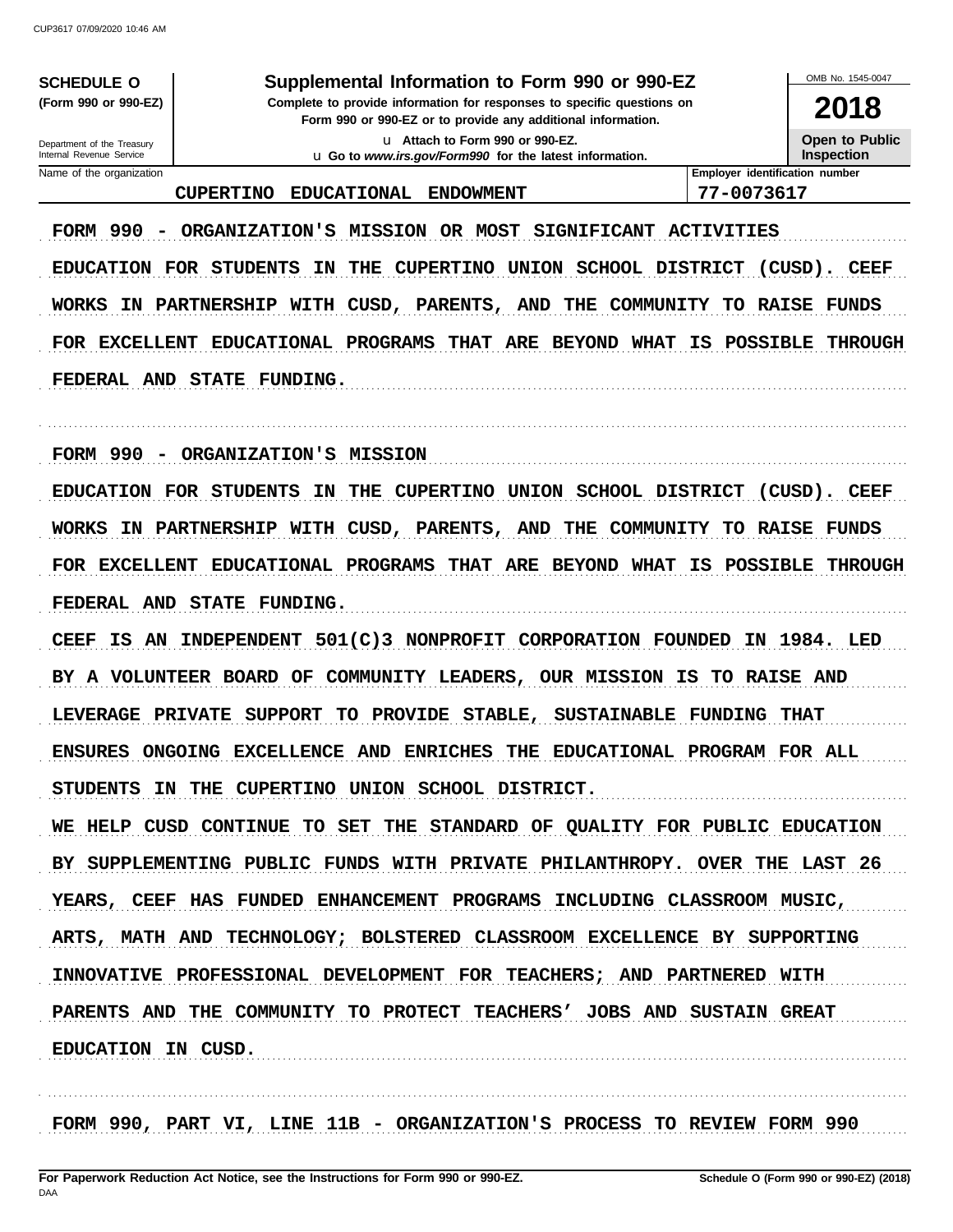**SCHEDULE O**
**(Form 990 or 990-EZ)**

Department of the Treasury
Internal Revenue Service

# Supplemental Information to Form 990 or 990-EZ

**Complete to provide information for responses to specific questions on Form 990 or 990-EZ or to provide any additional information.**

**Attach to Form 990 or 990-EZ.**

**Go to *www.irs.gov/Form990* for the latest information.**

OMB No. 1545-0047

**2018**

**Open to Public Inspection**

| Name of the organization | Employer identification number |
|---|---|
| CUPERTINO EDUCATIONAL ENDOWMENT | 77-0073617 |

FORM 990 - ORGANIZATION'S MISSION OR MOST SIGNIFICANT ACTIVITIES

EDUCATION FOR STUDENTS IN THE CUPERTINO UNION SCHOOL DISTRICT (CUSD). CEEF WORKS IN PARTNERSHIP WITH CUSD, PARENTS, AND THE COMMUNITY TO RAISE FUNDS FOR EXCELLENT EDUCATIONAL PROGRAMS THAT ARE BEYOND WHAT IS POSSIBLE THROUGH FEDERAL AND STATE FUNDING.

FORM 990 - ORGANIZATION'S MISSION

EDUCATION FOR STUDENTS IN THE CUPERTINO UNION SCHOOL DISTRICT (CUSD). CEEF WORKS IN PARTNERSHIP WITH CUSD, PARENTS, AND THE COMMUNITY TO RAISE FUNDS FOR EXCELLENT EDUCATIONAL PROGRAMS THAT ARE BEYOND WHAT IS POSSIBLE THROUGH FEDERAL AND STATE FUNDING.

CEEF IS AN INDEPENDENT 501(C)3 NONPROFIT CORPORATION FOUNDED IN 1984. LED BY A VOLUNTEER BOARD OF COMMUNITY LEADERS, OUR MISSION IS TO RAISE AND LEVERAGE PRIVATE SUPPORT TO PROVIDE STABLE, SUSTAINABLE FUNDING THAT ENSURES ONGOING EXCELLENCE AND ENRICHES THE EDUCATIONAL PROGRAM FOR ALL STUDENTS IN THE CUPERTINO UNION SCHOOL DISTRICT.

WE HELP CUSD CONTINUE TO SET THE STANDARD OF QUALITY FOR PUBLIC EDUCATION BY SUPPLEMENTING PUBLIC FUNDS WITH PRIVATE PHILANTHROPY. OVER THE LAST 26 YEARS, CEEF HAS FUNDED ENHANCEMENT PROGRAMS INCLUDING CLASSROOM MUSIC, ARTS, MATH AND TECHNOLOGY; BOLSTERED CLASSROOM EXCELLENCE BY SUPPORTING INNOVATIVE PROFESSIONAL DEVELOPMENT FOR TEACHERS; AND PARTNERED WITH PARENTS AND THE COMMUNITY TO PROTECT TEACHERS' JOBS AND SUSTAIN GREAT EDUCATION IN CUSD.

FORM 990, PART VI, LINE 11B - ORGANIZATION'S PROCESS TO REVIEW FORM 990

For Paperwork Reduction Act Notice, see the Instructions for Form 990 or 990-EZ. Schedule O (Form 990 or 990-EZ) (2018)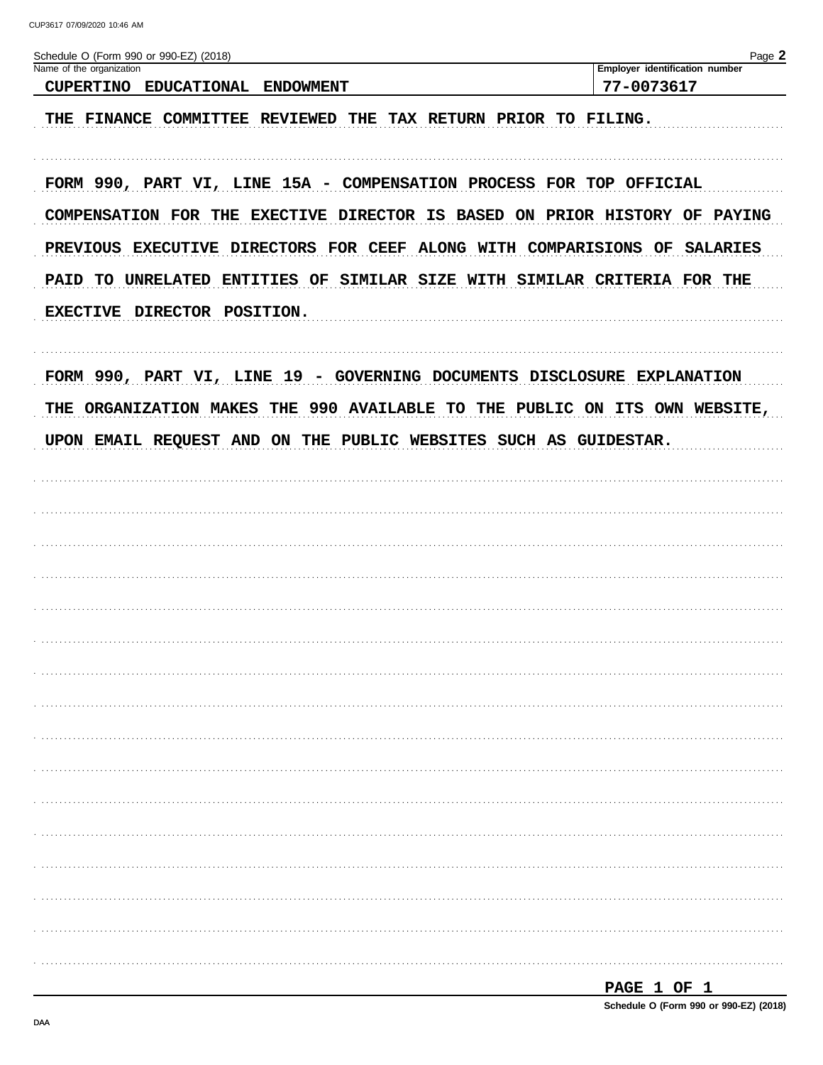Schedule O (Form 990 or 990-EZ) (2018)

| Name of the organization | Employer identification number |
| --- | --- |
| CUPERTINO EDUCATIONAL ENDOWMENT | 77-0073617 |

THE FINANCE COMMITTEE REVIEWED THE TAX RETURN PRIOR TO FILING.

FORM 990, PART VI, LINE 15A - COMPENSATION PROCESS FOR TOP OFFICIAL

COMPENSATION FOR THE EXECTIVE DIRECTOR IS BASED ON PRIOR HISTORY OF PAYING PREVIOUS EXECUTIVE DIRECTORS FOR CEEF ALONG WITH COMPARISIONS OF SALARIES PAID TO UNRELATED ENTITIES OF SIMILAR SIZE WITH SIMILAR CRITERIA FOR THE EXECTIVE DIRECTOR POSITION.

FORM 990, PART VI, LINE 19 - GOVERNING DOCUMENTS DISCLOSURE EXPLANATION

THE ORGANIZATION MAKES THE 990 AVAILABLE TO THE PUBLIC ON ITS OWN WEBSITE, UPON EMAIL REQUEST AND ON THE PUBLIC WEBSITES SUCH AS GUIDESTAR.

Schedule O (Form 990 or 990-EZ) (2018)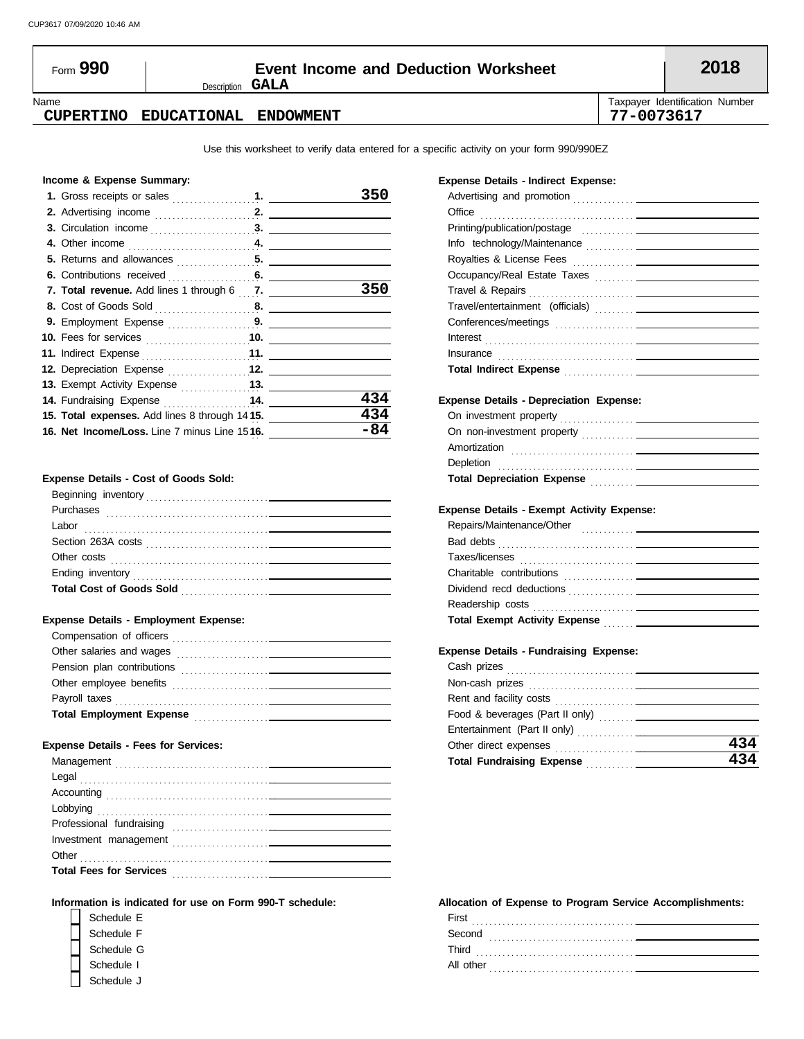CUP3617 07/09/2020 10:46 AM

# Form 990 — Event Income and Deduction Worksheet — 2018

Description **GALA**

| Name | Taxpayer Identification Number |
|---|---|
| **CUPERTINO EDUCATIONAL ENDOWMENT** | **77-0073617** |

Use this worksheet to verify data entered for a specific activity on your form 990/990EZ

### Income & Expense Summary:

| Line | Description | Amount |
|---|---|---|
| 1. | Gross receipts or sales | **350** |
| 2. | Advertising income | |
| 3. | Circulation income | |
| 4. | Other income | |
| 5. | Returns and allowances | |
| 6. | Contributions received | |
| 7. | **Total revenue.** Add lines 1 through 6 | **350** |
| 8. | Cost of Goods Sold | |
| 9. | Employment Expense | |
| 10. | Fees for services | |
| 11. | Indirect Expense | |
| 12. | Depreciation Expense | |
| 13. | Exempt Activity Expense | |
| 14. | Fundraising Expense | **434** |
| 15. | **Total expenses.** Add lines 8 through 14 | **434** |
| 16. | **Net Income/Loss.** Line 7 minus Line 15 | **-84** |

### Expense Details - Cost of Goods Sold:

| Item | Amount |
|---|---|
| Beginning inventory | |
| Purchases | |
| Labor | |
| Section 263A costs | |
| Other costs | |
| Ending inventory | |
| **Total Cost of Goods Sold** | |

### Expense Details - Employment Expense:

| Item | Amount |
|---|---|
| Compensation of officers | |
| Other salaries and wages | |
| Pension plan contributions | |
| Other employee benefits | |
| Payroll taxes | |
| **Total Employment Expense** | |

### Expense Details - Fees for Services:

| Item | Amount |
|---|---|
| Management | |
| Legal | |
| Accounting | |
| Lobbying | |
| Professional fundraising | |
| Investment management | |
| Other | |
| **Total Fees for Services** | |

### Expense Details - Indirect Expense:

| Item | Amount |
|---|---|
| Advertising and promotion | |
| Office | |
| Printing/publication/postage | |
| Info technology/Maintenance | |
| Royalties & License Fees | |
| Occupancy/Real Estate Taxes | |
| Travel & Repairs | |
| Travel/entertainment (officials) | |
| Conferences/meetings | |
| Interest | |
| Insurance | |
| **Total Indirect Expense** | |

### Expense Details - Depreciation Expense:

| Item | Amount |
|---|---|
| On investment property | |
| On non-investment property | |
| Amortization | |
| Depletion | |
| **Total Depreciation Expense** | |

### Expense Details - Exempt Activity Expense:

| Item | Amount |
|---|---|
| Repairs/Maintenance/Other | |
| Bad debts | |
| Taxes/licenses | |
| Charitable contributions | |
| Dividend recd deductions | |
| Readership costs | |
| **Total Exempt Activity Expense** | |

### Expense Details - Fundraising Expense:

| Item | Amount |
|---|---|
| Cash prizes | |
| Non-cash prizes | |
| Rent and facility costs | |
| Food & beverages (Part II only) | |
| Entertainment (Part II only) | |
| Other direct expenses | **434** |
| **Total Fundraising Expense** | **434** |

### Information is indicated for use on Form 990-T schedule:

- [ ] Schedule E
- [ ] Schedule F
- [ ] Schedule G
- [ ] Schedule I
- [ ] Schedule J

### Allocation of Expense to Program Service Accomplishments:

| Item | Amount |
|---|---|
| First | |
| Second | |
| Third | |
| All other | |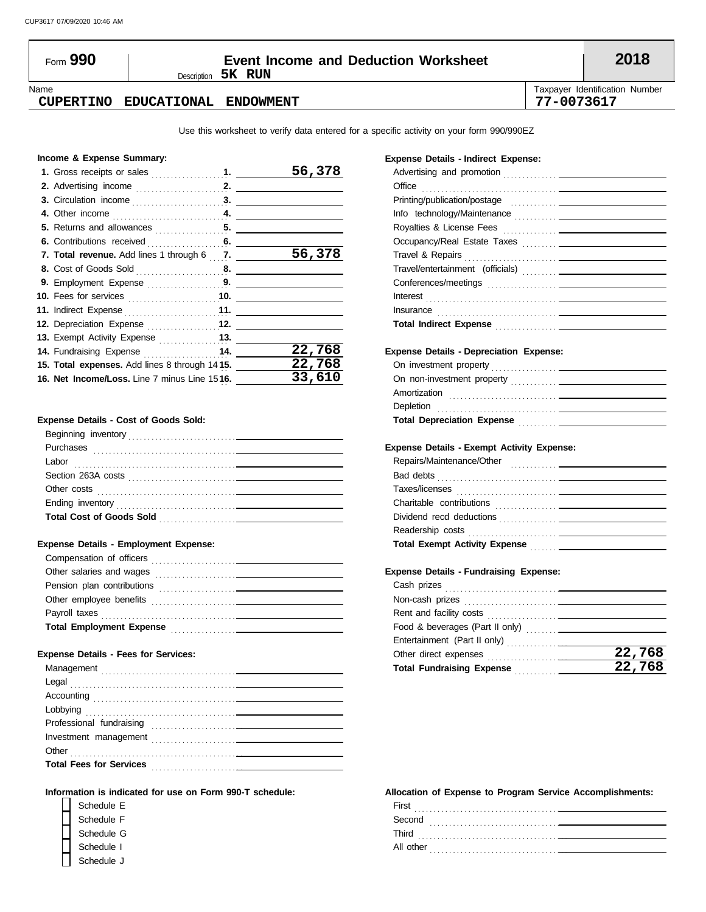CUP3617 07/09/2020 10:46 AM

# Form 990 — Event Income and Deduction Worksheet — 2018

Description **5K RUN**

| Name | Taxpayer Identification Number |
|---|---|
| **CUPERTINO EDUCATIONAL ENDOWMENT** | **77-0073617** |

Use this worksheet to verify data entered for a specific activity on your form 990/990EZ

### Income & Expense Summary:

| Line | Description | Amount |
|---|---|---|
| 1. | Gross receipts or sales | **56,378** |
| 2. | Advertising income | |
| 3. | Circulation income | |
| 4. | Other income | |
| 5. | Returns and allowances | |
| 6. | Contributions received | |
| 7. | **Total revenue.** Add lines 1 through 6 | **56,378** |
| 8. | Cost of Goods Sold | |
| 9. | Employment Expense | |
| 10. | Fees for services | |
| 11. | Indirect Expense | |
| 12. | Depreciation Expense | |
| 13. | Exempt Activity Expense | |
| 14. | Fundraising Expense | **22,768** |
| 15. | **Total expenses.** Add lines 8 through 14 | **22,768** |
| 16. | **Net Income/Loss.** Line 7 minus Line 15 | **33,610** |

### Expense Details - Cost of Goods Sold:

| Item | Amount |
|---|---|
| Beginning inventory | |
| Purchases | |
| Labor | |
| Section 263A costs | |
| Other costs | |
| Ending inventory | |
| **Total Cost of Goods Sold** | |

### Expense Details - Employment Expense:

| Item | Amount |
|---|---|
| Compensation of officers | |
| Other salaries and wages | |
| Pension plan contributions | |
| Other employee benefits | |
| Payroll taxes | |
| **Total Employment Expense** | |

### Expense Details - Fees for Services:

| Item | Amount |
|---|---|
| Management | |
| Legal | |
| Accounting | |
| Lobbying | |
| Professional fundraising | |
| Investment management | |
| Other | |
| **Total Fees for Services** | |

### Expense Details - Indirect Expense:

| Item | Amount |
|---|---|
| Advertising and promotion | |
| Office | |
| Printing/publication/postage | |
| Info technology/Maintenance | |
| Royalties & License Fees | |
| Occupancy/Real Estate Taxes | |
| Travel & Repairs | |
| Travel/entertainment (officials) | |
| Conferences/meetings | |
| Interest | |
| Insurance | |
| **Total Indirect Expense** | |

### Expense Details - Depreciation Expense:

| Item | Amount |
|---|---|
| On investment property | |
| On non-investment property | |
| Amortization | |
| Depletion | |
| **Total Depreciation Expense** | |

### Expense Details - Exempt Activity Expense:

| Item | Amount |
|---|---|
| Repairs/Maintenance/Other | |
| Bad debts | |
| Taxes/licenses | |
| Charitable contributions | |
| Dividend recd deductions | |
| Readership costs | |
| **Total Exempt Activity Expense** | |

### Expense Details - Fundraising Expense:

| Item | Amount |
|---|---|
| Cash prizes | |
| Non-cash prizes | |
| Rent and facility costs | |
| Food & beverages (Part II only) | |
| Entertainment (Part II only) | |
| Other direct expenses | **22,768** |
| **Total Fundraising Expense** | **22,768** |

### Information is indicated for use on Form 990-T schedule:

- ☐ Schedule E
- ☐ Schedule F
- ☐ Schedule G
- ☐ Schedule I
- ☐ Schedule J

### Allocation of Expense to Program Service Accomplishments:

| Item | Amount |
|---|---|
| First | |
| Second | |
| Third | |
| All other | |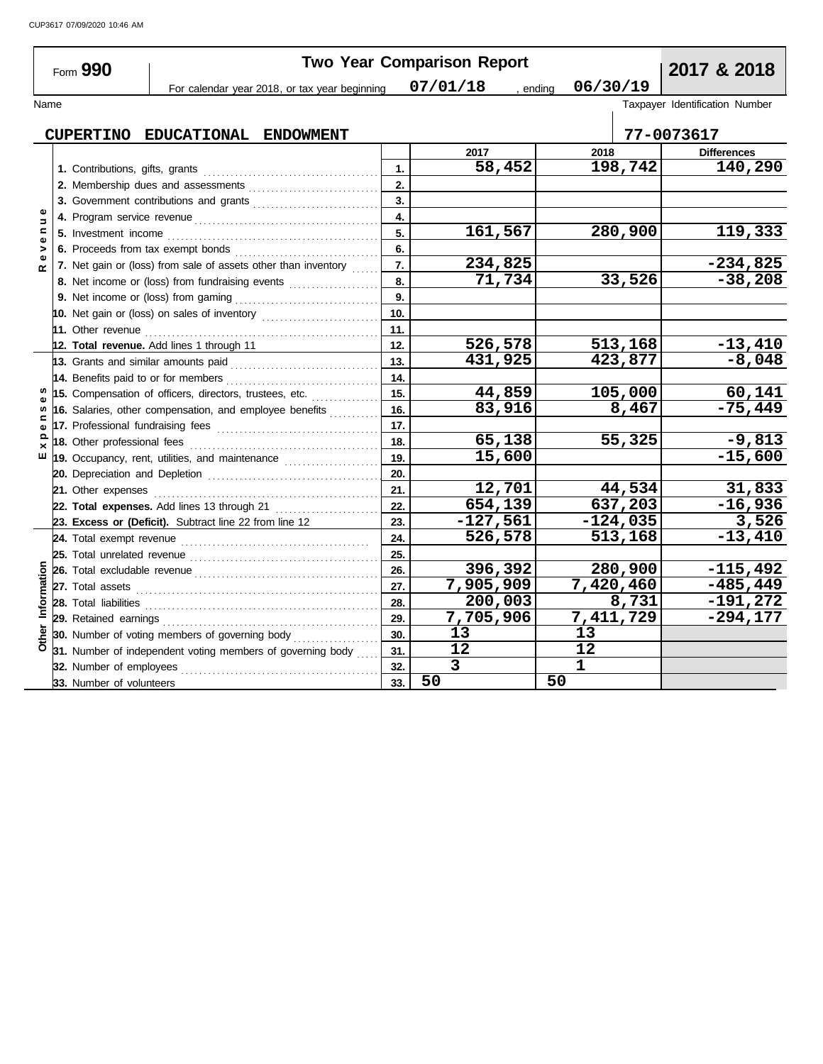CUP3617 07/09/2020 10:46 AM

# Form 990 — Two Year Comparison Report — 2017 & 2018

For calendar year 2018, or tax year beginning 07/01/18, ending 06/30/19

Name: **CUPERTINO EDUCATIONAL ENDOWMENT**

Taxpayer Identification Number: **77-0073617**

| Section | Line | | 2017 | 2018 | Differences |
|---|---|---|---|---|---|
| Revenue | 1. Contributions, gifts, grants | 1. | 58,452 | 198,742 | 140,290 |
| | 2. Membership dues and assessments | 2. | | | |
| | 3. Government contributions and grants | 3. | | | |
| | 4. Program service revenue | 4. | | | |
| | 5. Investment income | 5. | 161,567 | 280,900 | 119,333 |
| | 6. Proceeds from tax exempt bonds | 6. | | | |
| | 7. Net gain or (loss) from sale of assets other than inventory | 7. | 234,825 | | -234,825 |
| | 8. Net income or (loss) from fundraising events | 8. | 71,734 | 33,526 | -38,208 |
| | 9. Net income or (loss) from gaming | 9. | | | |
| | 10. Net gain or (loss) on sales of inventory | 10. | | | |
| | 11. Other revenue | 11. | | | |
| | 12. **Total revenue.** Add lines 1 through 11 | 12. | 526,578 | 513,168 | -13,410 |
| Expenses | 13. Grants and similar amounts paid | 13. | 431,925 | 423,877 | -8,048 |
| | 14. Benefits paid to or for members | 14. | | | |
| | 15. Compensation of officers, directors, trustees, etc. | 15. | 44,859 | 105,000 | 60,141 |
| | 16. Salaries, other compensation, and employee benefits | 16. | 83,916 | 8,467 | -75,449 |
| | 17. Professional fundraising fees | 17. | | | |
| | 18. Other professional fees | 18. | 65,138 | 55,325 | -9,813 |
| | 19. Occupancy, rent, utilities, and maintenance | 19. | 15,600 | | -15,600 |
| | 20. Depreciation and Depletion | 20. | | | |
| | 21. Other expenses | 21. | 12,701 | 44,534 | 31,833 |
| | 22. **Total expenses.** Add lines 13 through 21 | 22. | 654,139 | 637,203 | -16,936 |
| | 23. **Excess or (Deficit).** Subtract line 22 from line 12 | 23. | -127,561 | -124,035 | 3,526 |
| Other Information | 24. Total exempt revenue | 24. | 526,578 | 513,168 | -13,410 |
| | 25. Total unrelated revenue | 25. | | | |
| | 26. Total excludable revenue | 26. | 396,392 | 280,900 | -115,492 |
| | 27. Total assets | 27. | 7,905,909 | 7,420,460 | -485,449 |
| | 28. Total liabilities | 28. | 200,003 | 8,731 | -191,272 |
| | 29. Retained earnings | 29. | 7,705,906 | 7,411,729 | -294,177 |
| | 30. Number of voting members of governing body | 30. | 13 | 13 | |
| | 31. Number of independent voting members of governing body | 31. | 12 | 12 | |
| | 32. Number of employees | 32. | 3 | 1 | |
| | 33. Number of volunteers | 33. | 50 | 50 | |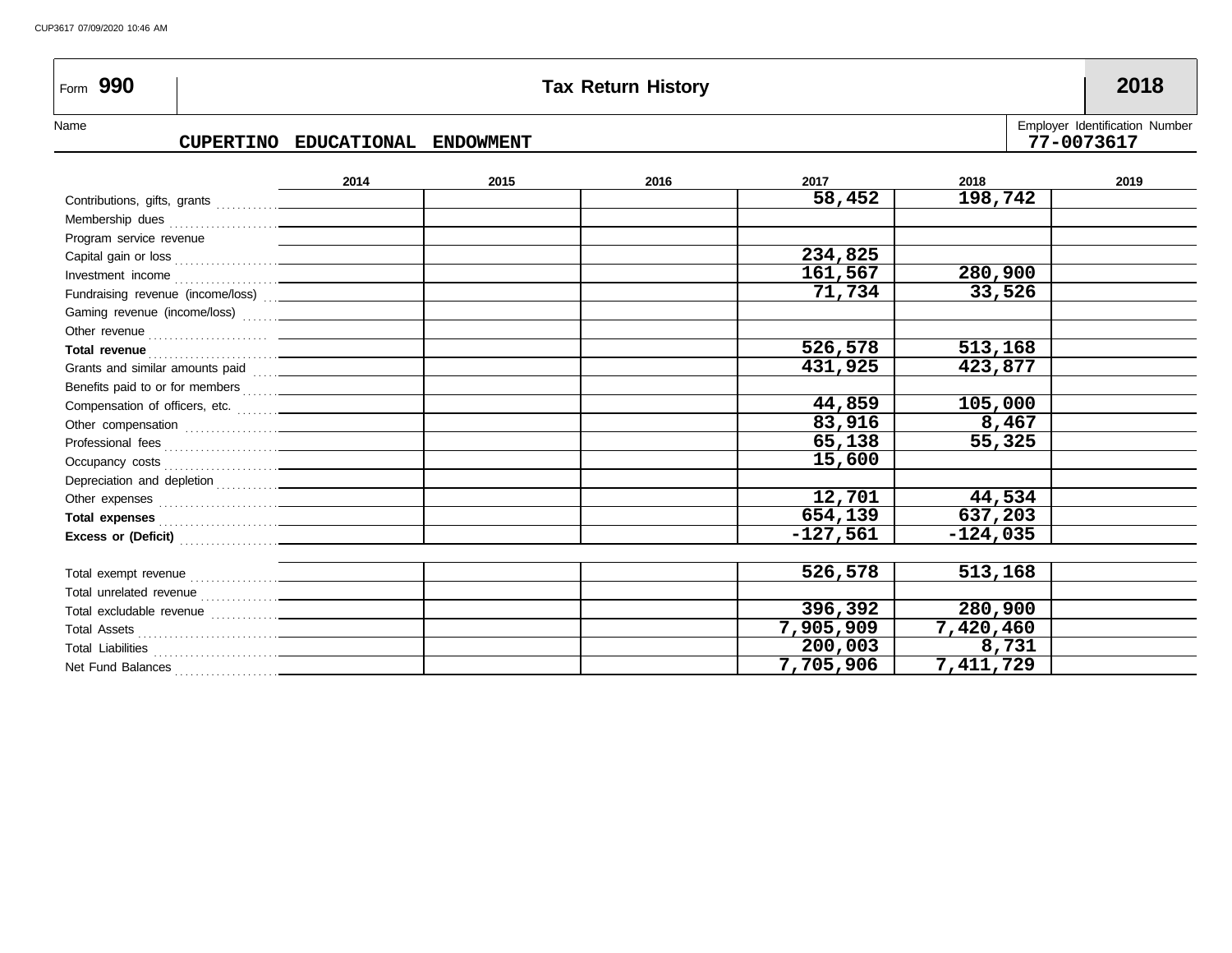# Form 990 — Tax Return History — 2018

Name: **CUPERTINO EDUCATIONAL ENDOWMENT**

Employer Identification Number: **77-0073617**

| | 2014 | 2015 | 2016 | 2017 | 2018 | 2019 |
|---|---|---|---|---|---|---|
| Contributions, gifts, grants | | | | 58,452 | 198,742 | |
| Membership dues | | | | | | |
| Program service revenue | | | | | | |
| Capital gain or loss | | | | 234,825 | | |
| Investment income | | | | 161,567 | 280,900 | |
| Fundraising revenue (income/loss) | | | | 71,734 | 33,526 | |
| Gaming revenue (income/loss) | | | | | | |
| Other revenue | | | | | | |
| **Total revenue** | | | | 526,578 | 513,168 | |
| Grants and similar amounts paid | | | | 431,925 | 423,877 | |
| Benefits paid to or for members | | | | | | |
| Compensation of officers, etc. | | | | 44,859 | 105,000 | |
| Other compensation | | | | 83,916 | 8,467 | |
| Professional fees | | | | 65,138 | 55,325 | |
| Occupancy costs | | | | 15,600 | | |
| Depreciation and depletion | | | | | | |
| Other expenses | | | | 12,701 | 44,534 | |
| **Total expenses** | | | | 654,139 | 637,203 | |
| **Excess or (Deficit)** | | | | -127,561 | -124,035 | |
| | | | | | | |
| Total exempt revenue | | | | 526,578 | 513,168 | |
| Total unrelated revenue | | | | | | |
| Total excludable revenue | | | | 396,392 | 280,900 | |
| Total Assets | | | | 7,905,909 | 7,420,460 | |
| Total Liabilities | | | | 200,003 | 8,731 | |
| Net Fund Balances | | | | 7,705,906 | 7,411,729 | |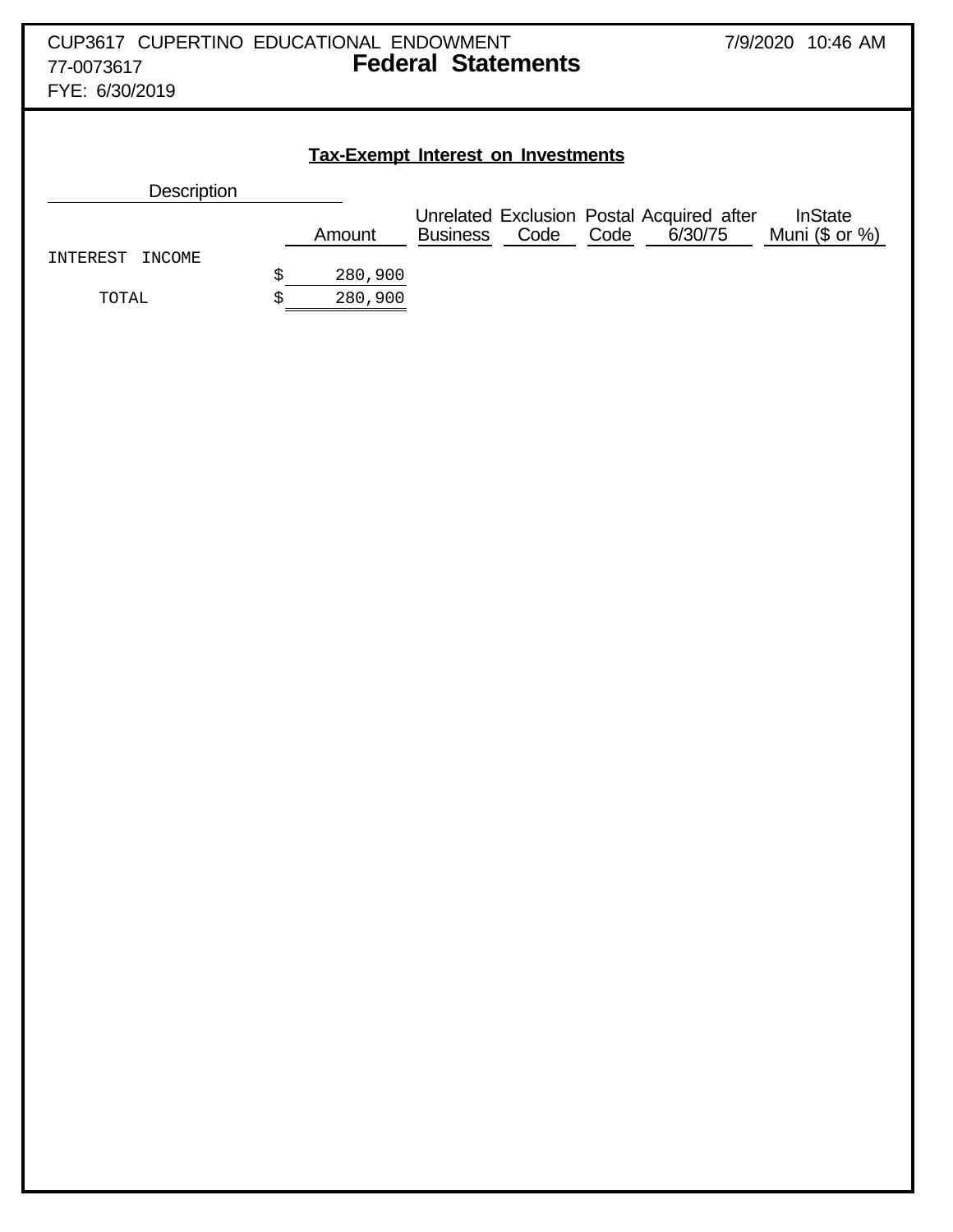CUP3617 CUPERTINO EDUCATIONAL ENDOWMENT
77-0073617
FYE: 6/30/2019

7/9/2020 10:46 AM

# Federal Statements

## Tax-Exempt Interest on Investments

| Description | Amount | Unrelated Business | Exclusion Code | Postal Code | Acquired after 6/30/75 | InState Muni ($ or %) |
|---|---|---|---|---|---|---|
| INTEREST INCOME | $ 280,900 | | | | | |
| TOTAL | $ 280,900 | | | | | |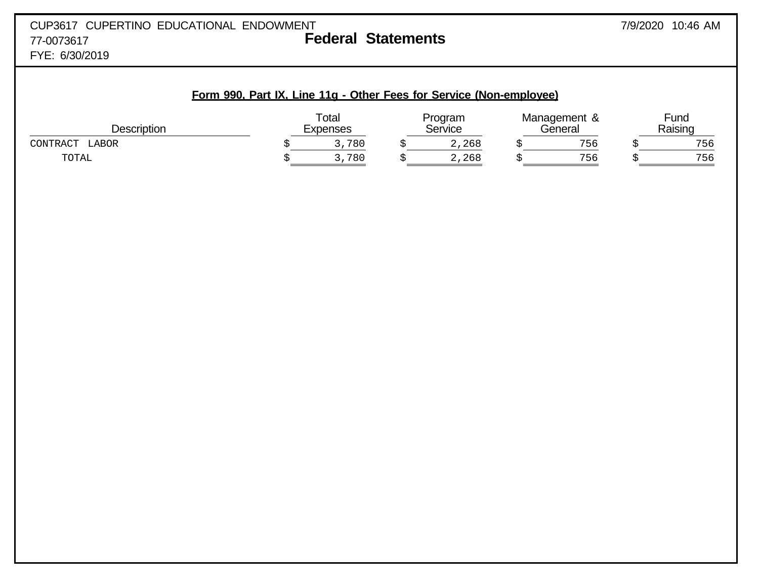CUP3617 CUPERTINO EDUCATIONAL ENDOWMENT
77-0073617
FYE: 6/30/2019

# Federal Statements

7/9/2020 10:46 AM

## Form 990, Part IX, Line 11g - Other Fees for Service (Non-employee)

| Description | Total Expenses | Program Service | Management & General | Fund Raising |
|---|---|---|---|---|
| CONTRACT LABOR | $ 3,780 | $ 2,268 | $ 756 | $ 756 |
| TOTAL | $ 3,780 | $ 2,268 | $ 756 | $ 756 |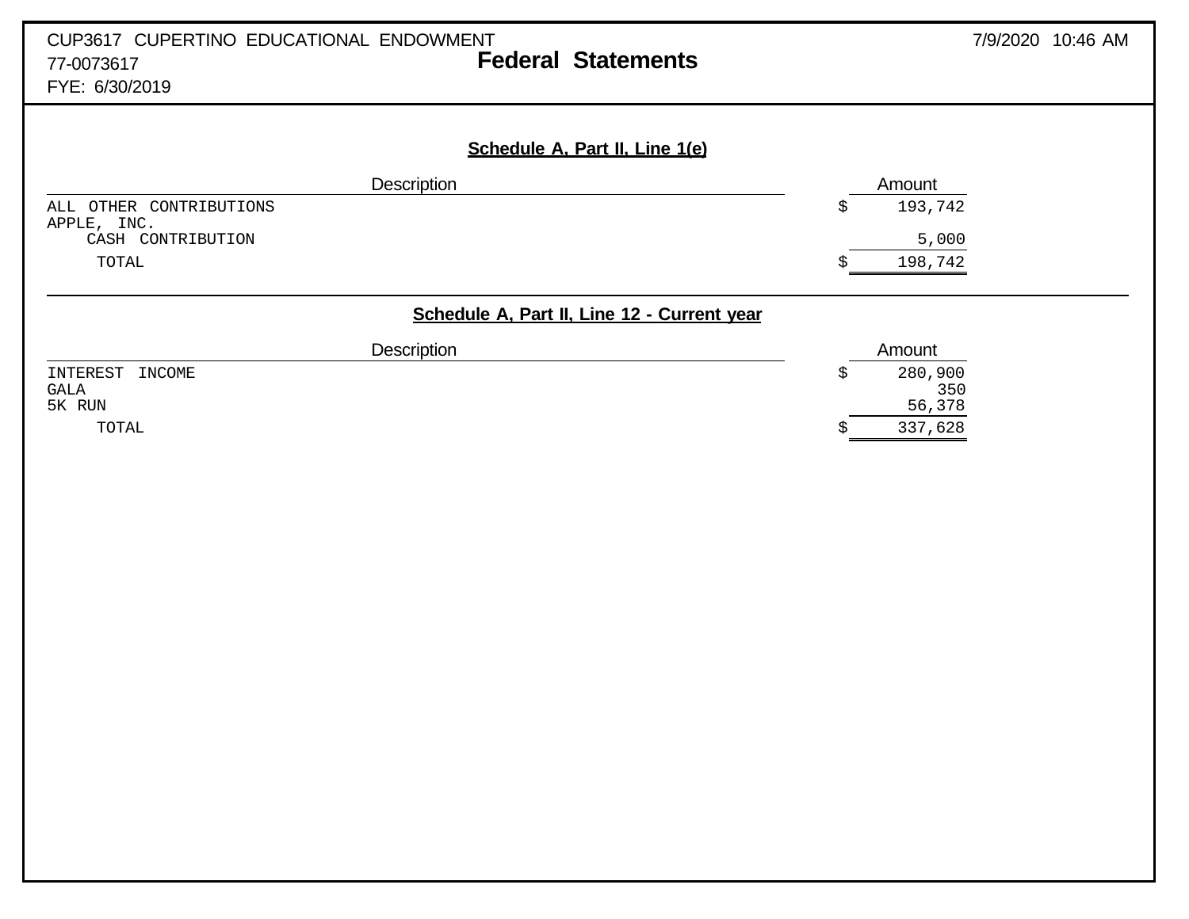CUP3617 CUPERTINO EDUCATIONAL ENDOWMENT
77-0073617
FYE: 6/30/2019

# Federal Statements

7/9/2020 10:46 AM

## Schedule A, Part II, Line 1(e)

| Description | Amount |
|---|---|
| ALL OTHER CONTRIBUTIONS | $ 193,742 |
| APPLE, INC. | |
| CASH CONTRIBUTION | 5,000 |
| TOTAL | $ 198,742 |

## Schedule A, Part II, Line 12 - Current year

| Description | Amount |
|---|---|
| INTEREST INCOME | $ 280,900 |
| GALA | 350 |
| 5K RUN | 56,378 |
| TOTAL | $ 337,628 |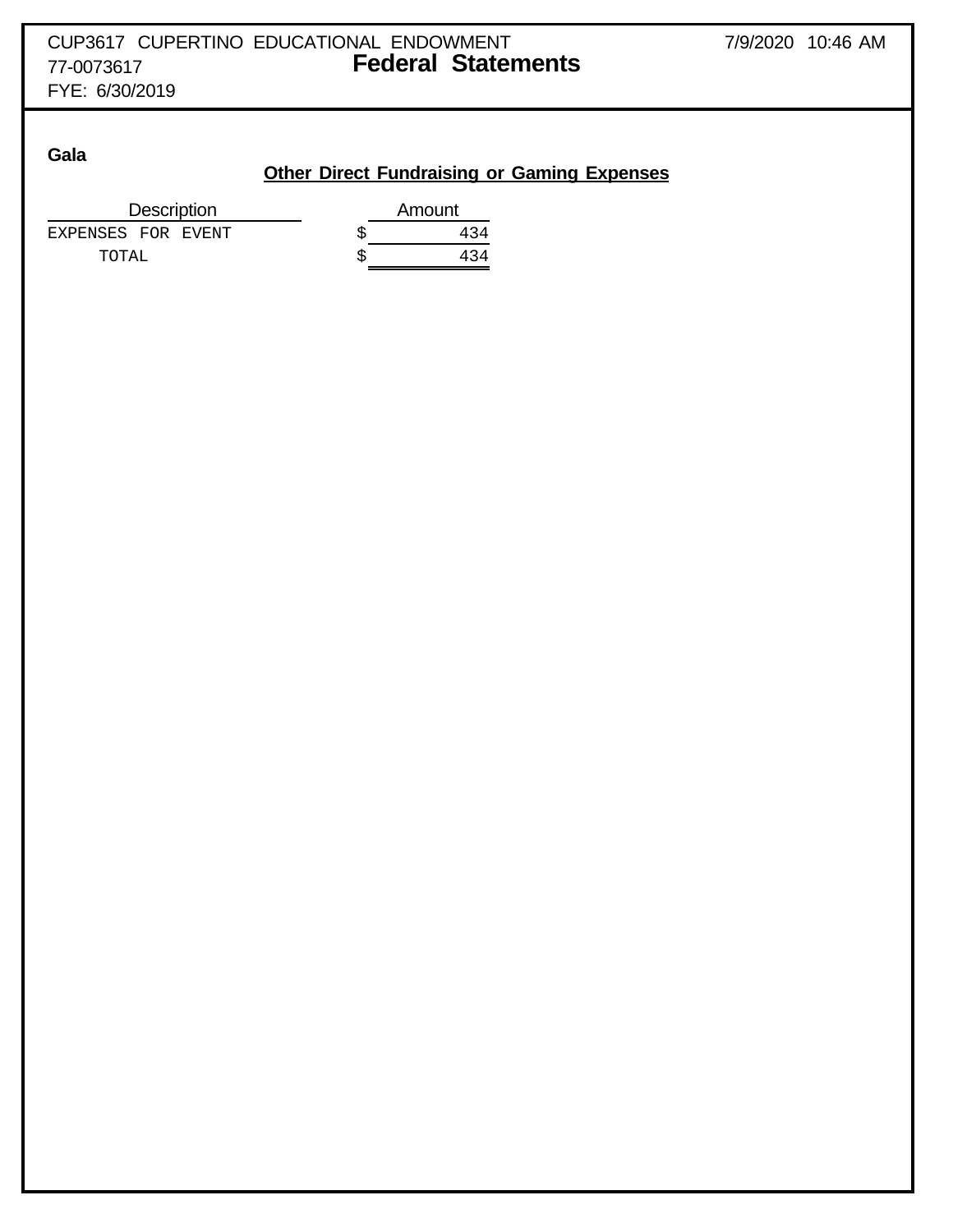CUP3617 CUPERTINO EDUCATIONAL ENDOWMENT

77-0073617

FYE: 6/30/2019

# Federal Statements

**Gala**

## Other Direct Fundraising or Gaming Expenses

| Description | Amount |
|---|---|
| EXPENSES FOR EVENT | $ 434 |
| TOTAL | $ 434 |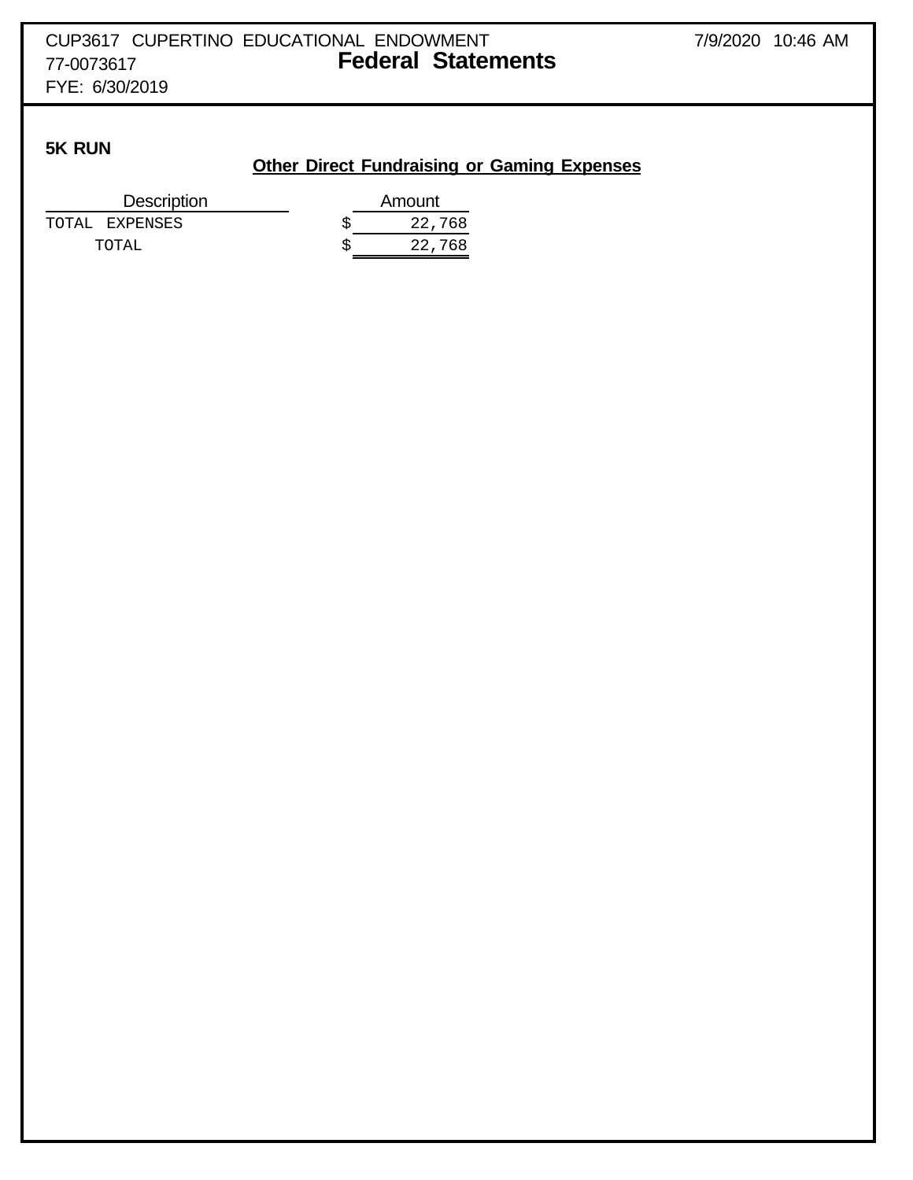**5K RUN**

## Other Direct Fundraising or Gaming Expenses

| Description | Amount |
| --- | --- |
| TOTAL EXPENSES | $ 22,768 |
| TOTAL | $ 22,768 |